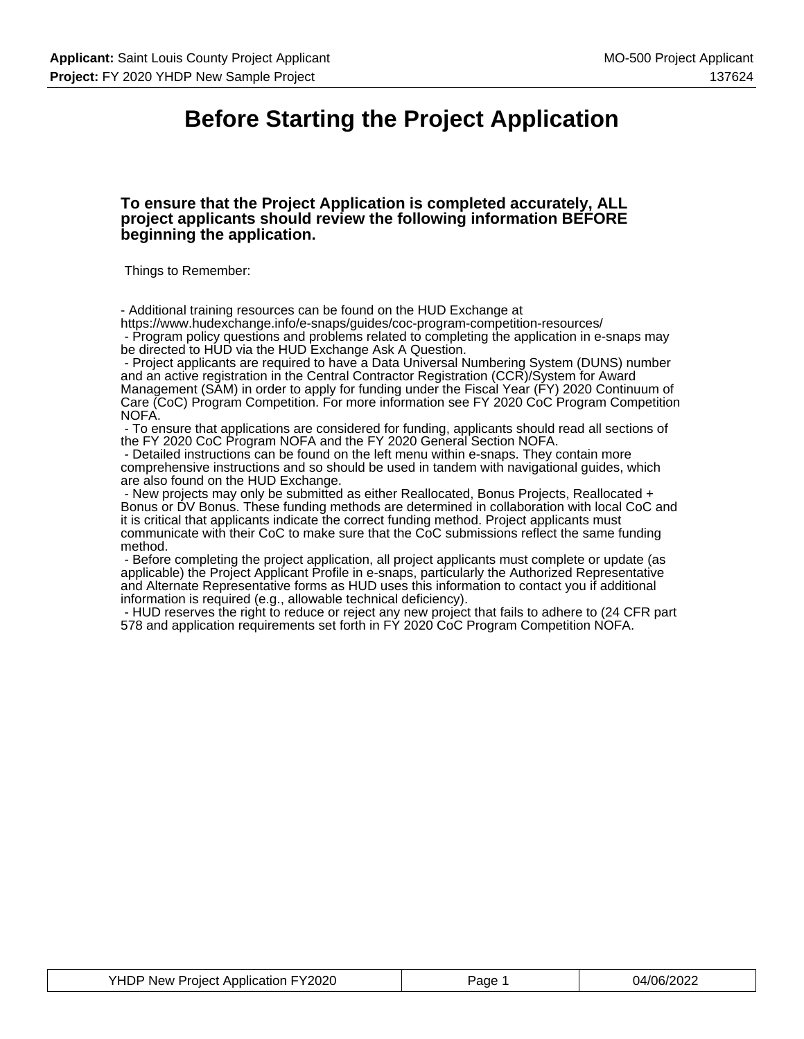# Before Starting the Project Application

**To ensure that the Project Application is completed accurately, ALL project applicants should review the following information BEFORE beginning the application.**

Things to Remember:

- Additional training resources can be found on the HUD Exchange at https://www.hudexchange.info/e-snaps/guides/coc-program-competition-resources/
- Program policy questions and problems related to completing the application in e-snaps may be directed to HUD via the HUD Exchange Ask A Question.
- Project applicants are required to have a Data Universal Numbering System (DUNS) number and an active registration in the Central Contractor Registration (CCR)/System for Award Management (SAM) in order to apply for funding under the Fiscal Year (FY) 2020 Continuum of Care (CoC) Program Competition. For more information see FY 2020 CoC Program Competition NOFA.
- To ensure that applications are considered for funding, applicants should read all sections of the FY 2020 CoC Program NOFA and the FY 2020 General Section NOFA.
- Detailed instructions can be found on the left menu within e-snaps. They contain more comprehensive instructions and so should be used in tandem with navigational guides, which are also found on the HUD Exchange.
- New projects may only be submitted as either Reallocated, Bonus Projects, Reallocated + Bonus or DV Bonus. These funding methods are determined in collaboration with local CoC and it is critical that applicants indicate the correct funding method. Project applicants must communicate with their CoC to make sure that the CoC submissions reflect the same funding method.
- Before completing the project application, all project applicants must complete or update (as applicable) the Project Applicant Profile in e-snaps, particularly the Authorized Representative and Alternate Representative forms as HUD uses this information to contact you if additional information is required (e.g., allowable technical deficiency).
- HUD reserves the right to reduce or reject any new project that fails to adhere to (24 CFR part 578 and application requirements set forth in FY 2020 CoC Program Competition NOFA.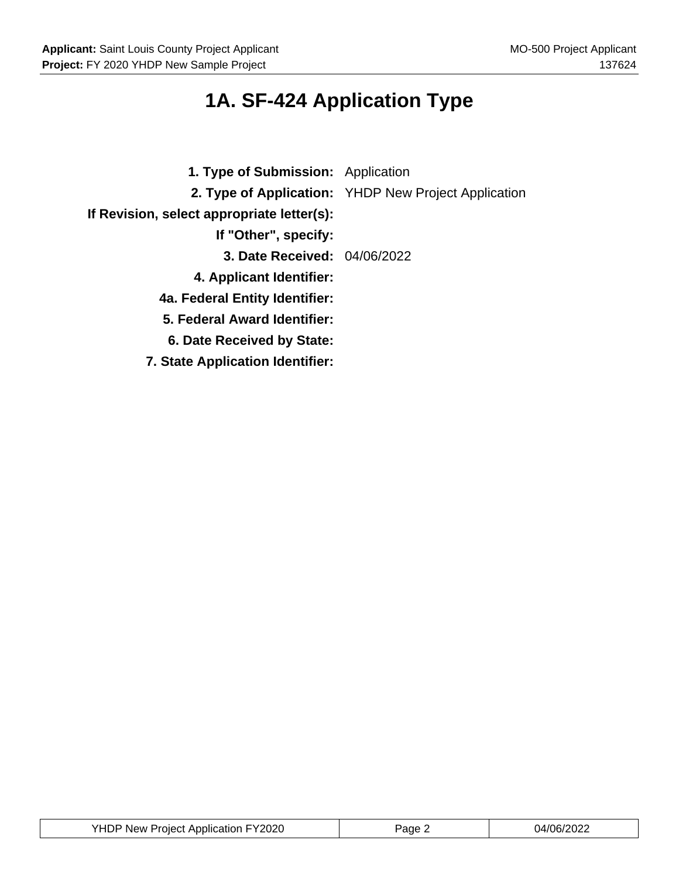# 1A. SF-424 Application Type

| | |
|---|---|
| **1. Type of Submission:** | Application |
| **2. Type of Application:** | YHDP New Project Application |
| **If Revision, select appropriate letter(s):** | |
| **If "Other", specify:** | |
| **3. Date Received:** | 04/06/2022 |
| **4. Applicant Identifier:** | |
| **4a. Federal Entity Identifier:** | |
| **5. Federal Award Identifier:** | |
| **6. Date Received by State:** | |
| **7. State Application Identifier:** | |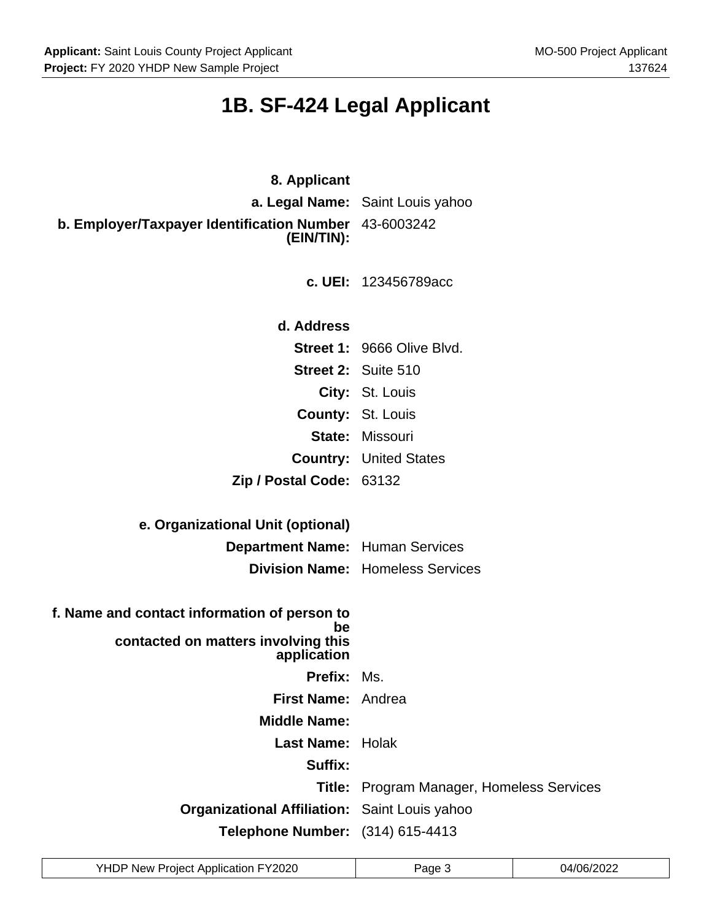# 1B. SF-424 Legal Applicant

**8. Applicant**

**a. Legal Name:** Saint Louis yahoo

**b. Employer/Taxpayer Identification Number (EIN/TIN):** 43-6003242

**c. UEI:** 123456789acc

**d. Address**

**Street 1:** 9666 Olive Blvd.

**Street 2:** Suite 510

**City:** St. Louis

**County:** St. Louis

**State:** Missouri

**Country:** United States

**Zip / Postal Code:** 63132

**e. Organizational Unit (optional)**

**Department Name:** Human Services

**Division Name:** Homeless Services

**f. Name and contact information of person to be contacted on matters involving this application**

**Prefix:** Ms.

**First Name:** Andrea

**Middle Name:**

**Last Name:** Holak

**Suffix:**

**Title:** Program Manager, Homeless Services

**Organizational Affiliation:** Saint Louis yahoo

**Telephone Number:** (314) 615-4413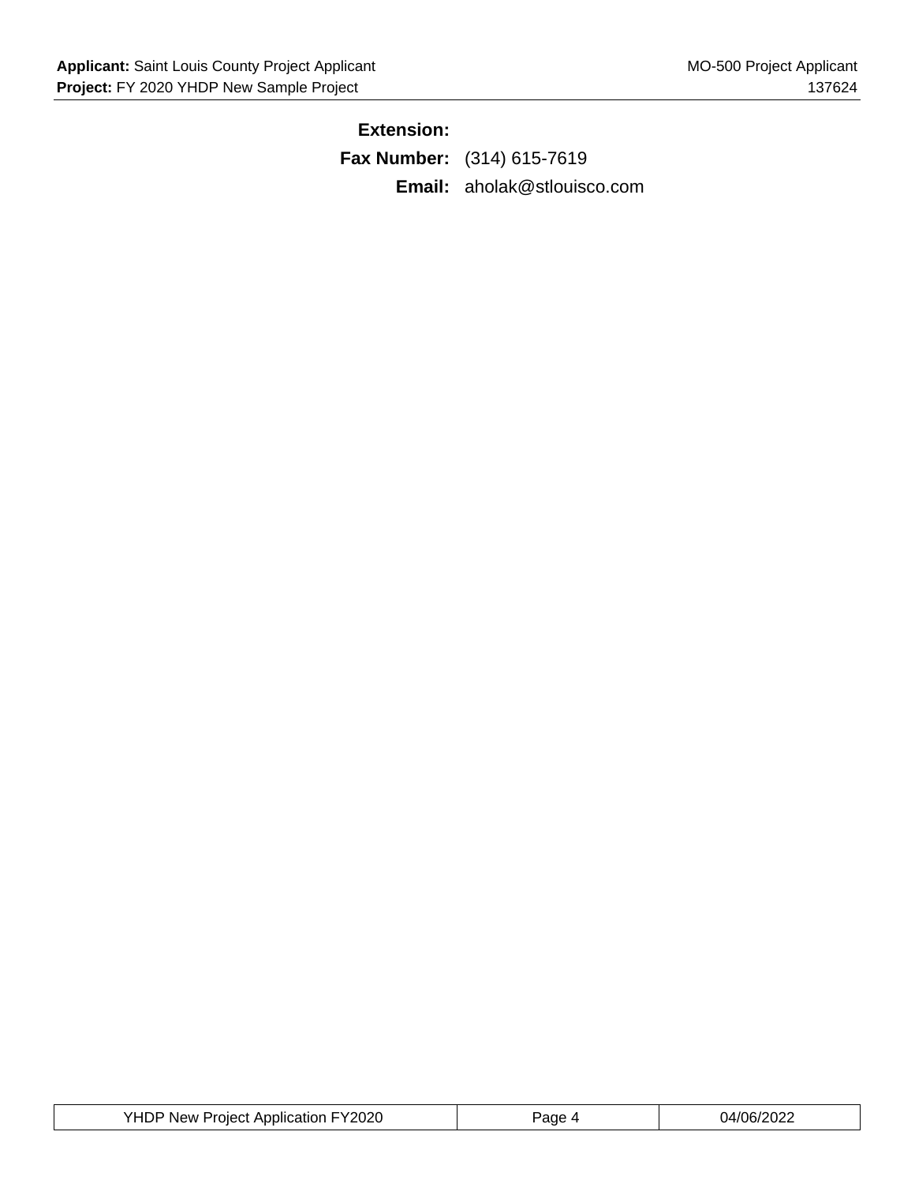**Extension:**

**Fax Number:** (314) 615-7619

**Email:** aholak@stlouisco.com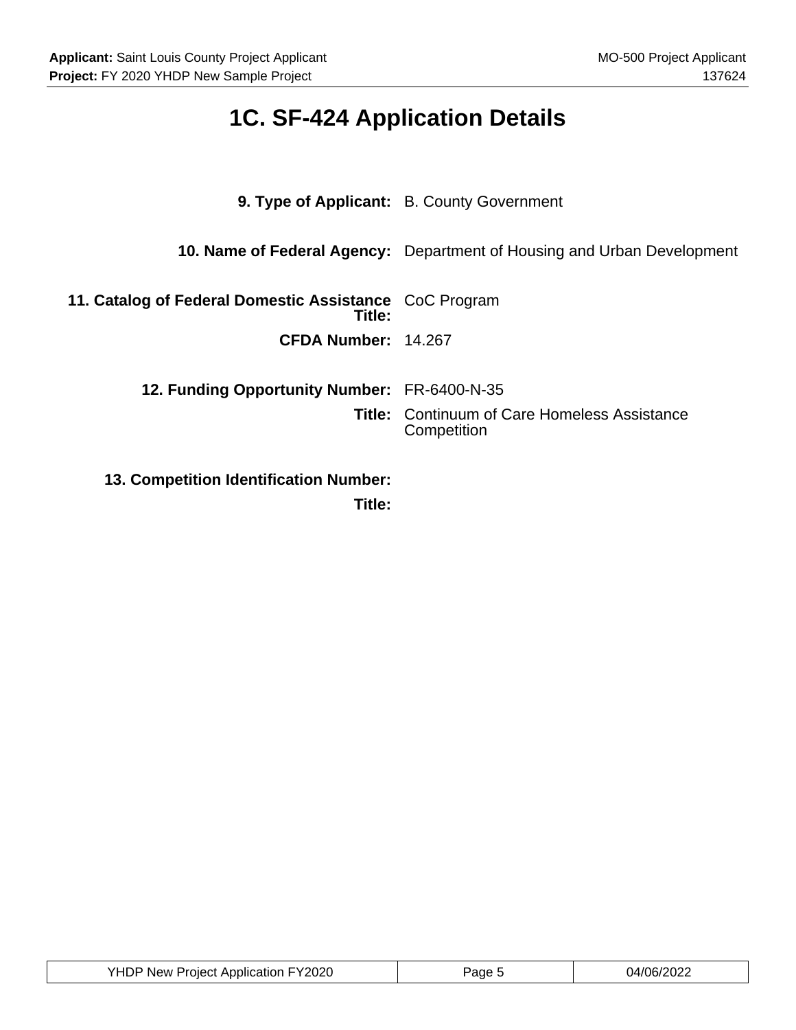# 1C. SF-424 Application Details

| | |
|---|---|
| **9. Type of Applicant:** | B. County Government |
| **10. Name of Federal Agency:** | Department of Housing and Urban Development |
| **11. Catalog of Federal Domestic Assistance Title:** | CoC Program |
| **CFDA Number:** | 14.267 |
| **12. Funding Opportunity Number:** | FR-6400-N-35 |
| **Title:** | Continuum of Care Homeless Assistance Competition |
| **13. Competition Identification Number:** | |
| **Title:** | |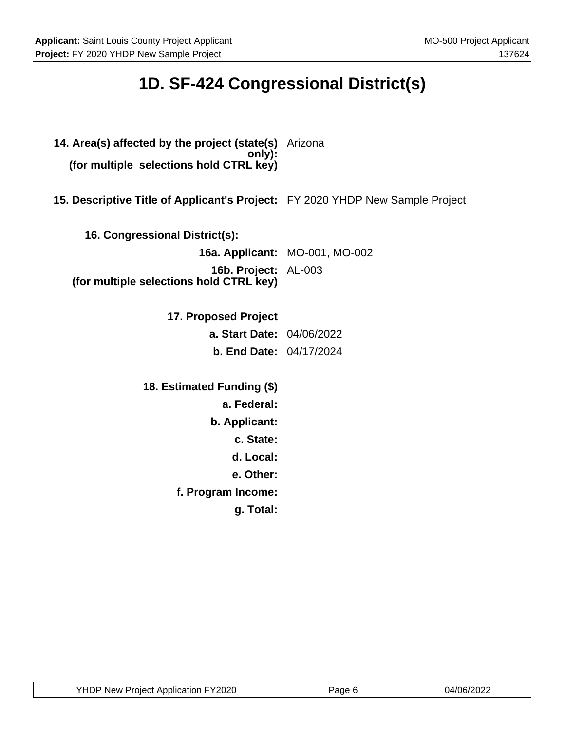# 1D. SF-424 Congressional District(s)

**14. Area(s) affected by the project (state(s) only):**
**(for multiple selections hold CTRL key)** Arizona

**15. Descriptive Title of Applicant's Project:** FY 2020 YHDP New Sample Project

**16. Congressional District(s):**

**16a. Applicant:** MO-001, MO-002

**16b. Project:**
**(for multiple selections hold CTRL key)** AL-003

**17. Proposed Project**

**a. Start Date:** 04/06/2022

**b. End Date:** 04/17/2024

**18. Estimated Funding ($)**

**a. Federal:**

**b. Applicant:**

**c. State:**

**d. Local:**

**e. Other:**

**f. Program Income:**

**g. Total:**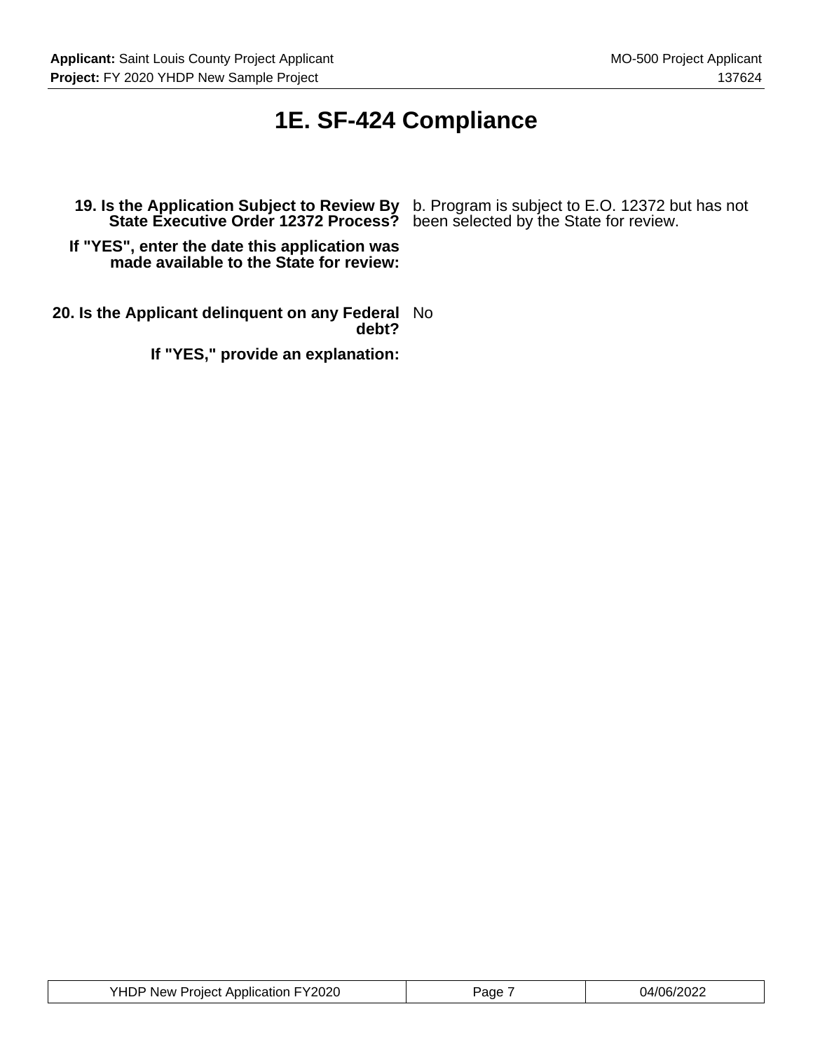# 1E. SF-424 Compliance

| | |
|---|---|
| **19. Is the Application Subject to Review By State Executive Order 12372 Process?** | b. Program is subject to E.O. 12372 but has not been selected by the State for review. |
| **If "YES", enter the date this application was made available to the State for review:** | |
| **20. Is the Applicant delinquent on any Federal debt?** | No |
| **If "YES," provide an explanation:** | |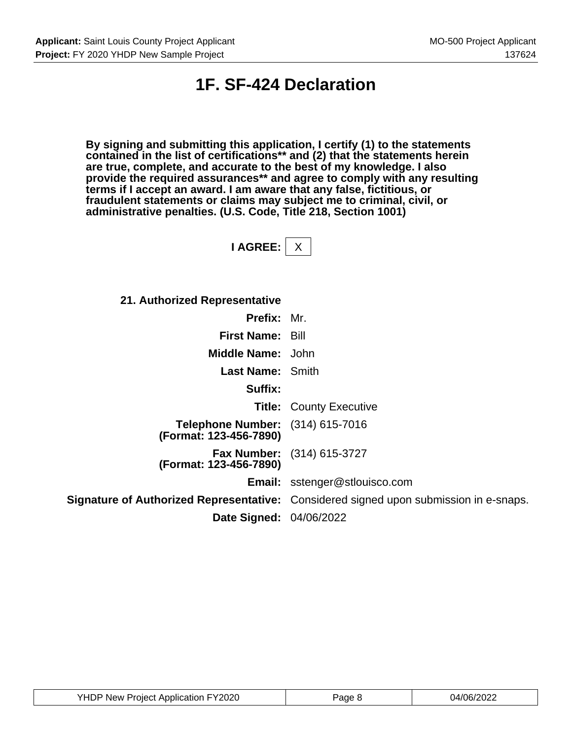# 1F. SF-424 Declaration

**By signing and submitting this application, I certify (1) to the statements contained in the list of certifications** and (2) that the statements herein are true, complete, and accurate to the best of my knowledge. I also provide the required assurances** and agree to comply with any resulting terms if I accept an award. I am aware that any false, fictitious, or fraudulent statements or claims may subject me to criminal, civil, or administrative penalties. (U.S. Code, Title 218, Section 1001)**

**I AGREE:** X

**21. Authorized Representative**

| | |
|---|---|
| **Prefix:** | Mr. |
| **First Name:** | Bill |
| **Middle Name:** | John |
| **Last Name:** | Smith |
| **Suffix:** | |
| **Title:** | County Executive |
| **Telephone Number: (Format: 123-456-7890)** | (314) 615-7016 |
| **Fax Number: (Format: 123-456-7890)** | (314) 615-3727 |
| **Email:** | sstenger@stlouisco.com |
| **Signature of Authorized Representative:** | Considered signed upon submission in e-snaps. |
| **Date Signed:** | 04/06/2022 |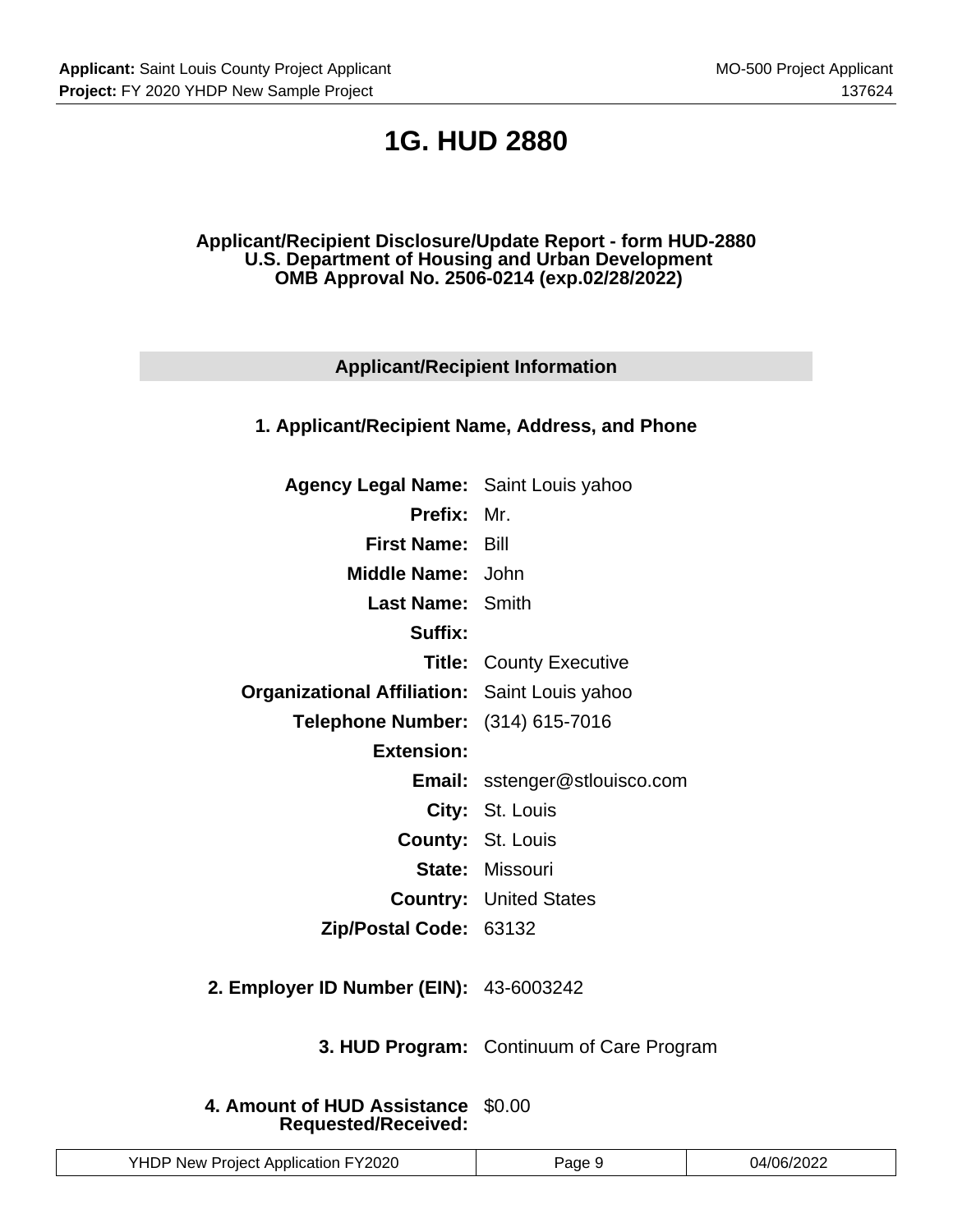# 1G. HUD 2880

**Applicant/Recipient Disclosure/Update Report - form HUD-2880**
**U.S. Department of Housing and Urban Development**
**OMB Approval No. 2506-0214 (exp.02/28/2022)**

## Applicant/Recipient Information

### 1. Applicant/Recipient Name, Address, and Phone

| | |
|---|---|
| **Agency Legal Name:** | Saint Louis yahoo |
| **Prefix:** | Mr. |
| **First Name:** | Bill |
| **Middle Name:** | John |
| **Last Name:** | Smith |
| **Suffix:** | |
| **Title:** | County Executive |
| **Organizational Affiliation:** | Saint Louis yahoo |
| **Telephone Number:** | (314) 615-7016 |
| **Extension:** | |
| **Email:** | sstenger@stlouisco.com |
| **City:** | St. Louis |
| **County:** | St. Louis |
| **State:** | Missouri |
| **Country:** | United States |
| **Zip/Postal Code:** | 63132 |

**2. Employer ID Number (EIN):** 43-6003242

**3. HUD Program:** Continuum of Care Program

**4. Amount of HUD Assistance Requested/Received:** $0.00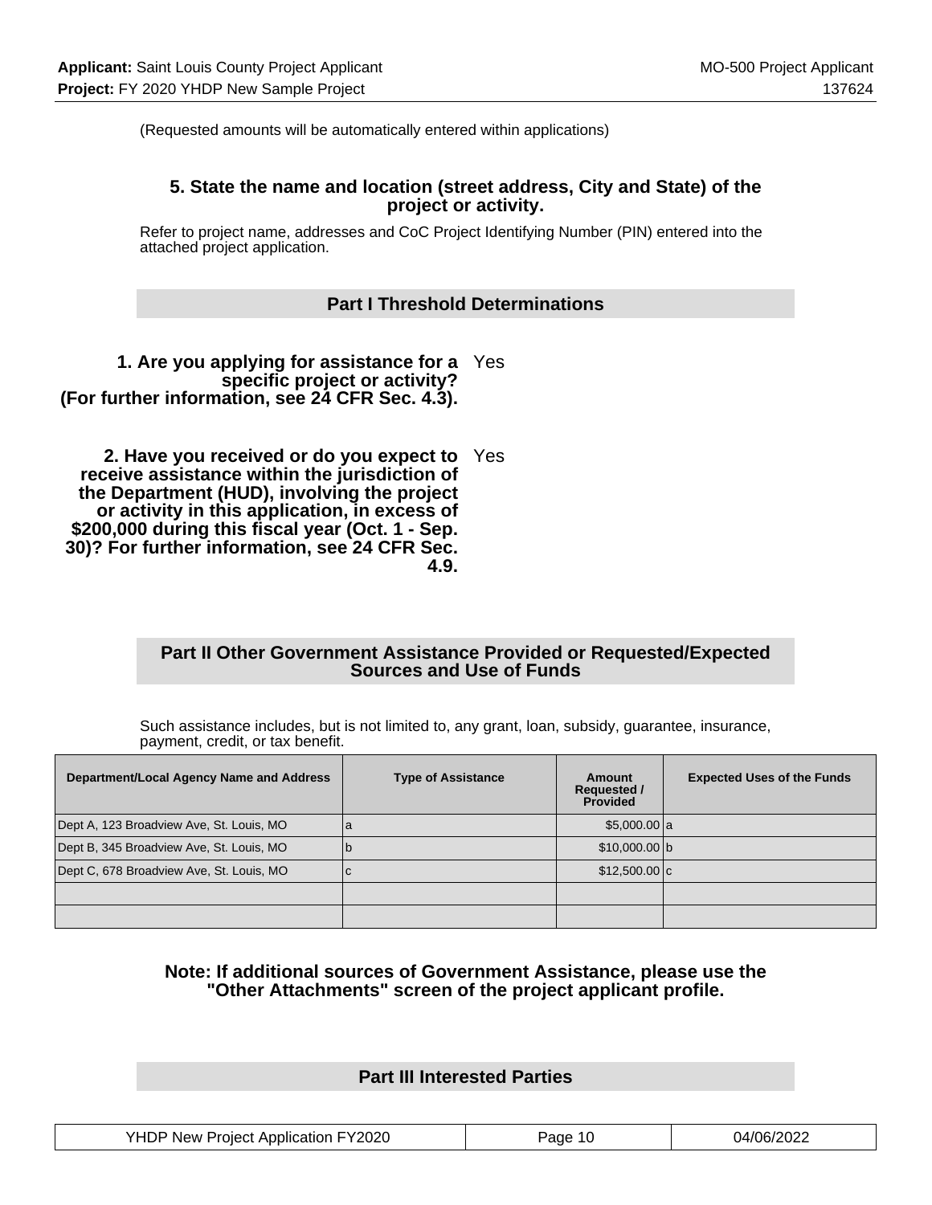(Requested amounts will be automatically entered within applications)

### 5. State the name and location (street address, City and State) of the project or activity.

Refer to project name, addresses and CoC Project Identifying Number (PIN) entered into the attached project application.

## Part I Threshold Determinations

**1. Are you applying for assistance for a specific project or activity? (For further information, see 24 CFR Sec. 4.3).** Yes

**2. Have you received or do you expect to receive assistance within the jurisdiction of the Department (HUD), involving the project or activity in this application, in excess of $200,000 during this fiscal year (Oct. 1 - Sep. 30)? For further information, see 24 CFR Sec. 4.9.** Yes

## Part II Other Government Assistance Provided or Requested/Expected Sources and Use of Funds

Such assistance includes, but is not limited to, any grant, loan, subsidy, guarantee, insurance, payment, credit, or tax benefit.

| Department/Local Agency Name and Address | Type of Assistance | Amount Requested / Provided | Expected Uses of the Funds |
|---|---|---|---|
| Dept A, 123 Broadview Ave, St. Louis, MO | a | $5,000.00 | a |
| Dept B, 345 Broadview Ave, St. Louis, MO | b | $10,000.00 | b |
| Dept C, 678 Broadview Ave, St. Louis, MO | c | $12,500.00 | c |
| | | | |
| | | | |

**Note: If additional sources of Government Assistance, please use the "Other Attachments" screen of the project applicant profile.**

## Part III Interested Parties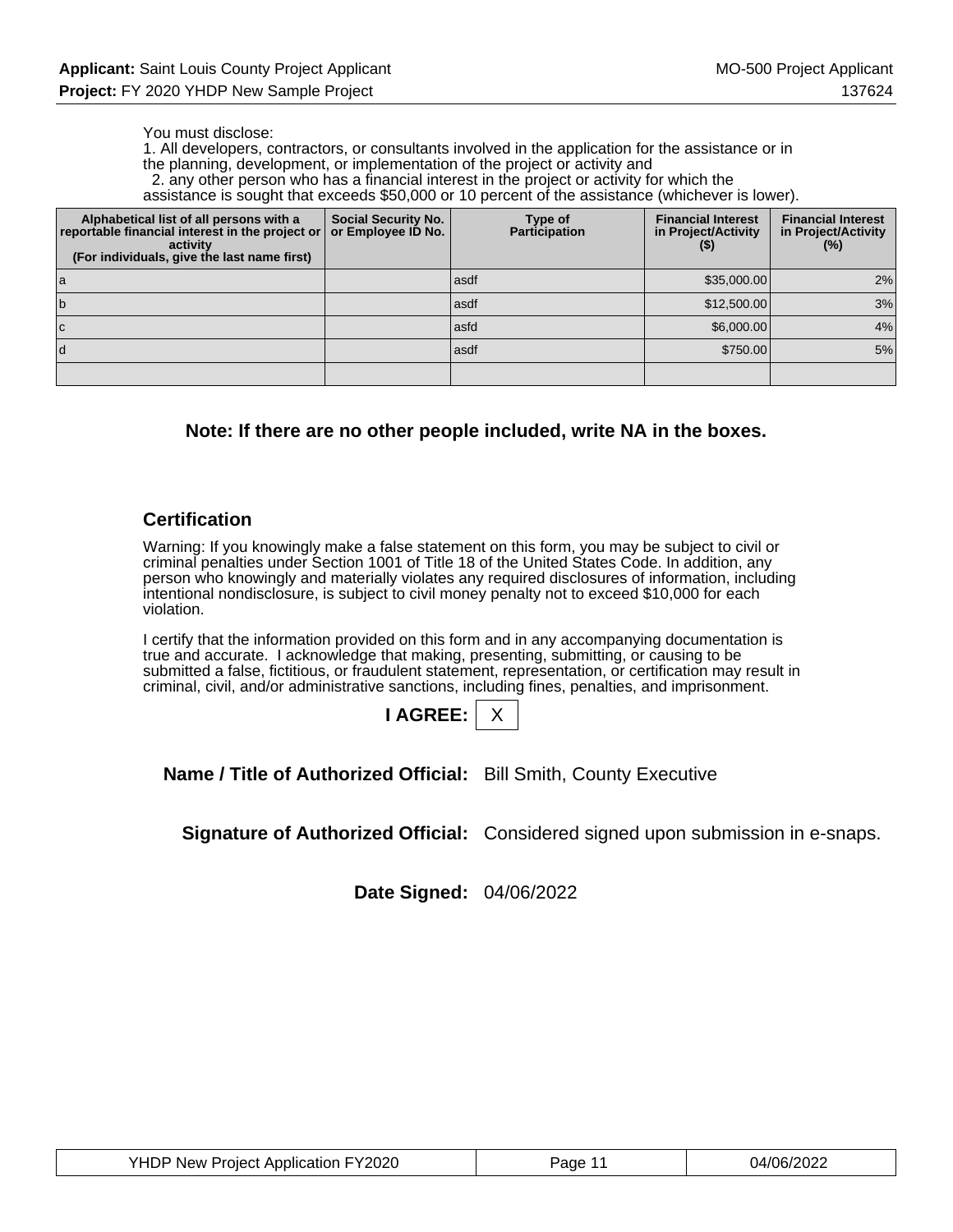You must disclose:
1. All developers, contractors, or consultants involved in the application for the assistance or in the planning, development, or implementation of the project or activity and
2. any other person who has a financial interest in the project or activity for which the assistance is sought that exceeds $50,000 or 10 percent of the assistance (whichever is lower).

| Alphabetical list of all persons with a reportable financial interest in the project or activity (For individuals, give the last name first) | Social Security No. or Employee ID No. | Type of Participation | Financial Interest in Project/Activity ($) | Financial Interest in Project/Activity (%) |
|---|---|---|---|---|
| a | | asdf | $35,000.00 | 2% |
| b | | asdf | $12,500.00 | 3% |
| c | | asfd | $6,000.00 | 4% |
| d | | asdf | $750.00 | 5% |
| | | | | |

**Note: If there are no other people included, write NA in the boxes.**

## Certification

Warning: If you knowingly make a false statement on this form, you may be subject to civil or criminal penalties under Section 1001 of Title 18 of the United States Code. In addition, any person who knowingly and materially violates any required disclosures of information, including intentional nondisclosure, is subject to civil money penalty not to exceed $10,000 for each violation.

I certify that the information provided on this form and in any accompanying documentation is true and accurate. I acknowledge that making, presenting, submitting, or causing to be submitted a false, fictitious, or fraudulent statement, representation, or certification may result in criminal, civil, and/or administrative sanctions, including fines, penalties, and imprisonment.

**I AGREE:** X

**Name / Title of Authorized Official:** Bill Smith, County Executive

**Signature of Authorized Official:** Considered signed upon submission in e-snaps.

**Date Signed:** 04/06/2022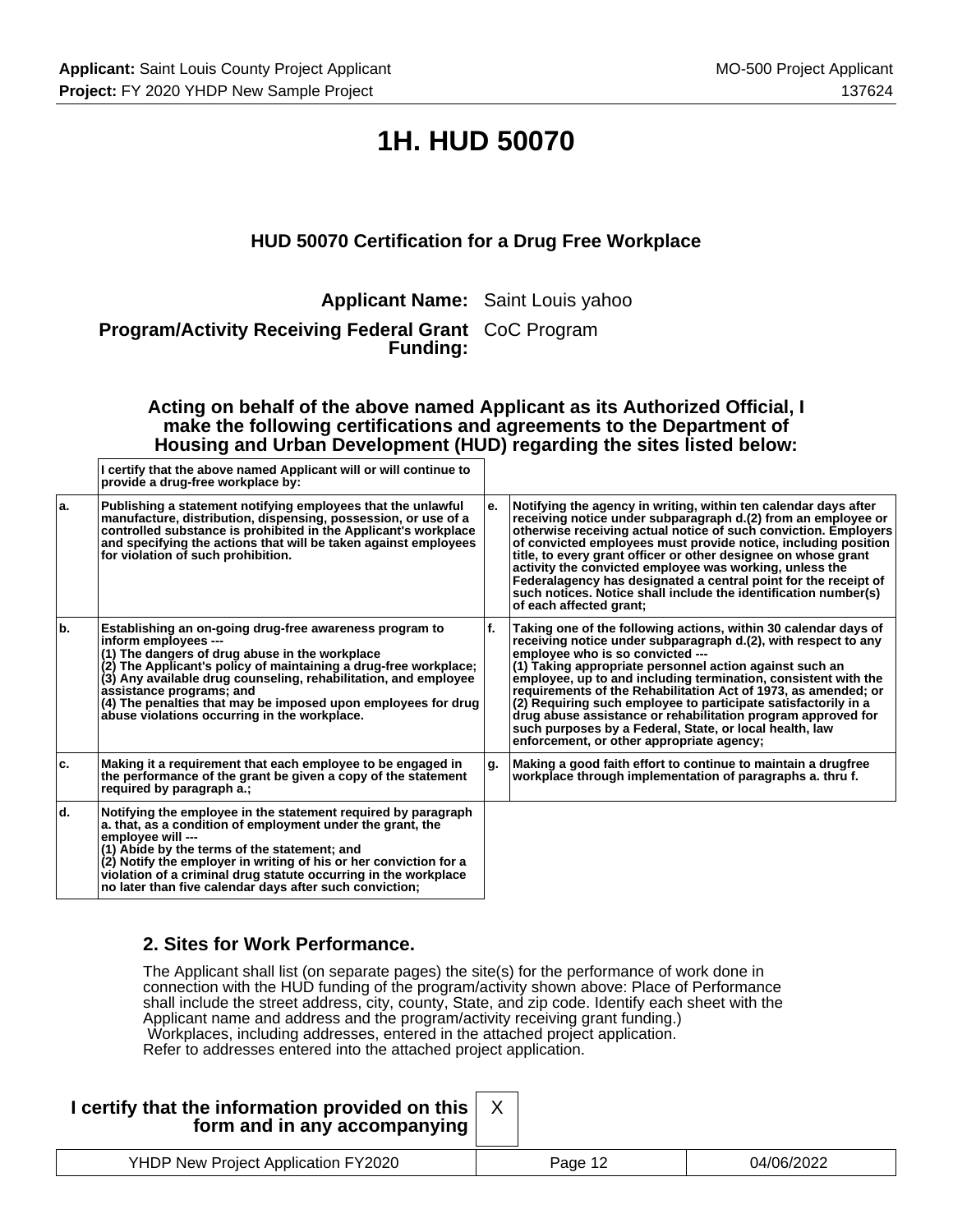# 1H. HUD 50070

### HUD 50070 Certification for a Drug Free Workplace

**Applicant Name:** Saint Louis yahoo

**Program/Activity Receiving Federal Grant Funding:** CoC Program

**Acting on behalf of the above named Applicant as its Authorized Official, I make the following certifications and agreements to the Department of Housing and Urban Development (HUD) regarding the sites listed below:**

| | I certify that the above named Applicant will or will continue to provide a drug-free workplace by: | | |
|---|---|---|---|
| a. | Publishing a statement notifying employees that the unlawful manufacture, distribution, dispensing, possession, or use of a controlled substance is prohibited in the Applicant's workplace and specifying the actions that will be taken against employees for violation of such prohibition. | e. | Notifying the agency in writing, within ten calendar days after receiving notice under subparagraph d.(2) from an employee or otherwise receiving actual notice of such conviction. Employers of convicted employees must provide notice, including position title, to every grant officer or other designee on whose grant activity the convicted employee was working, unless the Federalagency has designated a central point for the receipt of such notices. Notice shall include the identification number(s) of each affected grant; |
| b. | Establishing an on-going drug-free awareness program to inform employees --- (1) The dangers of drug abuse in the workplace (2) The Applicant's policy of maintaining a drug-free workplace; (3) Any available drug counseling, rehabilitation, and employee assistance programs; and (4) The penalties that may be imposed upon employees for drug abuse violations occurring in the workplace. | f. | Taking one of the following actions, within 30 calendar days of receiving notice under subparagraph d.(2), with respect to any employee who is so convicted --- (1) Taking appropriate personnel action against such an employee, up to and including termination, consistent with the requirements of the Rehabilitation Act of 1973, as amended; or (2) Requiring such employee to participate satisfactorily in a drug abuse assistance or rehabilitation program approved for such purposes by a Federal, State, or local health, law enforcement, or other appropriate agency; |
| c. | Making it a requirement that each employee to be engaged in the performance of the grant be given a copy of the statement required by paragraph a.; | g. | Making a good faith effort to continue to maintain a drugfree workplace through implementation of paragraphs a. thru f. |
| d. | Notifying the employee in the statement required by paragraph a. that, as a condition of employment under the grant, the employee will --- (1) Abide by the terms of the statement; and (2) Notify the employer in writing of his or her conviction for a violation of a criminal drug statute occurring in the workplace no later than five calendar days after such conviction; | | |

### 2. Sites for Work Performance.

The Applicant shall list (on separate pages) the site(s) for the performance of work done in connection with the HUD funding of the program/activity shown above: Place of Performance shall include the street address, city, county, State, and zip code. Identify each sheet with the Applicant name and address and the program/activity receiving grant funding.)
Workplaces, including addresses, entered in the attached project application.
Refer to addresses entered into the attached project application.

**I certify that the information provided on this form and in any accompanying** X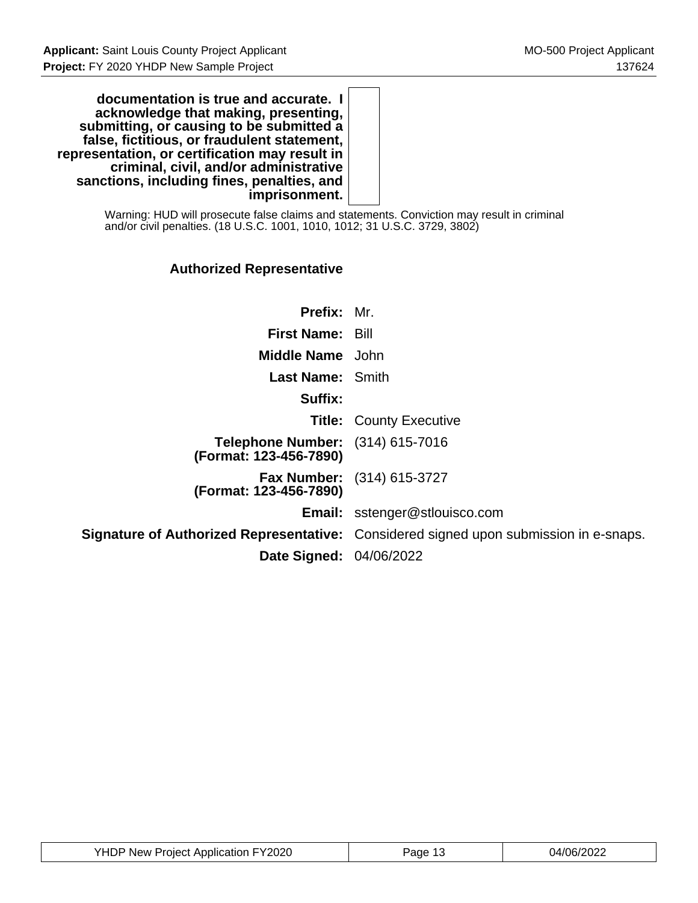| | |
|---|---|
| **documentation is true and accurate. I acknowledge that making, presenting, submitting, or causing to be submitted a false, fictitious, or fraudulent statement, representation, or certification may result in criminal, civil, and/or administrative sanctions, including fines, penalties, and imprisonment.** | |

Warning: HUD will prosecute false claims and statements. Conviction may result in criminal and/or civil penalties. (18 U.S.C. 1001, 1010, 1012; 31 U.S.C. 3729, 3802)

### Authorized Representative

| | |
|---|---|
| **Prefix:** | Mr. |
| **First Name:** | Bill |
| **Middle Name** | John |
| **Last Name:** | Smith |
| **Suffix:** | |
| **Title:** | County Executive |
| **Telephone Number: (Format: 123-456-7890)** | (314) 615-7016 |
| **Fax Number: (Format: 123-456-7890)** | (314) 615-3727 |
| **Email:** | sstenger@stlouisco.com |
| **Signature of Authorized Representative:** | Considered signed upon submission in e-snaps. |
| **Date Signed:** | 04/06/2022 |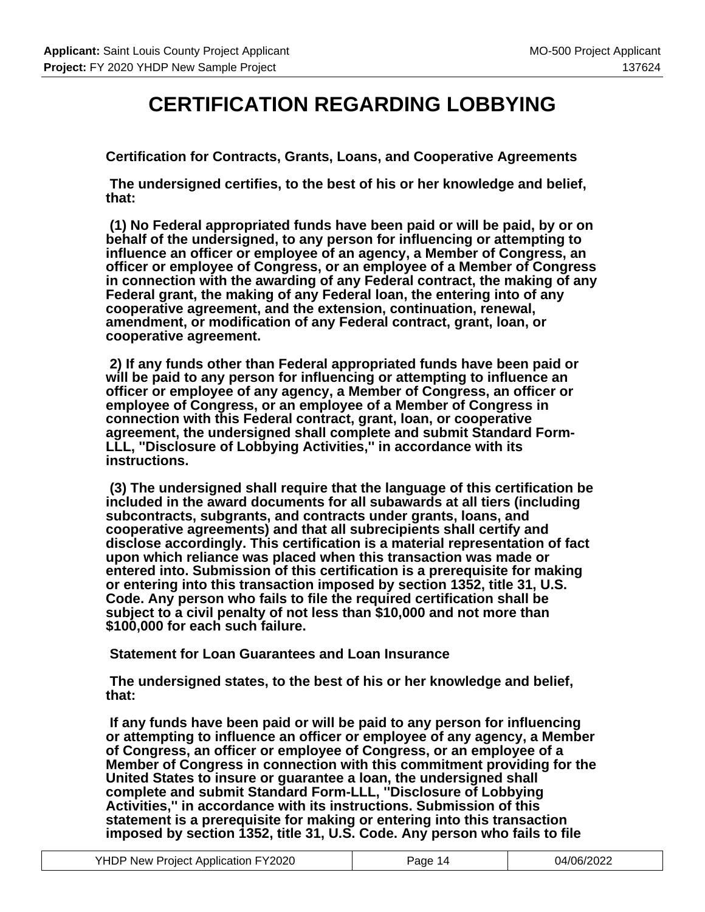# CERTIFICATION REGARDING LOBBYING

**Certification for Contracts, Grants, Loans, and Cooperative Agreements**

**The undersigned certifies, to the best of his or her knowledge and belief, that:**

**(1) No Federal appropriated funds have been paid or will be paid, by or on behalf of the undersigned, to any person for influencing or attempting to influence an officer or employee of an agency, a Member of Congress, an officer or employee of Congress, or an employee of a Member of Congress in connection with the awarding of any Federal contract, the making of any Federal grant, the making of any Federal loan, the entering into of any cooperative agreement, and the extension, continuation, renewal, amendment, or modification of any Federal contract, grant, loan, or cooperative agreement.**

**2) If any funds other than Federal appropriated funds have been paid or will be paid to any person for influencing or attempting to influence an officer or employee of any agency, a Member of Congress, an officer or employee of Congress, or an employee of a Member of Congress in connection with this Federal contract, grant, loan, or cooperative agreement, the undersigned shall complete and submit Standard Form-LLL, "Disclosure of Lobbying Activities," in accordance with its instructions.**

**(3) The undersigned shall require that the language of this certification be included in the award documents for all subawards at all tiers (including subcontracts, subgrants, and contracts under grants, loans, and cooperative agreements) and that all subrecipients shall certify and disclose accordingly. This certification is a material representation of fact upon which reliance was placed when this transaction was made or entered into. Submission of this certification is a prerequisite for making or entering into this transaction imposed by section 1352, title 31, U.S. Code. Any person who fails to file the required certification shall be subject to a civil penalty of not less than $10,000 and not more than $100,000 for each such failure.**

**Statement for Loan Guarantees and Loan Insurance**

**The undersigned states, to the best of his or her knowledge and belief, that:**

**If any funds have been paid or will be paid to any person for influencing or attempting to influence an officer or employee of any agency, a Member of Congress, an officer or employee of Congress, or an employee of a Member of Congress in connection with this commitment providing for the United States to insure or guarantee a loan, the undersigned shall complete and submit Standard Form-LLL, "Disclosure of Lobbying Activities," in accordance with its instructions. Submission of this statement is a prerequisite for making or entering into this transaction imposed by section 1352, title 31, U.S. Code. Any person who fails to file**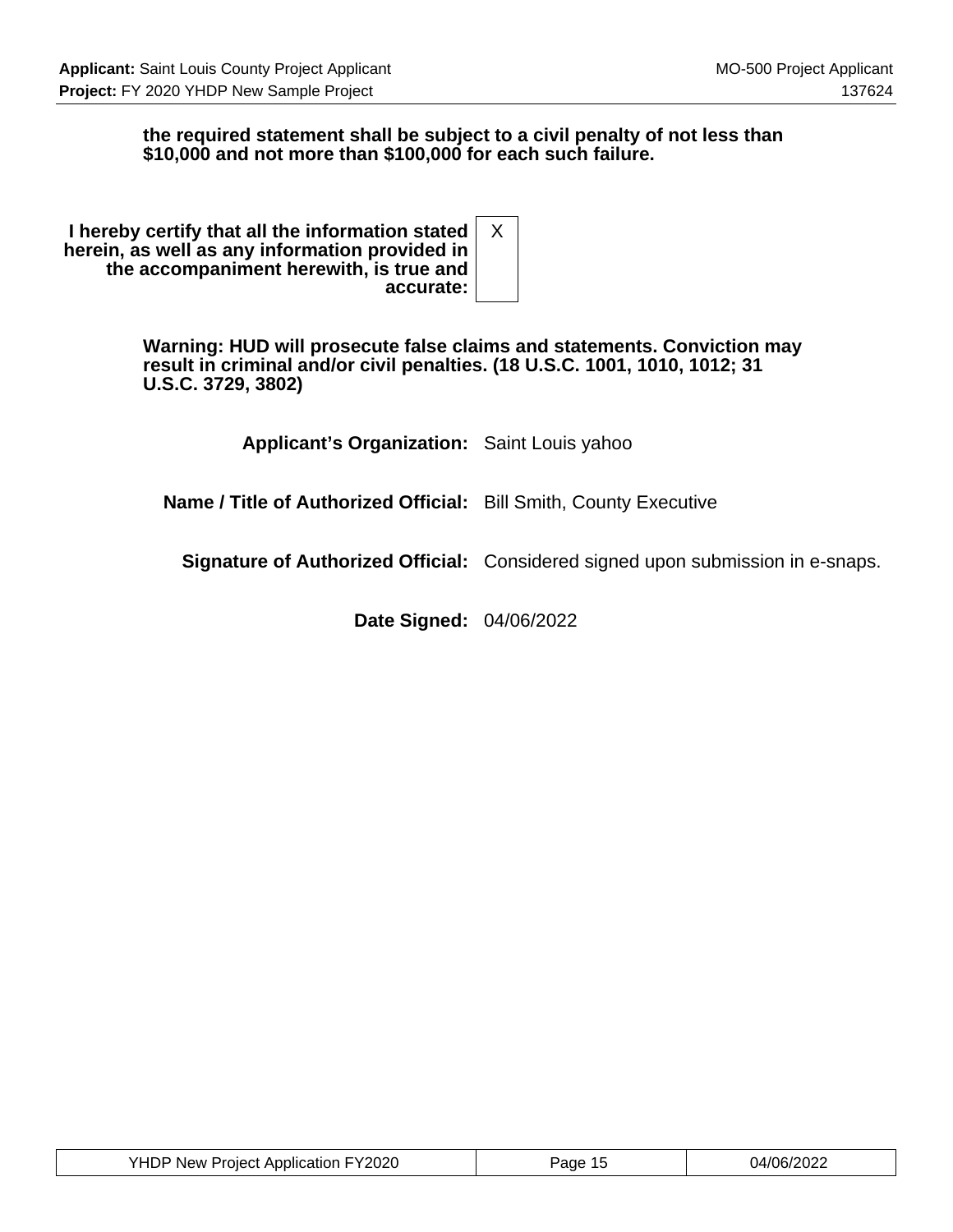**the required statement shall be subject to a civil penalty of not less than $10,000 and not more than $100,000 for each such failure.**

| | |
|---|---|
| **I hereby certify that all the information stated herein, as well as any information provided in the accompaniment herewith, is true and accurate:** | X |

**Warning: HUD will prosecute false claims and statements. Conviction may result in criminal and/or civil penalties. (18 U.S.C. 1001, 1010, 1012; 31 U.S.C. 3729, 3802)**

| | |
|---|---|
| **Applicant's Organization:** | Saint Louis yahoo |
| **Name / Title of Authorized Official:** | Bill Smith, County Executive |
| **Signature of Authorized Official:** | Considered signed upon submission in e-snaps. |
| **Date Signed:** | 04/06/2022 |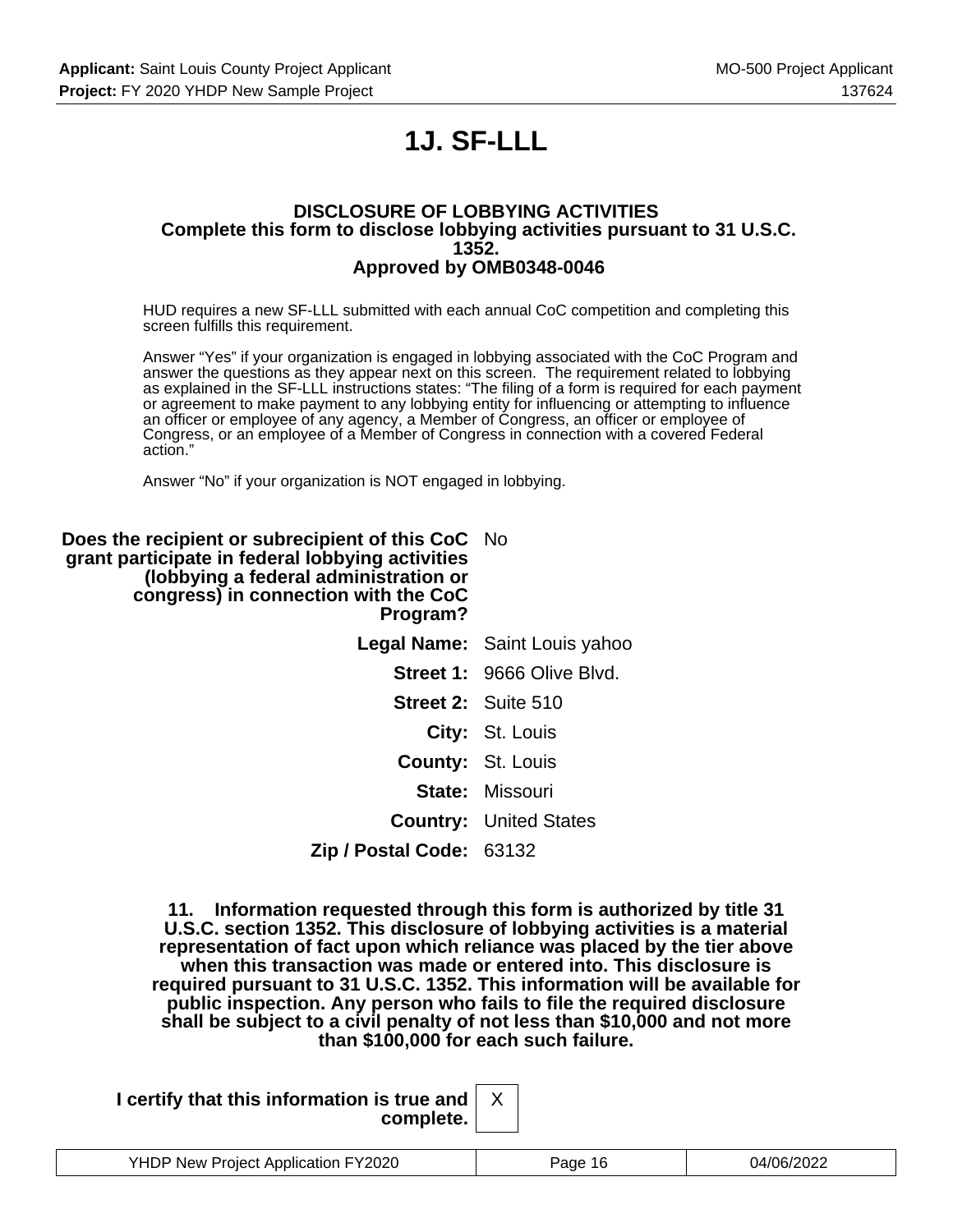# 1J. SF-LLL

**DISCLOSURE OF LOBBYING ACTIVITIES**
**Complete this form to disclose lobbying activities pursuant to 31 U.S.C. 1352.**
**Approved by OMB0348-0046**

HUD requires a new SF-LLL submitted with each annual CoC competition and completing this screen fulfills this requirement.

Answer “Yes” if your organization is engaged in lobbying associated with the CoC Program and answer the questions as they appear next on this screen. The requirement related to lobbying as explained in the SF-LLL instructions states: “The filing of a form is required for each payment or agreement to make payment to any lobbying entity for influencing or attempting to influence an officer or employee of any agency, a Member of Congress, an officer or employee of Congress, or an employee of a Member of Congress in connection with a covered Federal action.”

Answer “No” if your organization is NOT engaged in lobbying.

**Does the recipient or subrecipient of this CoC grant participate in federal lobbying activities (lobbying a federal administration or congress) in connection with the CoC Program?** No

**Legal Name:** Saint Louis yahoo

**Street 1:** 9666 Olive Blvd.

**Street 2:** Suite 510

**City:** St. Louis

**County:** St. Louis

**State:** Missouri

**Country:** United States

**Zip / Postal Code:** 63132

**11. Information requested through this form is authorized by title 31 U.S.C. section 1352. This disclosure of lobbying activities is a material representation of fact upon which reliance was placed by the tier above when this transaction was made or entered into. This disclosure is required pursuant to 31 U.S.C. 1352. This information will be available for public inspection. Any person who fails to file the required disclosure shall be subject to a civil penalty of not less than $10,000 and not more than $100,000 for each such failure.**

**I certify that this information is true and complete.** X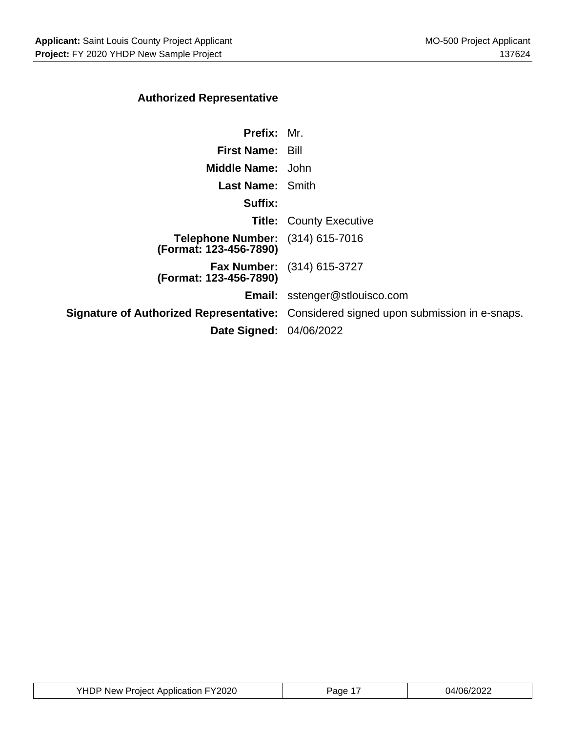## Authorized Representative

| | |
|---|---|
| **Prefix:** | Mr. |
| **First Name:** | Bill |
| **Middle Name:** | John |
| **Last Name:** | Smith |
| **Suffix:** | |
| **Title:** | County Executive |
| **Telephone Number: (Format: 123-456-7890)** | (314) 615-7016 |
| **Fax Number: (Format: 123-456-7890)** | (314) 615-3727 |
| **Email:** | sstenger@stlouisco.com |
| **Signature of Authorized Representative:** | Considered signed upon submission in e-snaps. |
| **Date Signed:** | 04/06/2022 |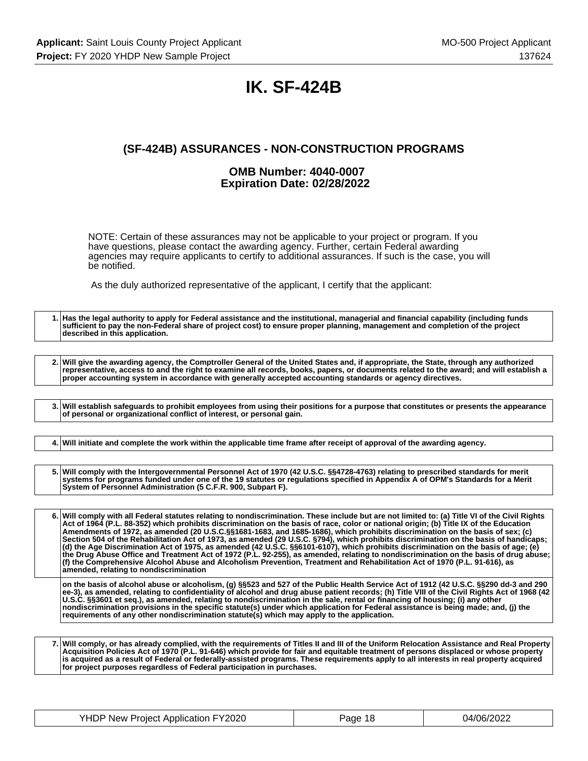# IK. SF-424B

## (SF-424B) ASSURANCES - NON-CONSTRUCTION PROGRAMS

### OMB Number: 4040-0007
### Expiration Date: 02/28/2022

NOTE: Certain of these assurances may not be applicable to your project or program. If you have questions, please contact the awarding agency. Further, certain Federal awarding agencies may require applicants to certify to additional assurances. If such is the case, you will be notified.

As the duly authorized representative of the applicant, I certify that the applicant:

| | |
|---|---|
| 1. | **Has the legal authority to apply for Federal assistance and the institutional, managerial and financial capability (including funds sufficient to pay the non-Federal share of project cost) to ensure proper planning, management and completion of the project described in this application.** |

| | |
|---|---|
| 2. | **Will give the awarding agency, the Comptroller General of the United States and, if appropriate, the State, through any authorized representative, access to and the right to examine all records, books, papers, or documents related to the award; and will establish a proper accounting system in accordance with generally accepted accounting standards or agency directives.** |

| | |
|---|---|
| 3. | **Will establish safeguards to prohibit employees from using their positions for a purpose that constitutes or presents the appearance of personal or organizational conflict of interest, or personal gain.** |

| | |
|---|---|
| 4. | **Will initiate and complete the work within the applicable time frame after receipt of approval of the awarding agency.** |

| | |
|---|---|
| 5. | **Will comply with the Intergovernmental Personnel Act of 1970 (42 U.S.C. §§4728-4763) relating to prescribed standards for merit systems for programs funded under one of the 19 statutes or regulations specified in Appendix A of OPM's Standards for a Merit System of Personnel Administration (5 C.F.R. 900, Subpart F).** |

| | |
|---|---|
| 6. | **Will comply with all Federal statutes relating to nondiscrimination. These include but are not limited to: (a) Title VI of the Civil Rights Act of 1964 (P.L. 88-352) which prohibits discrimination on the basis of race, color or national origin; (b) Title IX of the Education Amendments of 1972, as amended (20 U.S.C.§§1681-1683, and 1685-1686), which prohibits discrimination on the basis of sex; (c) Section 504 of the Rehabilitation Act of 1973, as amended (29 U.S.C. §794), which prohibits discrimination on the basis of handicaps; (d) the Age Discrimination Act of 1975, as amended (42 U.S.C. §§6101-6107), which prohibits discrimination on the basis of age; (e) the Drug Abuse Office and Treatment Act of 1972 (P.L. 92-255), as amended, relating to nondiscrimination on the basis of drug abuse; (f) the Comprehensive Alcohol Abuse and Alcoholism Prevention, Treatment and Rehabilitation Act of 1970 (P.L. 91-616), as amended, relating to nondiscrimination** |
| | **on the basis of alcohol abuse or alcoholism, (g) §§523 and 527 of the Public Health Service Act of 1912 (42 U.S.C. §§290 dd-3 and 290 ee-3), as amended, relating to confidentiality of alcohol and drug abuse patient records; (h) Title VIII of the Civil Rights Act of 1968 (42 U.S.C. §§3601 et seq.), as amended, relating to nondiscrimination in the sale, rental or financing of housing; (i) any other nondiscrimination provisions in the specific statute(s) under which application for Federal assistance is being made; and, (j) the requirements of any other nondiscrimination statute(s) which may apply to the application.** |

| | |
|---|---|
| 7. | **Will comply, or has already complied, with the requirements of Titles II and III of the Uniform Relocation Assistance and Real Property Acquisition Policies Act of 1970 (P.L. 91-646) which provide for fair and equitable treatment of persons displaced or whose property is acquired as a result of Federal or federally-assisted programs. These requirements apply to all interests in real property acquired for project purposes regardless of Federal participation in purchases.** |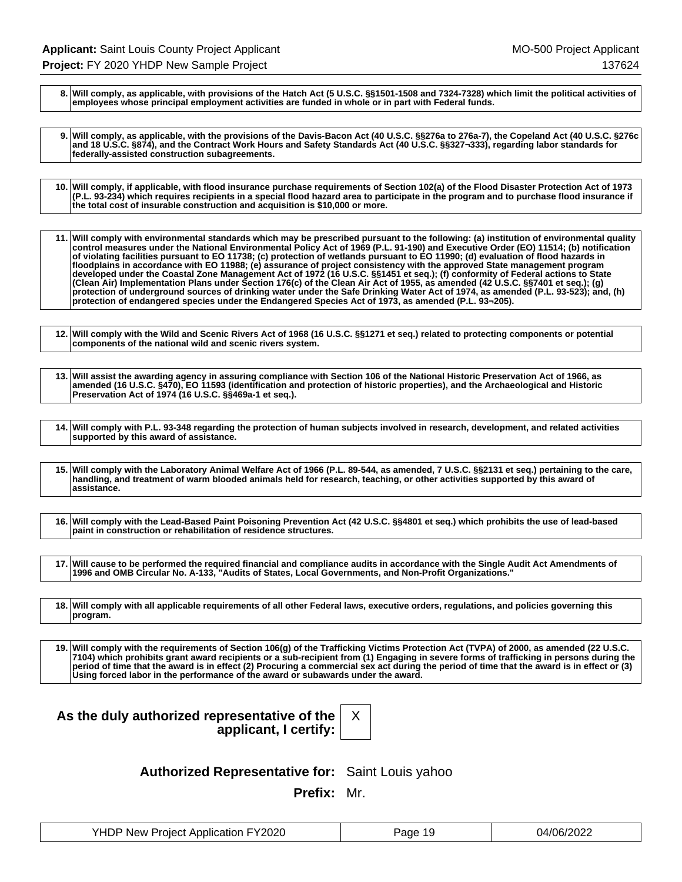| | |
|---|---|
| 8. | Will comply, as applicable, with provisions of the Hatch Act (5 U.S.C. §§1501-1508 and 7324-7328) which limit the political activities of employees whose principal employment activities are funded in whole or in part with Federal funds. |

| | |
|---|---|
| 9. | Will comply, as applicable, with the provisions of the Davis-Bacon Act (40 U.S.C. §§276a to 276a-7), the Copeland Act (40 U.S.C. §276c and 18 U.S.C. §874), and the Contract Work Hours and Safety Standards Act (40 U.S.C. §§327¬333), regarding labor standards for federally-assisted construction subagreements. |

| | |
|---|---|
| 10. | Will comply, if applicable, with flood insurance purchase requirements of Section 102(a) of the Flood Disaster Protection Act of 1973 (P.L. 93-234) which requires recipients in a special flood hazard area to participate in the program and to purchase flood insurance if the total cost of insurable construction and acquisition is $10,000 or more. |

| | |
|---|---|
| 11. | Will comply with environmental standards which may be prescribed pursuant to the following: (a) institution of environmental quality control measures under the National Environmental Policy Act of 1969 (P.L. 91-190) and Executive Order (EO) 11514; (b) notification of violating facilities pursuant to EO 11738; (c) protection of wetlands pursuant to EO 11990; (d) evaluation of flood hazards in floodplains in accordance with EO 11988; (e) assurance of project consistency with the approved State management program developed under the Coastal Zone Management Act of 1972 (16 U.S.C. §§1451 et seq.); (f) conformity of Federal actions to State (Clean Air) Implementation Plans under Section 176(c) of the Clean Air Act of 1955, as amended (42 U.S.C. §§7401 et seq.); (g) protection of underground sources of drinking water under the Safe Drinking Water Act of 1974, as amended (P.L. 93-523); and, (h) protection of endangered species under the Endangered Species Act of 1973, as amended (P.L. 93¬205). |

| | |
|---|---|
| 12. | Will comply with the Wild and Scenic Rivers Act of 1968 (16 U.S.C. §§1271 et seq.) related to protecting components or potential components of the national wild and scenic rivers system. |

| | |
|---|---|
| 13. | Will assist the awarding agency in assuring compliance with Section 106 of the National Historic Preservation Act of 1966, as amended (16 U.S.C. §470), EO 11593 (identification and protection of historic properties), and the Archaeological and Historic Preservation Act of 1974 (16 U.S.C. §§469a-1 et seq.). |

| | |
|---|---|
| 14. | Will comply with P.L. 93-348 regarding the protection of human subjects involved in research, development, and related activities supported by this award of assistance. |

| | |
|---|---|
| 15. | Will comply with the Laboratory Animal Welfare Act of 1966 (P.L. 89-544, as amended, 7 U.S.C. §§2131 et seq.) pertaining to the care, handling, and treatment of warm blooded animals held for research, teaching, or other activities supported by this award of assistance. |

| | |
|---|---|
| 16. | Will comply with the Lead-Based Paint Poisoning Prevention Act (42 U.S.C. §§4801 et seq.) which prohibits the use of lead-based paint in construction or rehabilitation of residence structures. |

| | |
|---|---|
| 17. | Will cause to be performed the required financial and compliance audits in accordance with the Single Audit Act Amendments of 1996 and OMB Circular No. A-133, "Audits of States, Local Governments, and Non-Profit Organizations." |

| | |
|---|---|
| 18. | Will comply with all applicable requirements of all other Federal laws, executive orders, regulations, and policies governing this program. |

| | |
|---|---|
| 19. | Will comply with the requirements of Section 106(g) of the Trafficking Victims Protection Act (TVPA) of 2000, as amended (22 U.S.C. 7104) which prohibits grant award recipients or a sub-recipient from (1) Engaging in severe forms of trafficking in persons during the period of time that the award is in effect (2) Procuring a commercial sex act during the period of time that the award is in effect or (3) Using forced labor in the performance of the award or subawards under the award. |

**As the duly authorized representative of the applicant, I certify:** X

**Authorized Representative for:** Saint Louis yahoo

**Prefix:** Mr.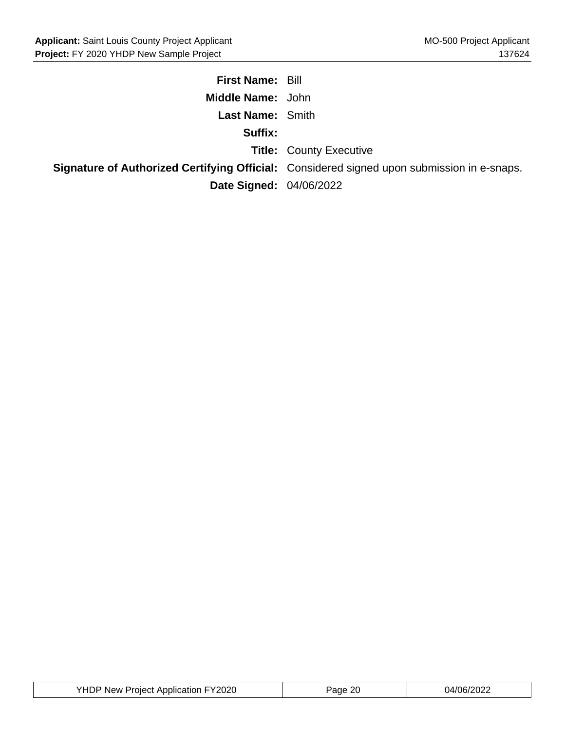**First Name:** Bill

**Middle Name:** John

**Last Name:** Smith

**Suffix:**

**Title:** County Executive

**Signature of Authorized Certifying Official:** Considered signed upon submission in e-snaps.

**Date Signed:** 04/06/2022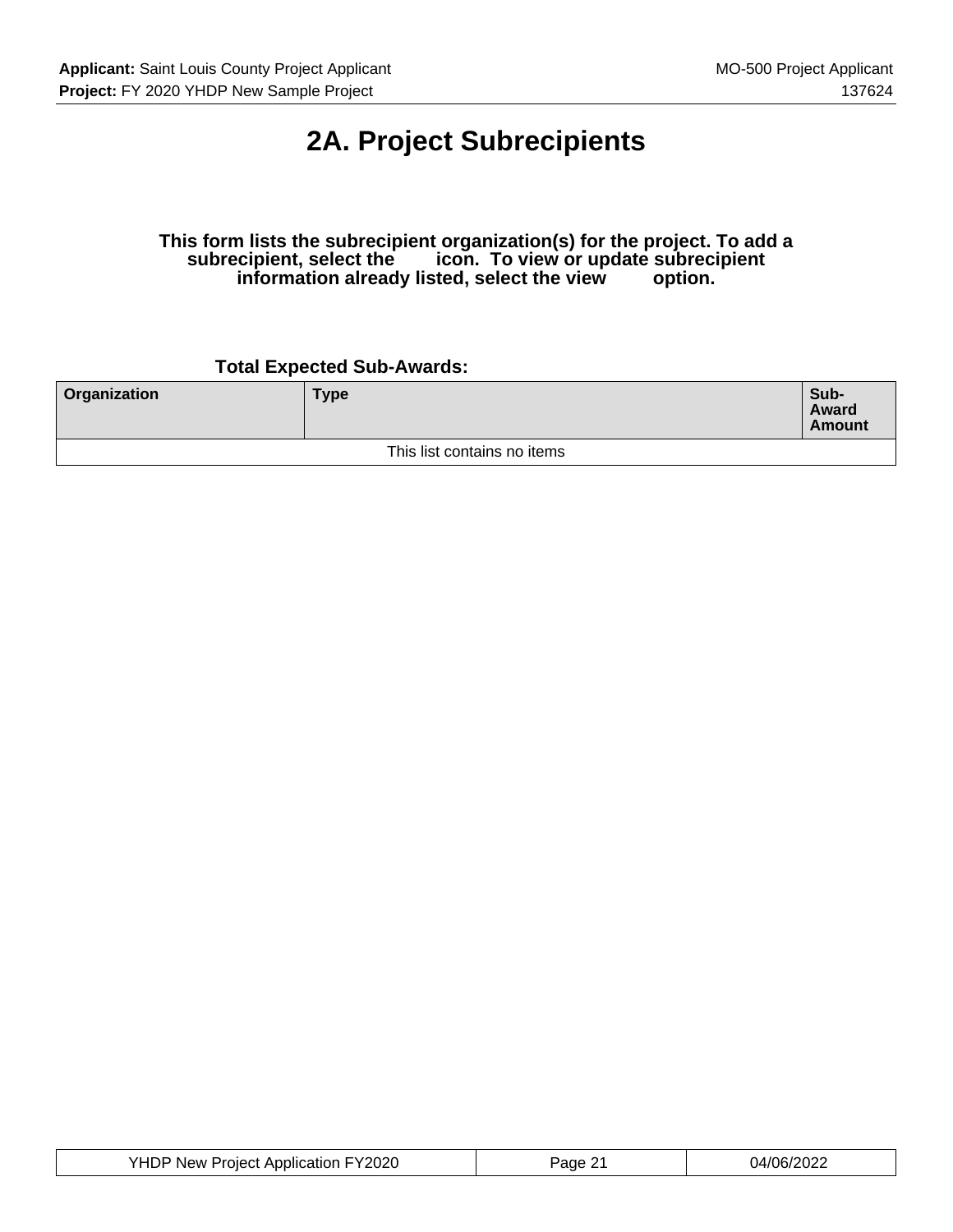# 2A. Project Subrecipients

**This form lists the subrecipient organization(s) for the project. To add a subrecipient, select the icon. To view or update subrecipient information already listed, select the view option.**

**Total Expected Sub-Awards:**

| Organization | Type | Sub-Award Amount |
|---|---|---|
| This list contains no items | | |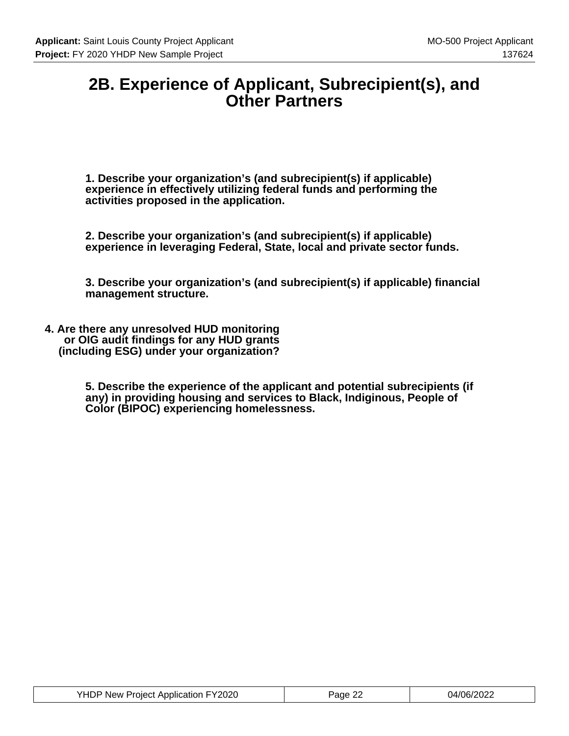# 2B. Experience of Applicant, Subrecipient(s), and Other Partners

**1. Describe your organization's (and subrecipient(s) if applicable) experience in effectively utilizing federal funds and performing the activities proposed in the application.**

**2. Describe your organization's (and subrecipient(s) if applicable) experience in leveraging Federal, State, local and private sector funds.**

**3. Describe your organization's (and subrecipient(s) if applicable) financial management structure.**

**4. Are there any unresolved HUD monitoring or OIG audit findings for any HUD grants (including ESG) under your organization?**

**5. Describe the experience of the applicant and potential subrecipients (if any) in providing housing and services to Black, Indiginous, People of Color (BIPOC) experiencing homelessness.**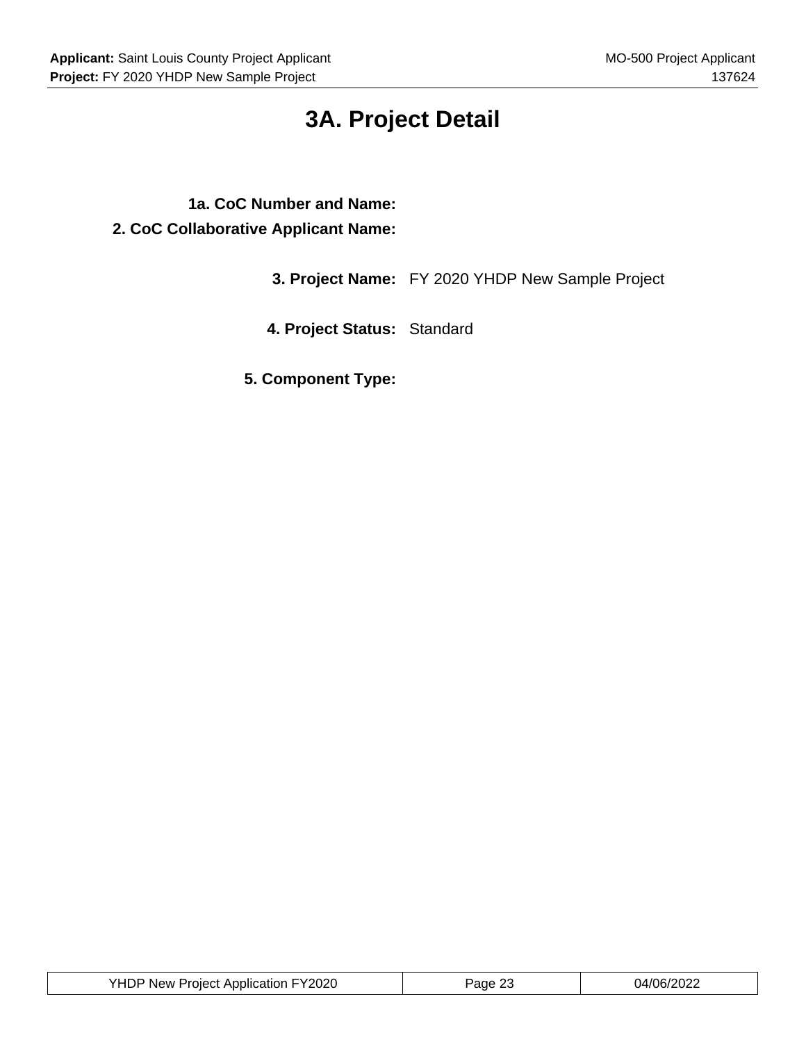# 3A. Project Detail

**1a. CoC Number and Name:**

**2. CoC Collaborative Applicant Name:**

**3. Project Name:** FY 2020 YHDP New Sample Project

**4. Project Status:** Standard

**5. Component Type:**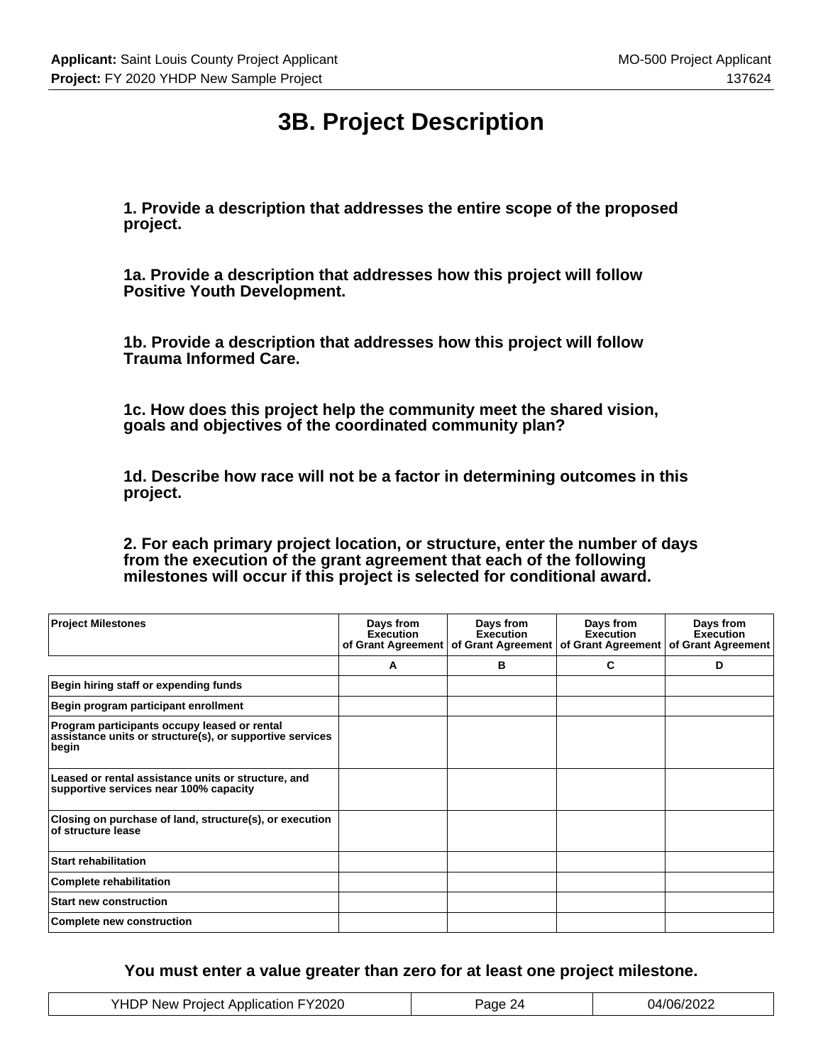# 3B. Project Description

**1. Provide a description that addresses the entire scope of the proposed project.**

**1a. Provide a description that addresses how this project will follow Positive Youth Development.**

**1b. Provide a description that addresses how this project will follow Trauma Informed Care.**

**1c. How does this project help the community meet the shared vision, goals and objectives of the coordinated community plan?**

**1d. Describe how race will not be a factor in determining outcomes in this project.**

**2. For each primary project location, or structure, enter the number of days from the execution of the grant agreement that each of the following milestones will occur if this project is selected for conditional award.**

| Project Milestones | Days from Execution of Grant Agreement | Days from Execution of Grant Agreement | Days from Execution of Grant Agreement | Days from Execution of Grant Agreement |
|---|---|---|---|---|
| | A | B | C | D |
| Begin hiring staff or expending funds | | | | |
| Begin program participant enrollment | | | | |
| Program participants occupy leased or rental assistance units or structure(s), or supportive services begin | | | | |
| Leased or rental assistance units or structure, and supportive services near 100% capacity | | | | |
| Closing on purchase of land, structure(s), or execution of structure lease | | | | |
| Start rehabilitation | | | | |
| Complete rehabilitation | | | | |
| Start new construction | | | | |
| Complete new construction | | | | |

**You must enter a value greater than zero for at least one project milestone.**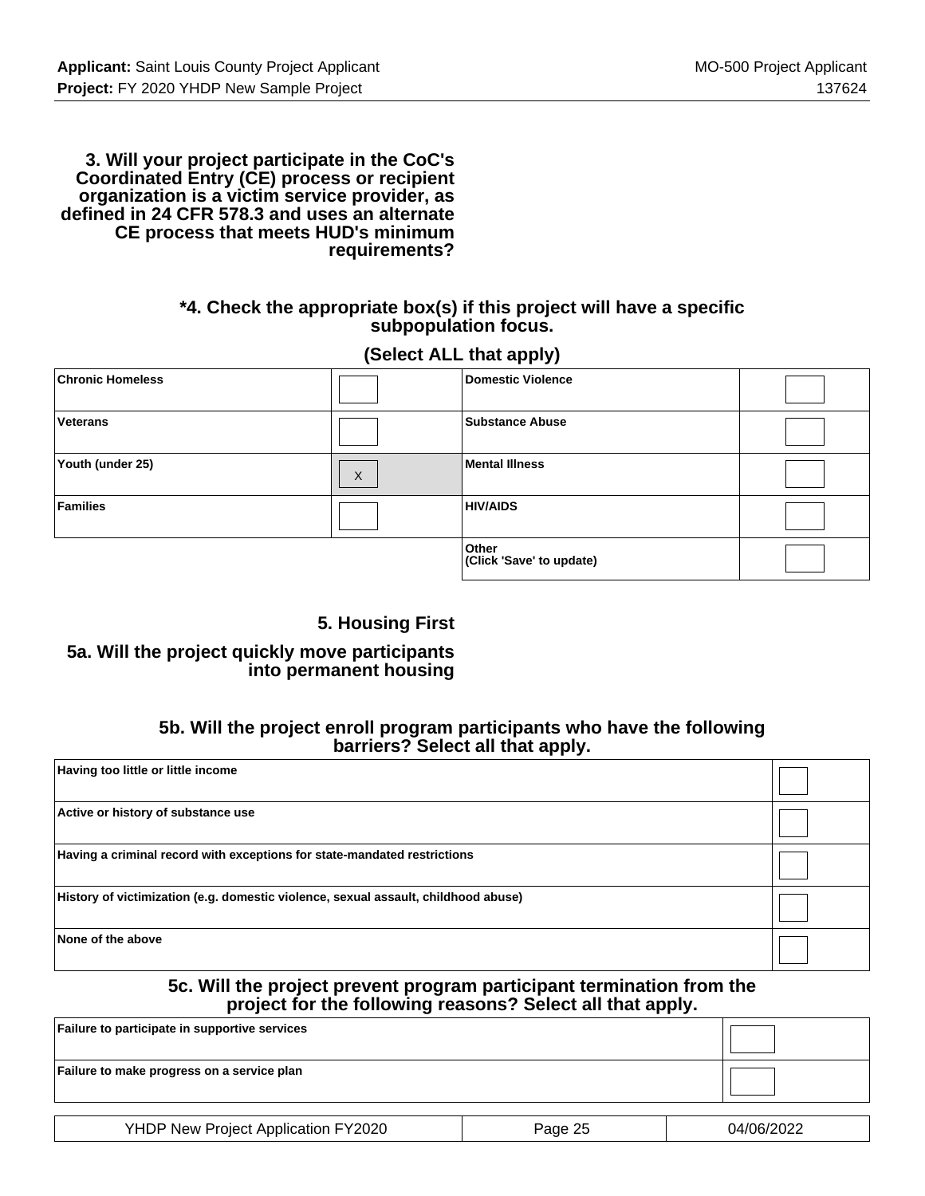**3. Will your project participate in the CoC's Coordinated Entry (CE) process or recipient organization is a victim service provider, as defined in 24 CFR 578.3 and uses an alternate CE process that meets HUD's minimum requirements?**

**\*4. Check the appropriate box(s) if this project will have a specific subpopulation focus.**

**(Select ALL that apply)**

| | | | |
|---|---|---|---|
| **Chronic Homeless** | | **Domestic Violence** | |
| **Veterans** | | **Substance Abuse** | |
| **Youth (under 25)** | X | **Mental Illness** | |
| **Families** | | **HIV/AIDS** | |
| | | **Other (Click 'Save' to update)** | |

**5. Housing First**

**5a. Will the project quickly move participants into permanent housing**

**5b. Will the project enroll program participants who have the following barriers? Select all that apply.**

| | |
|---|---|
| **Having too little or little income** | |
| **Active or history of substance use** | |
| **Having a criminal record with exceptions for state-mandated restrictions** | |
| **History of victimization (e.g. domestic violence, sexual assault, childhood abuse)** | |
| **None of the above** | |

**5c. Will the project prevent program participant termination from the project for the following reasons? Select all that apply.**

| | |
|---|---|
| **Failure to participate in supportive services** | |
| **Failure to make progress on a service plan** | |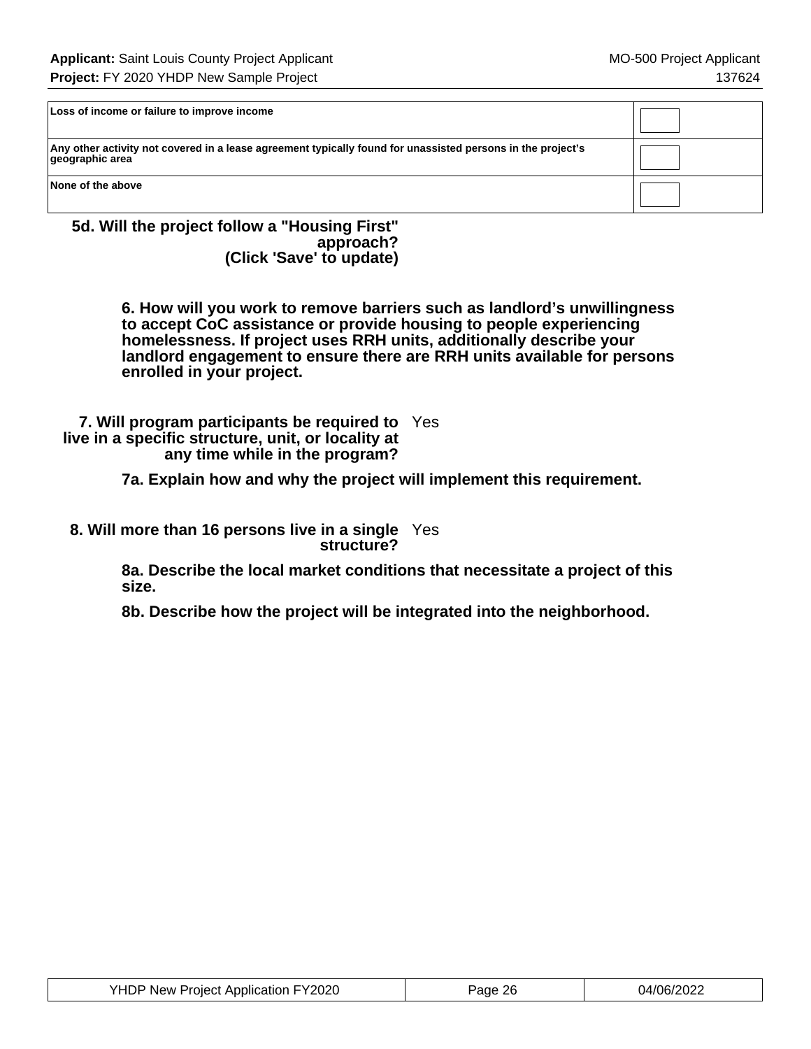| | |
|---|---|
| Loss of income or failure to improve income | |
| Any other activity not covered in a lease agreement typically found for unassisted persons in the project's geographic area | |
| None of the above | |

**5d. Will the project follow a "Housing First" approach? (Click 'Save' to update)**

**6. How will you work to remove barriers such as landlord's unwillingness to accept CoC assistance or provide housing to people experiencing homelessness. If project uses RRH units, additionally describe your landlord engagement to ensure there are RRH units available for persons enrolled in your project.**

**7. Will program participants be required to live in a specific structure, unit, or locality at any time while in the program?** Yes

**7a. Explain how and why the project will implement this requirement.**

**8. Will more than 16 persons live in a single structure?** Yes

**8a. Describe the local market conditions that necessitate a project of this size.**

**8b. Describe how the project will be integrated into the neighborhood.**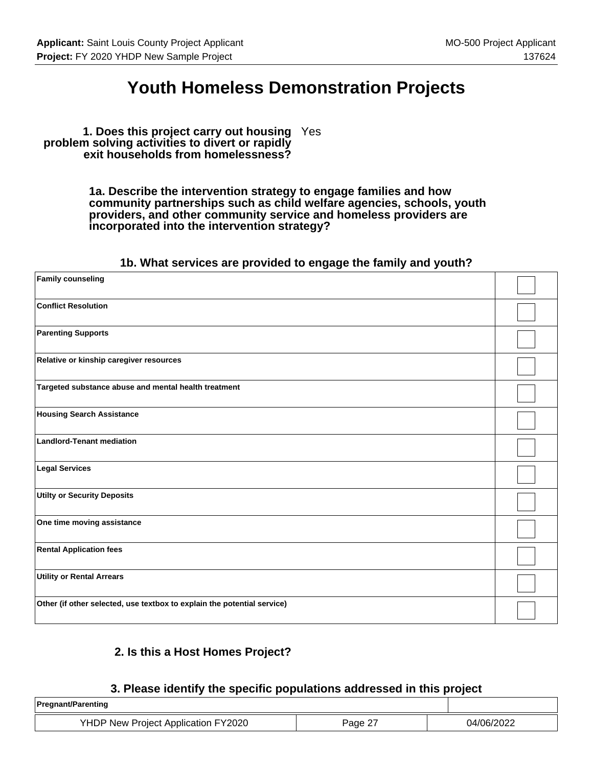# Youth Homeless Demonstration Projects

**1. Does this project carry out housing problem solving activities to divert or rapidly exit households from homelessness?** Yes

**1a. Describe the intervention strategy to engage families and how community partnerships such as child welfare agencies, schools, youth providers, and other community service and homeless providers are incorporated into the intervention strategy?**

### 1b. What services are provided to engage the family and youth?

| Service | |
|---|---|
| Family counseling | |
| Conflict Resolution | |
| Parenting Supports | |
| Relative or kinship caregiver resources | |
| Targeted substance abuse and mental health treatment | |
| Housing Search Assistance | |
| Landlord-Tenant mediation | |
| Legal Services | |
| Utilty or Security Deposits | |
| One time moving assistance | |
| Rental Application fees | |
| Utility or Rental Arrears | |
| Other (if other selected, use textbox to explain the potential service) | |

**2. Is this a Host Homes Project?**

### 3. Please identify the specific populations addressed in this project

| Population | |
|---|---|
| Pregnant/Parenting | |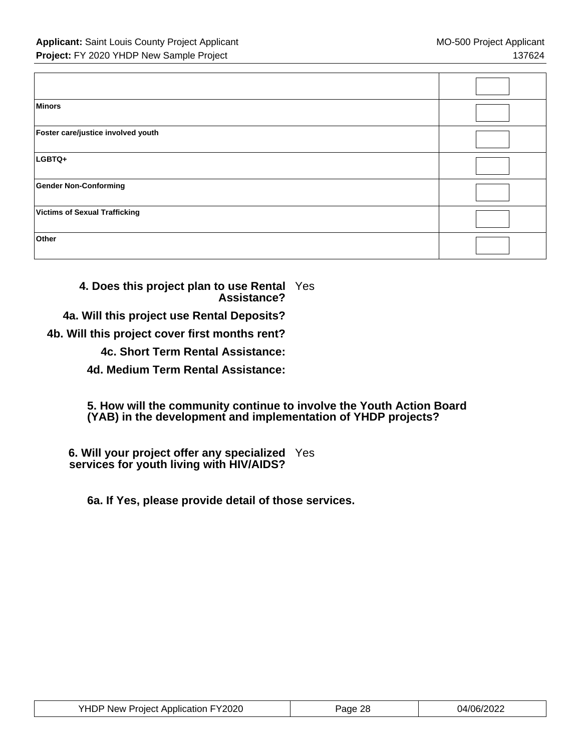| | |
|---|---|
| **Minors** | |
| **Foster care/justice involved youth** | |
| **LGBTQ+** | |
| **Gender Non-Conforming** | |
| **Victims of Sexual Trafficking** | |
| **Other** | |

**4. Does this project plan to use Rental Assistance?** Yes

**4a. Will this project use Rental Deposits?**

**4b. Will this project cover first months rent?**

**4c. Short Term Rental Assistance:**

**4d. Medium Term Rental Assistance:**

**5. How will the community continue to involve the Youth Action Board (YAB) in the development and implementation of YHDP projects?**

**6. Will your project offer any specialized services for youth living with HIV/AIDS?** Yes

**6a. If Yes, please provide detail of those services.**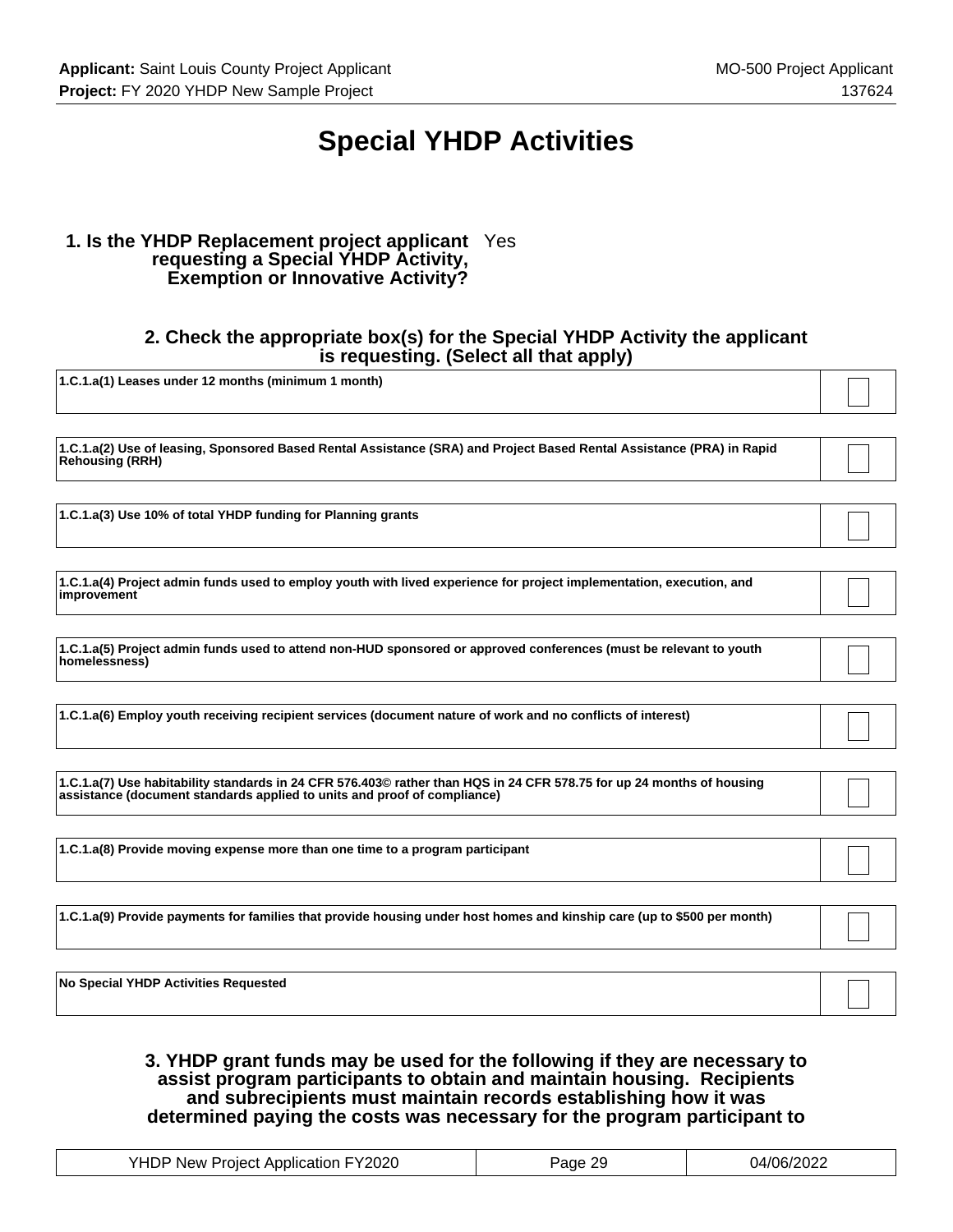# Special YHDP Activities

**1. Is the YHDP Replacement project applicant requesting a Special YHDP Activity, Exemption or Innovative Activity?** Yes

**2. Check the appropriate box(s) for the Special YHDP Activity the applicant is requesting. (Select all that apply)**

| Activity | Selected |
|---|---|
| **1.C.1.a(1) Leases under 12 months (minimum 1 month)** | |
| **1.C.1.a(2) Use of leasing, Sponsored Based Rental Assistance (SRA) and Project Based Rental Assistance (PRA) in Rapid Rehousing (RRH)** | |
| **1.C.1.a(3) Use 10% of total YHDP funding for Planning grants** | |
| **1.C.1.a(4) Project admin funds used to employ youth with lived experience for project implementation, execution, and improvement** | |
| **1.C.1.a(5) Project admin funds used to attend non-HUD sponsored or approved conferences (must be relevant to youth homelessness)** | |
| **1.C.1.a(6) Employ youth receiving recipient services (document nature of work and no conflicts of interest)** | |
| **1.C.1.a(7) Use habitability standards in 24 CFR 576.403© rather than HQS in 24 CFR 578.75 for up 24 months of housing assistance (document standards applied to units and proof of compliance)** | |
| **1.C.1.a(8) Provide moving expense more than one time to a program participant** | |
| **1.C.1.a(9) Provide payments for families that provide housing under host homes and kinship care (up to $500 per month)** | |
| **No Special YHDP Activities Requested** | |

**3. YHDP grant funds may be used for the following if they are necessary to assist program participants to obtain and maintain housing. Recipients and subrecipients must maintain records establishing how it was determined paying the costs was necessary for the program participant to**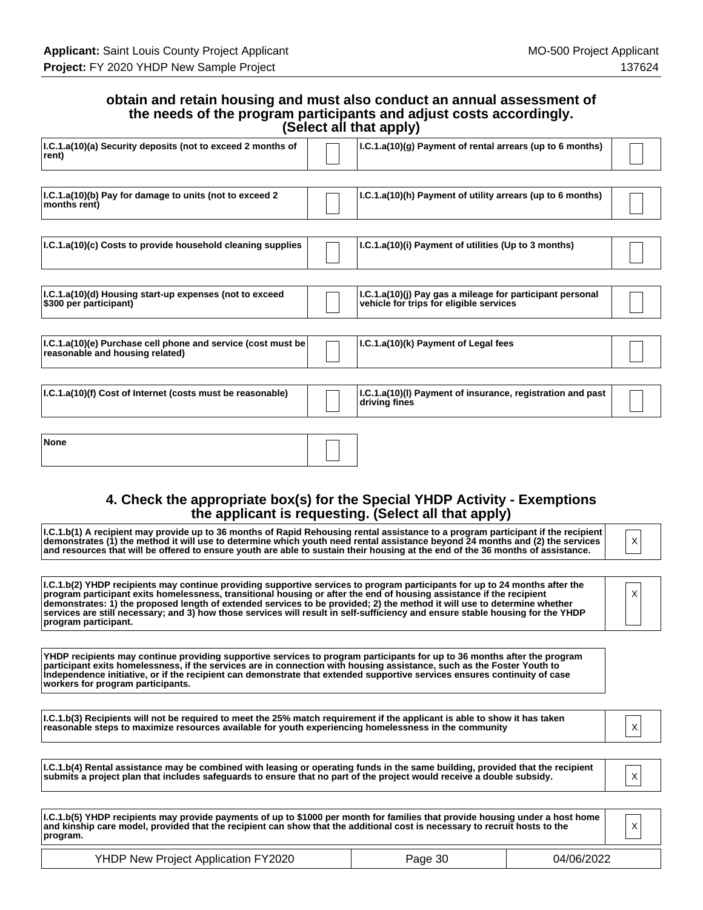### obtain and retain housing and must also conduct an annual assessment of the needs of the program participants and adjust costs accordingly. (Select all that apply)

| | | | |
|---|---|---|---|
| I.C.1.a(10)(a) Security deposits (not to exceed 2 months of rent) | | I.C.1.a(10)(g) Payment of rental arrears (up to 6 months) | |
| I.C.1.a(10)(b) Pay for damage to units (not to exceed 2 months rent) | | I.C.1.a(10)(h) Payment of utility arrears (up to 6 months) | |
| I.C.1.a(10)(c) Costs to provide household cleaning supplies | | I.C.1.a(10)(i) Payment of utilities (Up to 3 months) | |
| I.C.1.a(10)(d) Housing start-up expenses (not to exceed $300 per participant) | | I.C.1.a(10)(j) Pay gas a mileage for participant personal vehicle for trips for eligible services | |
| I.C.1.a(10)(e) Purchase cell phone and service (cost must be reasonable and housing related) | | I.C.1.a(10)(k) Payment of Legal fees | |
| I.C.1.a(10)(f) Cost of Internet (costs must be reasonable) | | I.C.1.a(10)(l) Payment of insurance, registration and past driving fines | |
| None | | | |

### 4. Check the appropriate box(s) for the Special YHDP Activity - Exemptions the applicant is requesting. (Select all that apply)

| | |
|---|---|
| I.C.1.b(1) A recipient may provide up to 36 months of Rapid Rehousing rental assistance to a program participant if the recipient demonstrates (1) the method it will use to determine which youth need rental assistance beyond 24 months and (2) the services and resources that will be offered to ensure youth are able to sustain their housing at the end of the 36 months of assistance. | X |
| I.C.1.b(2) YHDP recipients may continue providing supportive services to program participants for up to 24 months after the program participant exits homelessness, transitional housing or after the end of housing assistance if the recipient demonstrates: 1) the proposed length of extended services to be provided; 2) the method it will use to determine whether services are still necessary; and 3) how those services will result in self-sufficiency and ensure stable housing for the YHDP program participant. | X |
| YHDP recipients may continue providing supportive services to program participants for up to 36 months after the program participant exits homelessness, if the services are in connection with housing assistance, such as the Foster Youth to Independence initiative, or if the recipient can demonstrate that extended supportive services ensures continuity of case workers for program participants. | |
| I.C.1.b(3) Recipients will not be required to meet the 25% match requirement if the applicant is able to show it has taken reasonable steps to maximize resources available for youth experiencing homelessness in the community | X |
| I.C.1.b(4) Rental assistance may be combined with leasing or operating funds in the same building, provided that the recipient submits a project plan that includes safeguards to ensure that no part of the project would receive a double subsidy. | X |
| I.C.1.b(5) YHDP recipients may provide payments of up to $1000 per month for families that provide housing under a host home and kinship care model, provided that the recipient can show that the additional cost is necessary to recruit hosts to the program. | X |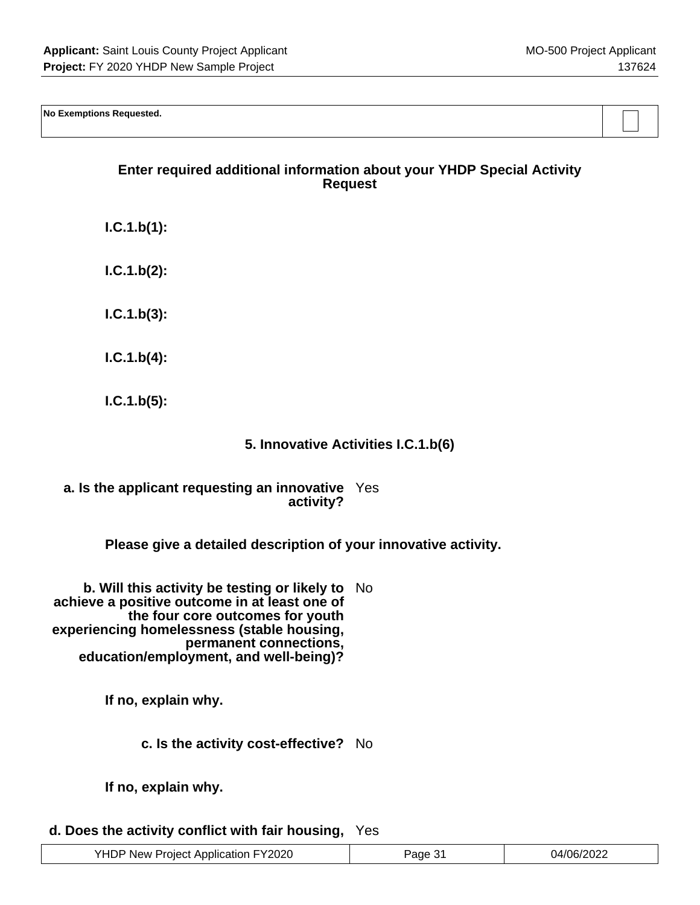| No Exemptions Requested. | ☐ |
|---|---|

### Enter required additional information about your YHDP Special Activity Request

**I.C.1.b(1):**

**I.C.1.b(2):**

**I.C.1.b(3):**

**I.C.1.b(4):**

**I.C.1.b(5):**

### 5. Innovative Activities I.C.1.b(6)

**a. Is the applicant requesting an innovative activity?** Yes

**Please give a detailed description of your innovative activity.**

**b. Will this activity be testing or likely to achieve a positive outcome in at least one of the four core outcomes for youth experiencing homelessness (stable housing, permanent connections, education/employment, and well-being)?** No

**If no, explain why.**

**c. Is the activity cost-effective?** No

**If no, explain why.**

**d. Does the activity conflict with fair housing,** Yes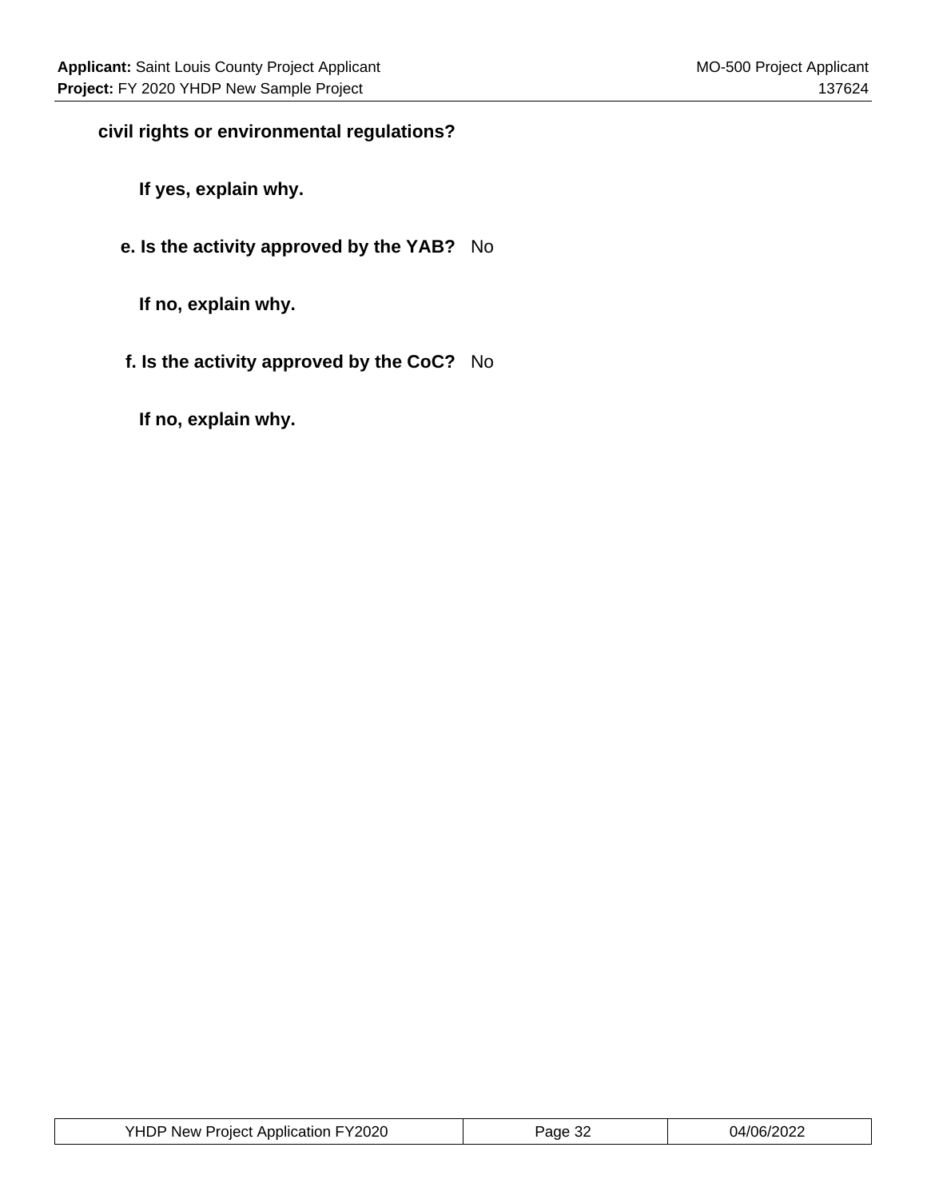**civil rights or environmental regulations?**

**If yes, explain why.**

**e. Is the activity approved by the YAB?** No

**If no, explain why.**

**f. Is the activity approved by the CoC?** No

**If no, explain why.**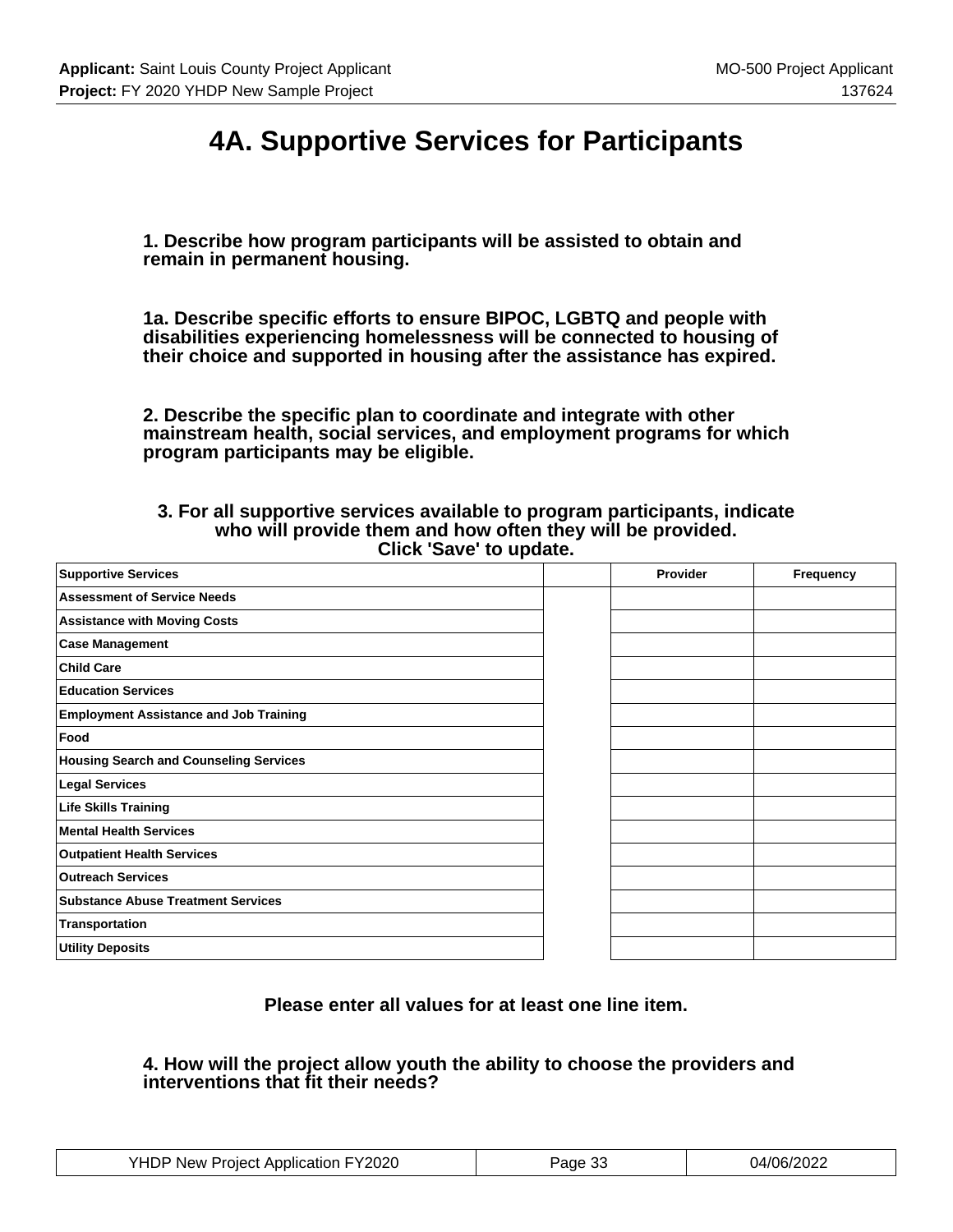# 4A. Supportive Services for Participants

**1. Describe how program participants will be assisted to obtain and remain in permanent housing.**

**1a. Describe specific efforts to ensure BIPOC, LGBTQ and people with disabilities experiencing homelessness will be connected to housing of their choice and supported in housing after the assistance has expired.**

**2. Describe the specific plan to coordinate and integrate with other mainstream health, social services, and employment programs for which program participants may be eligible.**

**3. For all supportive services available to program participants, indicate who will provide them and how often they will be provided. Click 'Save' to update.**

| Supportive Services | | Provider | Frequency |
|---|---|---|---|
| Assessment of Service Needs | | | |
| Assistance with Moving Costs | | | |
| Case Management | | | |
| Child Care | | | |
| Education Services | | | |
| Employment Assistance and Job Training | | | |
| Food | | | |
| Housing Search and Counseling Services | | | |
| Legal Services | | | |
| Life Skills Training | | | |
| Mental Health Services | | | |
| Outpatient Health Services | | | |
| Outreach Services | | | |
| Substance Abuse Treatment Services | | | |
| Transportation | | | |
| Utility Deposits | | | |

**Please enter all values for at least one line item.**

**4. How will the project allow youth the ability to choose the providers and interventions that fit their needs?**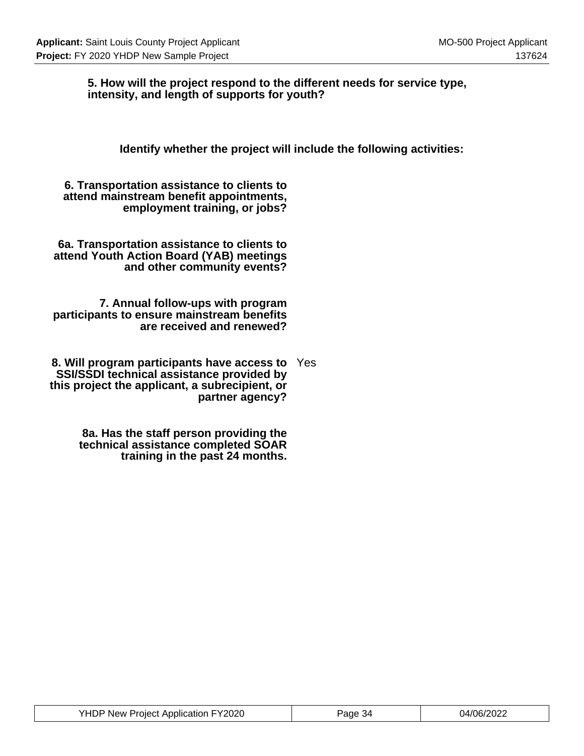**5. How will the project respond to the different needs for service type, intensity, and length of supports for youth?**

**Identify whether the project will include the following activities:**

| | |
|---|---|
| **6. Transportation assistance to clients to attend mainstream benefit appointments, employment training, or jobs?** | |
| **6a. Transportation assistance to clients to attend Youth Action Board (YAB) meetings and other community events?** | |
| **7. Annual follow-ups with program participants to ensure mainstream benefits are received and renewed?** | |
| **8. Will program participants have access to SSI/SSDI technical assistance provided by this project the applicant, a subrecipient, or partner agency?** | Yes |
| **8a. Has the staff person providing the technical assistance completed SOAR training in the past 24 months.** | |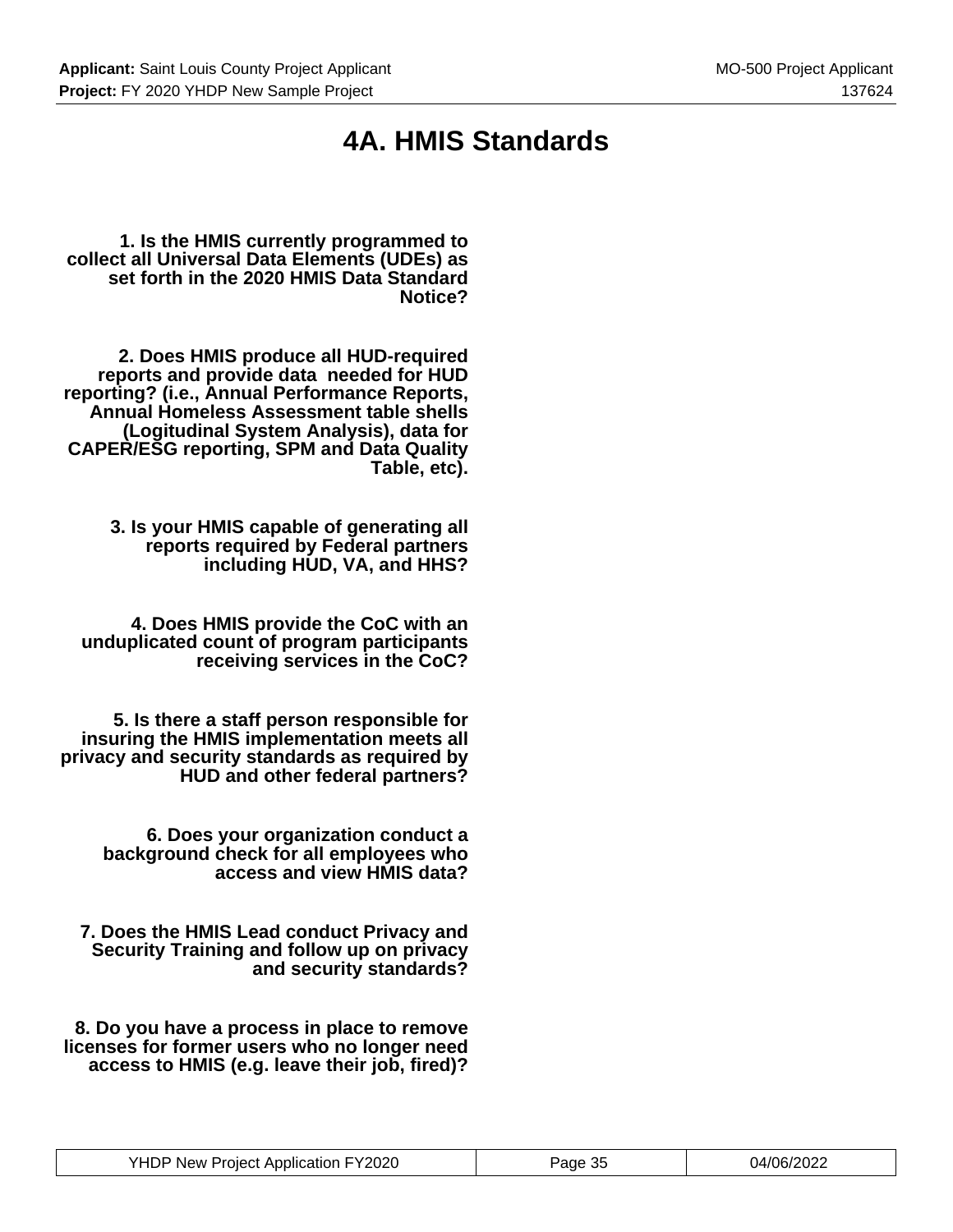# 4A. HMIS Standards

**1. Is the HMIS currently programmed to collect all Universal Data Elements (UDEs) as set forth in the 2020 HMIS Data Standard Notice?**

**2. Does HMIS produce all HUD-required reports and provide data needed for HUD reporting? (i.e., Annual Performance Reports, Annual Homeless Assessment table shells (Logitudinal System Analysis), data for CAPER/ESG reporting, SPM and Data Quality Table, etc).**

**3. Is your HMIS capable of generating all reports required by Federal partners including HUD, VA, and HHS?**

**4. Does HMIS provide the CoC with an unduplicated count of program participants receiving services in the CoC?**

**5. Is there a staff person responsible for insuring the HMIS implementation meets all privacy and security standards as required by HUD and other federal partners?**

**6. Does your organization conduct a background check for all employees who access and view HMIS data?**

**7. Does the HMIS Lead conduct Privacy and Security Training and follow up on privacy and security standards?**

**8. Do you have a process in place to remove licenses for former users who no longer need access to HMIS (e.g. leave their job, fired)?**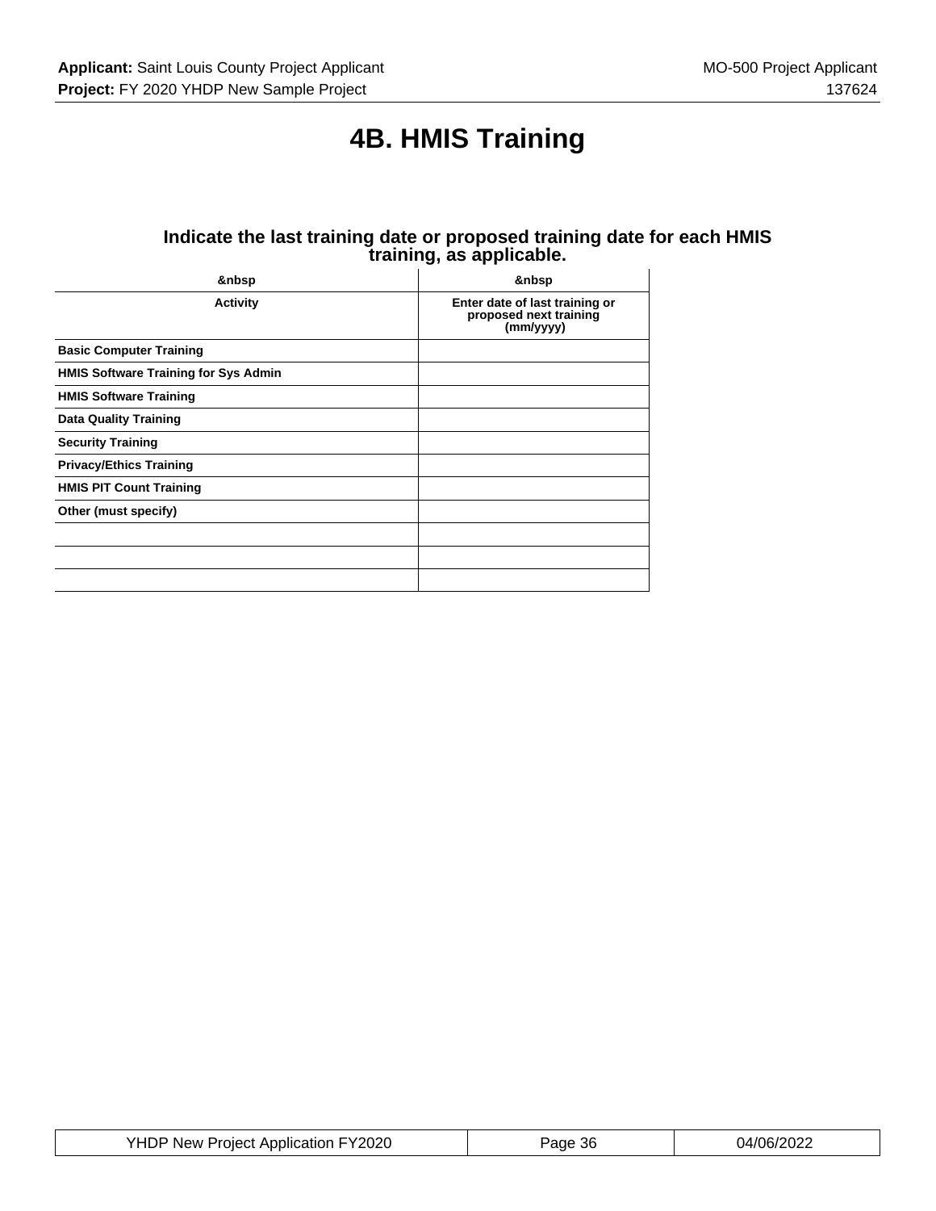# 4B. HMIS Training

### Indicate the last training date or proposed training date for each HMIS training, as applicable.

| &nbsp | &nbsp |
|---|---|
| **Activity** | **Enter date of last training or proposed next training (mm/yyyy)** |
| **Basic Computer Training** | |
| **HMIS Software Training for Sys Admin** | |
| **HMIS Software Training** | |
| **Data Quality Training** | |
| **Security Training** | |
| **Privacy/Ethics Training** | |
| **HMIS PIT Count Training** | |
| **Other (must specify)** | |
| | |
| | |
| | |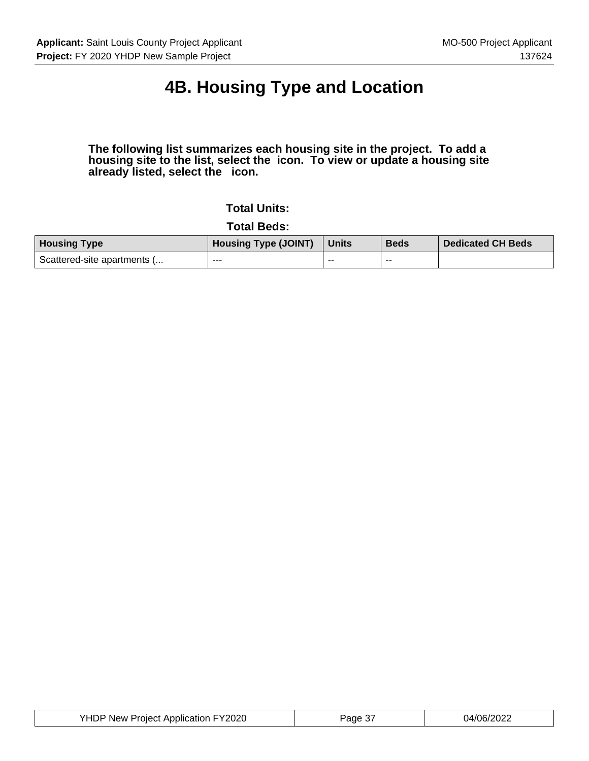# 4B. Housing Type and Location

**The following list summarizes each housing site in the project. To add a housing site to the list, select the icon. To view or update a housing site already listed, select the icon.**

**Total Units:**

**Total Beds:**

| Housing Type | Housing Type (JOINT) | Units | Beds | Dedicated CH Beds |
|---|---|---|---|---|
| Scattered-site apartments (... | --- | -- | -- | |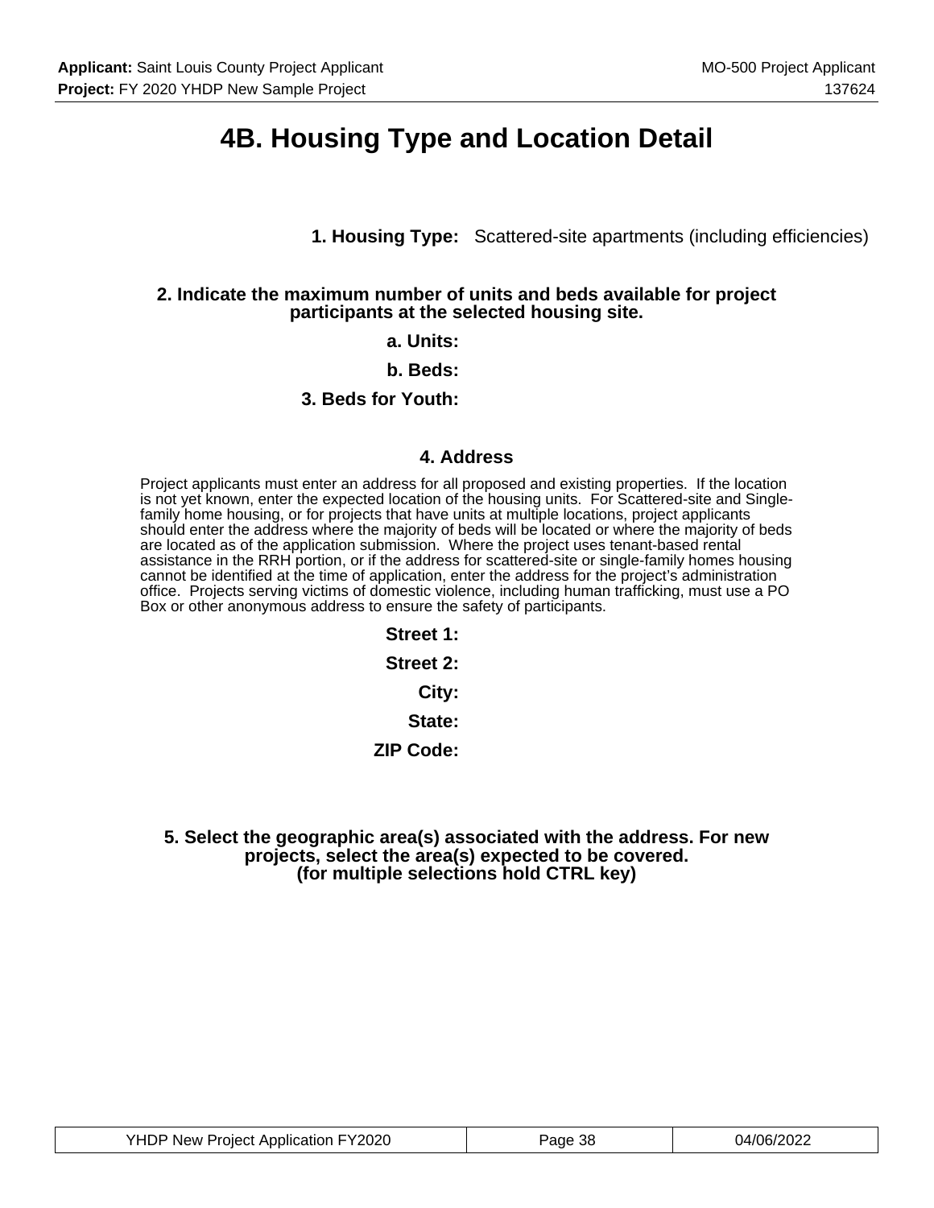# 4B. Housing Type and Location Detail

**1. Housing Type:** Scattered-site apartments (including efficiencies)

**2. Indicate the maximum number of units and beds available for project participants at the selected housing site.**

**a. Units:**

**b. Beds:**

**3. Beds for Youth:**

**4. Address**

Project applicants must enter an address for all proposed and existing properties. If the location is not yet known, enter the expected location of the housing units. For Scattered-site and Single-family home housing, or for projects that have units at multiple locations, project applicants should enter the address where the majority of beds will be located or where the majority of beds are located as of the application submission. Where the project uses tenant-based rental assistance in the RRH portion, or if the address for scattered-site or single-family homes housing cannot be identified at the time of application, enter the address for the project's administration office. Projects serving victims of domestic violence, including human trafficking, must use a PO Box or other anonymous address to ensure the safety of participants.

**Street 1:**

**Street 2:**

**City:**

**State:**

**ZIP Code:**

**5. Select the geographic area(s) associated with the address. For new projects, select the area(s) expected to be covered. (for multiple selections hold CTRL key)**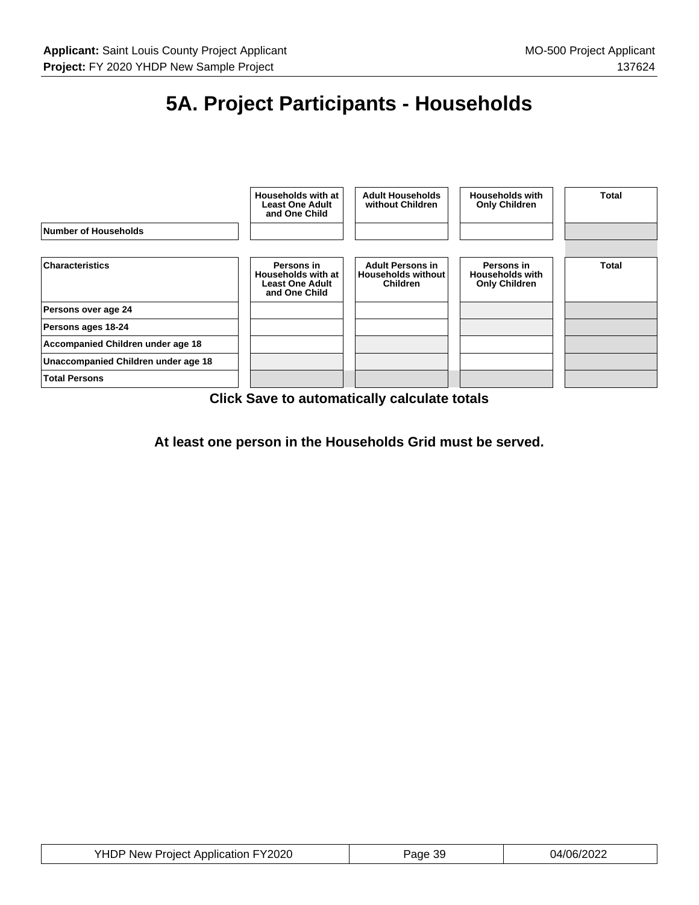# 5A. Project Participants - Households

|  | Households with at Least One Adult and One Child | Adult Households without Children | Households with Only Children | Total |
|---|---|---|---|---|
| Number of Households |  |  |  |  |

| Characteristics | Persons in Households with at Least One Adult and One Child | Adult Persons in Households without Children | Persons in Households with Only Children | Total |
|---|---|---|---|---|
| Persons over age 24 |  |  |  |  |
| Persons ages 18-24 |  |  |  |  |
| Accompanied Children under age 18 |  |  |  |  |
| Unaccompanied Children under age 18 |  |  |  |  |
| Total Persons |  |  |  |  |

**Click Save to automatically calculate totals**

**At least one person in the Households Grid must be served.**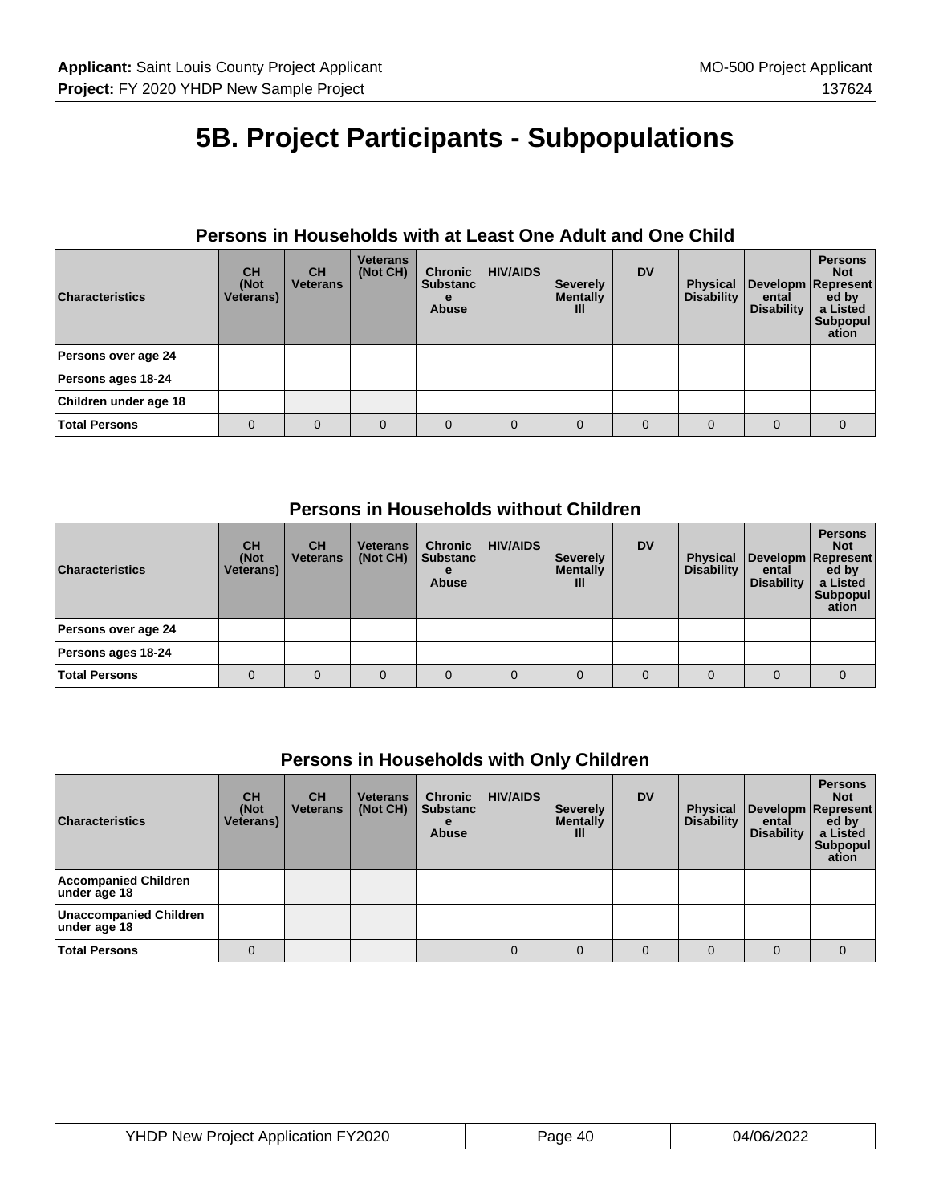# 5B. Project Participants - Subpopulations

### Persons in Households with at Least One Adult and One Child

| Characteristics | CH (Not Veterans) | CH Veterans | Veterans (Not CH) | Chronic Substance Abuse | HIV/AIDS | Severely Mentally Ill | DV | Physical Disability | Developmental Disability | Persons Not Represented by a Listed Subpopulation |
|---|---|---|---|---|---|---|---|---|---|---|
| Persons over age 24 | | | | | | | | | | |
| Persons ages 18-24 | | | | | | | | | | |
| Children under age 18 | | | | | | | | | | |
| Total Persons | 0 | 0 | 0 | 0 | 0 | 0 | 0 | 0 | 0 | 0 |

### Persons in Households without Children

| Characteristics | CH (Not Veterans) | CH Veterans | Veterans (Not CH) | Chronic Substance Abuse | HIV/AIDS | Severely Mentally Ill | DV | Physical Disability | Developmental Disability | Persons Not Represented by a Listed Subpopulation |
|---|---|---|---|---|---|---|---|---|---|---|
| Persons over age 24 | | | | | | | | | | |
| Persons ages 18-24 | | | | | | | | | | |
| Total Persons | 0 | 0 | 0 | 0 | 0 | 0 | 0 | 0 | 0 | 0 |

### Persons in Households with Only Children

| Characteristics | CH (Not Veterans) | CH Veterans | Veterans (Not CH) | Chronic Substance Abuse | HIV/AIDS | Severely Mentally Ill | DV | Physical Disability | Developmental Disability | Persons Not Represented by a Listed Subpopulation |
|---|---|---|---|---|---|---|---|---|---|---|
| Accompanied Children under age 18 | | | | | | | | | | |
| Unaccompanied Children under age 18 | | | | | | | | | | |
| Total Persons | 0 | | | | 0 | 0 | 0 | 0 | 0 | 0 |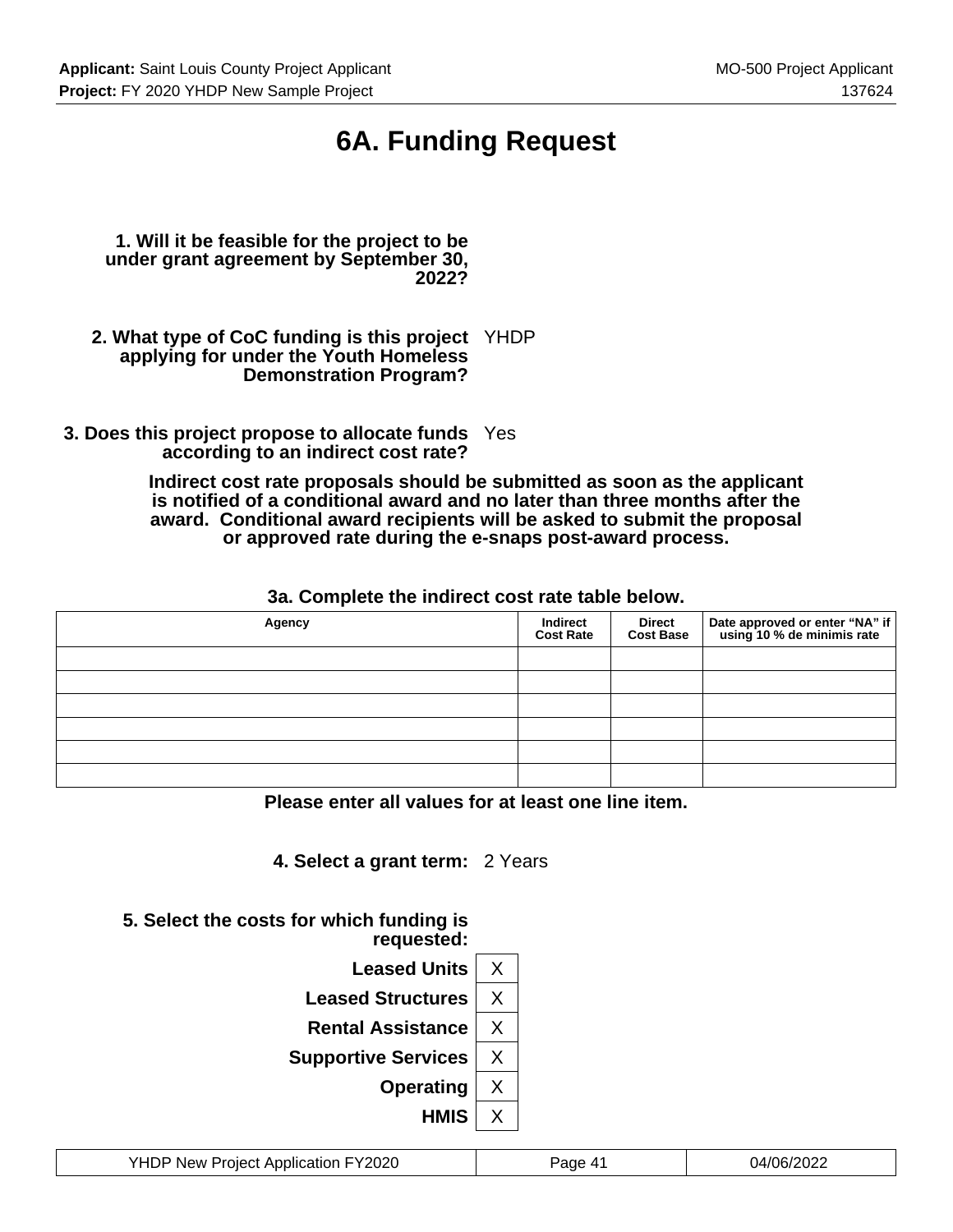# 6A. Funding Request

**1. Will it be feasible for the project to be under grant agreement by September 30, 2022?**

**2. What type of CoC funding is this project applying for under the Youth Homeless Demonstration Program?** YHDP

**3. Does this project propose to allocate funds according to an indirect cost rate?** Yes

**Indirect cost rate proposals should be submitted as soon as the applicant is notified of a conditional award and no later than three months after the award. Conditional award recipients will be asked to submit the proposal or approved rate during the e-snaps post-award process.**

**3a. Complete the indirect cost rate table below.**

| Agency | Indirect Cost Rate | Direct Cost Base | Date approved or enter "NA" if using 10 % de minimis rate |
|---|---|---|---|
| | | | |
| | | | |
| | | | |
| | | | |
| | | | |
| | | | |

**Please enter all values for at least one line item.**

**4. Select a grant term:** 2 Years

**5. Select the costs for which funding is requested:**

| | |
|---|---|
| **Leased Units** | X |
| **Leased Structures** | X |
| **Rental Assistance** | X |
| **Supportive Services** | X |
| **Operating** | X |
| **HMIS** | X |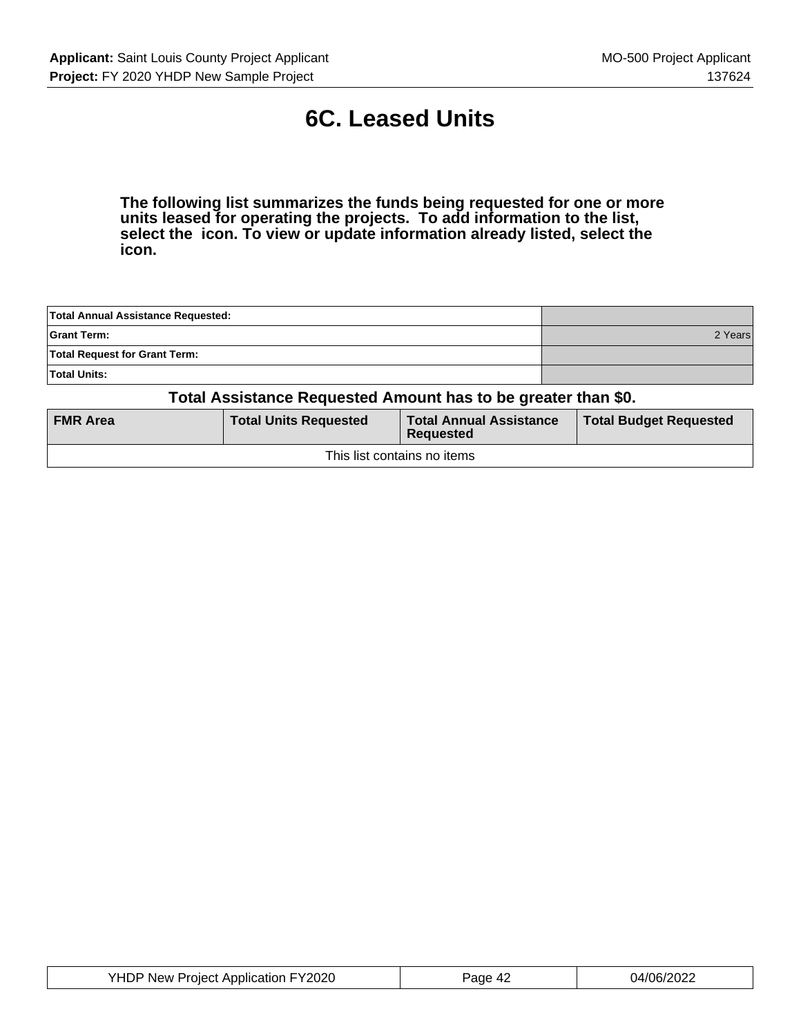# 6C. Leased Units

**The following list summarizes the funds being requested for one or more units leased for operating the projects. To add information to the list, select the icon. To view or update information already listed, select the icon.**

| | |
|---|---|
| **Total Annual Assistance Requested:** | |
| **Grant Term:** | 2 Years |
| **Total Request for Grant Term:** | |
| **Total Units:** | |

**Total Assistance Requested Amount has to be greater than $0.**

| FMR Area | Total Units Requested | Total Annual Assistance Requested | Total Budget Requested |
|---|---|---|---|
| This list contains no items | | | |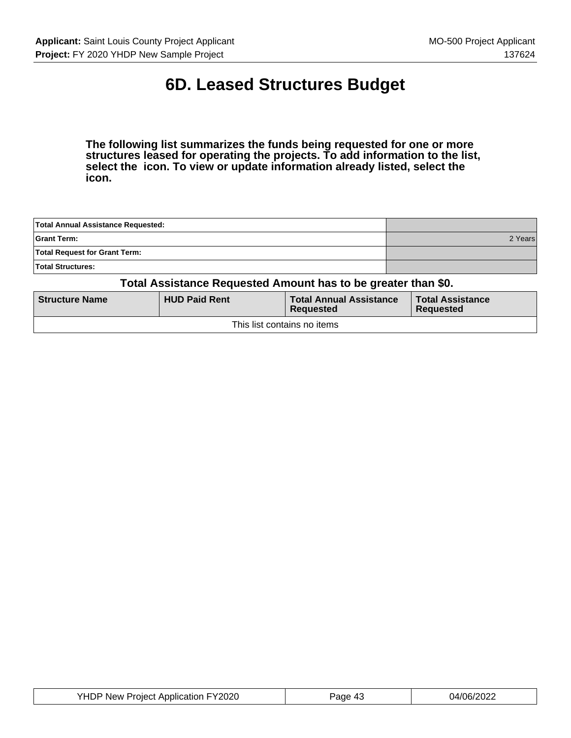# 6D. Leased Structures Budget

**The following list summarizes the funds being requested for one or more structures leased for operating the projects. To add information to the list, select the icon. To view or update information already listed, select the icon.**

| | |
|---|---|
| **Total Annual Assistance Requested:** | |
| **Grant Term:** | 2 Years |
| **Total Request for Grant Term:** | |
| **Total Structures:** | |

### Total Assistance Requested Amount has to be greater than $0.

| Structure Name | HUD Paid Rent | Total Annual Assistance Requested | Total Assistance Requested |
|---|---|---|---|
| This list contains no items | | | |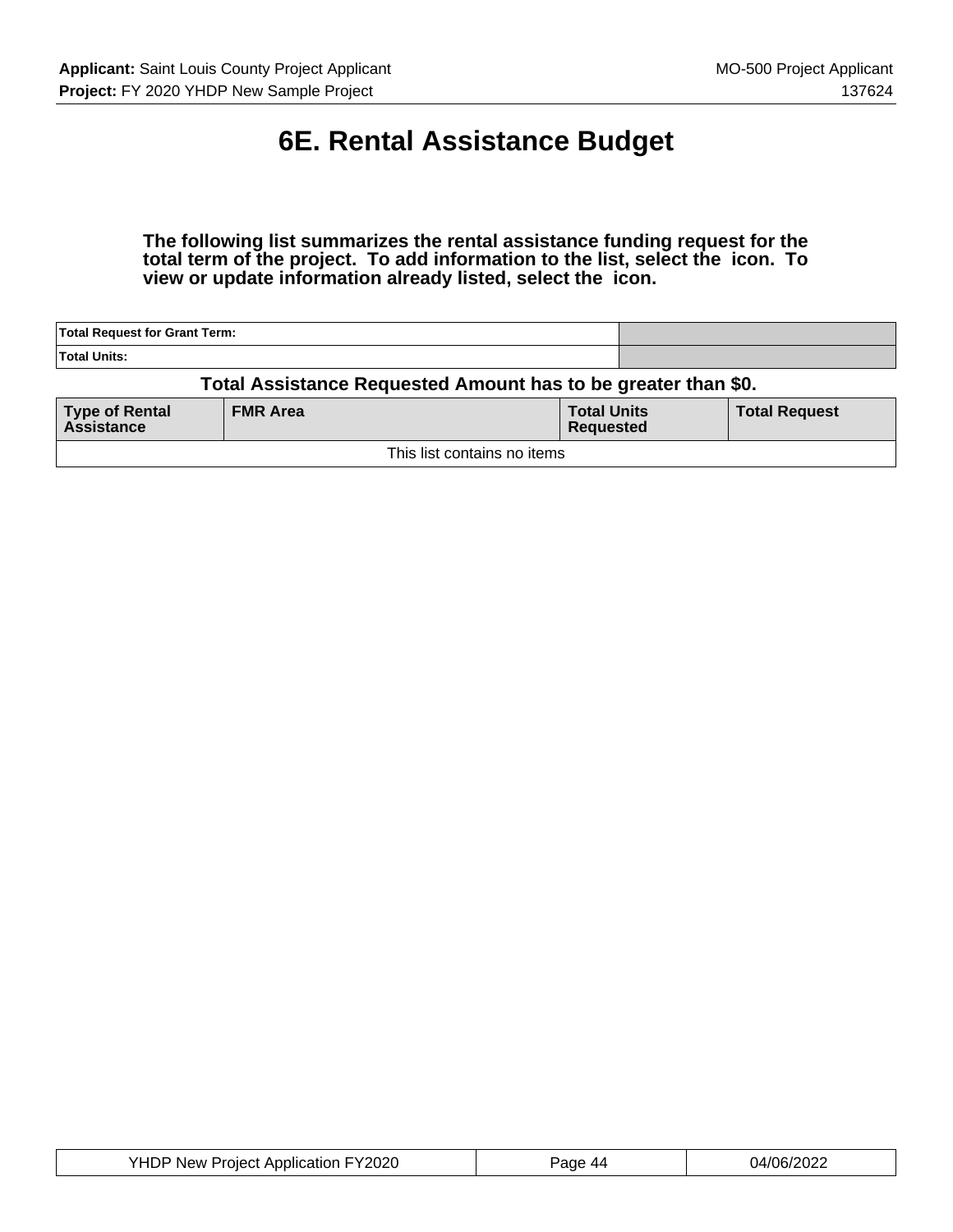# 6E. Rental Assistance Budget

**The following list summarizes the rental assistance funding request for the total term of the project. To add information to the list, select the icon. To view or update information already listed, select the icon.**

| | |
|---|---|
| **Total Request for Grant Term:** | |
| **Total Units:** | |

### Total Assistance Requested Amount has to be greater than $0.

| Type of Rental Assistance | FMR Area | Total Units Requested | Total Request |
|---|---|---|---|
| This list contains no items | | | |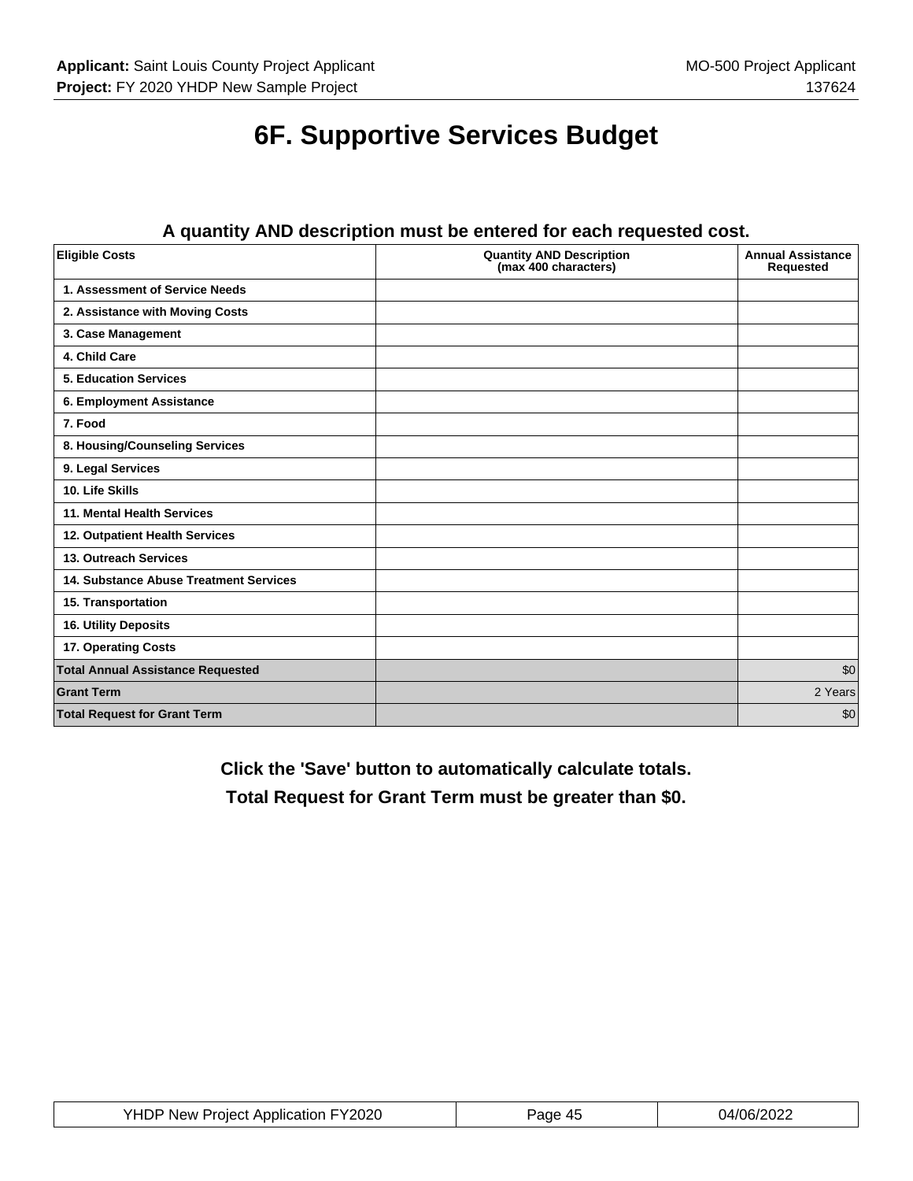# 6F. Supportive Services Budget

**A quantity AND description must be entered for each requested cost.**

| Eligible Costs | Quantity AND Description (max 400 characters) | Annual Assistance Requested |
|---|---|---|
| 1. Assessment of Service Needs | | |
| 2. Assistance with Moving Costs | | |
| 3. Case Management | | |
| 4. Child Care | | |
| 5. Education Services | | |
| 6. Employment Assistance | | |
| 7. Food | | |
| 8. Housing/Counseling Services | | |
| 9. Legal Services | | |
| 10. Life Skills | | |
| 11. Mental Health Services | | |
| 12. Outpatient Health Services | | |
| 13. Outreach Services | | |
| 14. Substance Abuse Treatment Services | | |
| 15. Transportation | | |
| 16. Utility Deposits | | |
| 17. Operating Costs | | |
| **Total Annual Assistance Requested** | | $0 |
| **Grant Term** | | 2 Years |
| **Total Request for Grant Term** | | $0 |

**Click the 'Save' button to automatically calculate totals.**

**Total Request for Grant Term must be greater than $0.**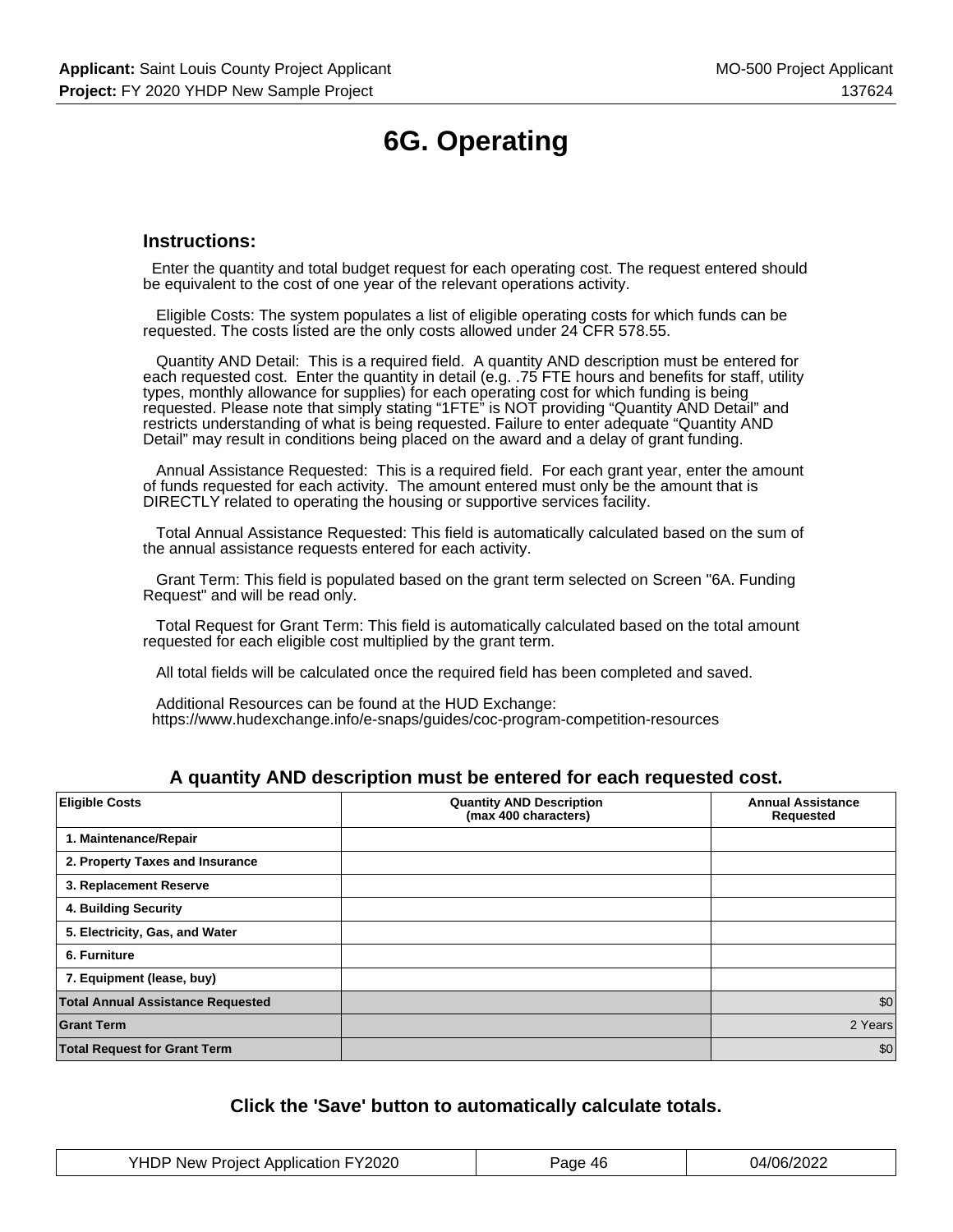# 6G. Operating

### Instructions:

Enter the quantity and total budget request for each operating cost. The request entered should be equivalent to the cost of one year of the relevant operations activity.

Eligible Costs: The system populates a list of eligible operating costs for which funds can be requested. The costs listed are the only costs allowed under 24 CFR 578.55.

Quantity AND Detail: This is a required field. A quantity AND description must be entered for each requested cost. Enter the quantity in detail (e.g. .75 FTE hours and benefits for staff, utility types, monthly allowance for supplies) for each operating cost for which funding is being requested. Please note that simply stating “1FTE” is NOT providing “Quantity AND Detail” and restricts understanding of what is being requested. Failure to enter adequate “Quantity AND Detail” may result in conditions being placed on the award and a delay of grant funding.

Annual Assistance Requested: This is a required field. For each grant year, enter the amount of funds requested for each activity. The amount entered must only be the amount that is DIRECTLY related to operating the housing or supportive services facility.

Total Annual Assistance Requested: This field is automatically calculated based on the sum of the annual assistance requests entered for each activity.

Grant Term: This field is populated based on the grant term selected on Screen "6A. Funding Request" and will be read only.

Total Request for Grant Term: This field is automatically calculated based on the total amount requested for each eligible cost multiplied by the grant term.

All total fields will be calculated once the required field has been completed and saved.

Additional Resources can be found at the HUD Exchange:
https://www.hudexchange.info/e-snaps/guides/coc-program-competition-resources

### A quantity AND description must be entered for each requested cost.

| Eligible Costs | Quantity AND Description (max 400 characters) | Annual Assistance Requested |
|---|---|---|
| 1. Maintenance/Repair | | |
| 2. Property Taxes and Insurance | | |
| 3. Replacement Reserve | | |
| 4. Building Security | | |
| 5. Electricity, Gas, and Water | | |
| 6. Furniture | | |
| 7. Equipment (lease, buy) | | |
| **Total Annual Assistance Requested** | | $0 |
| **Grant Term** | | 2 Years |
| **Total Request for Grant Term** | | $0 |

### Click the 'Save' button to automatically calculate totals.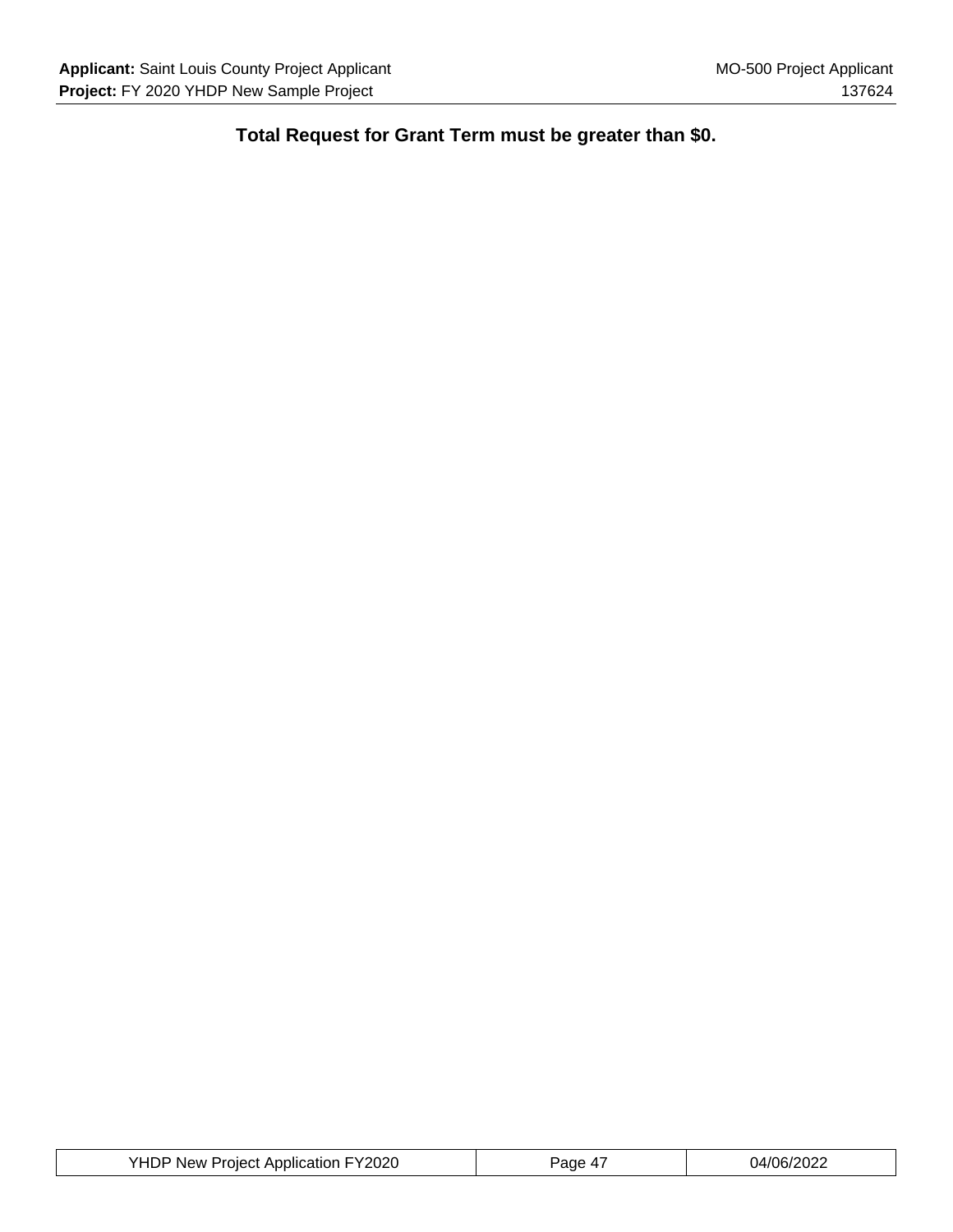**Total Request for Grant Term must be greater than $0.**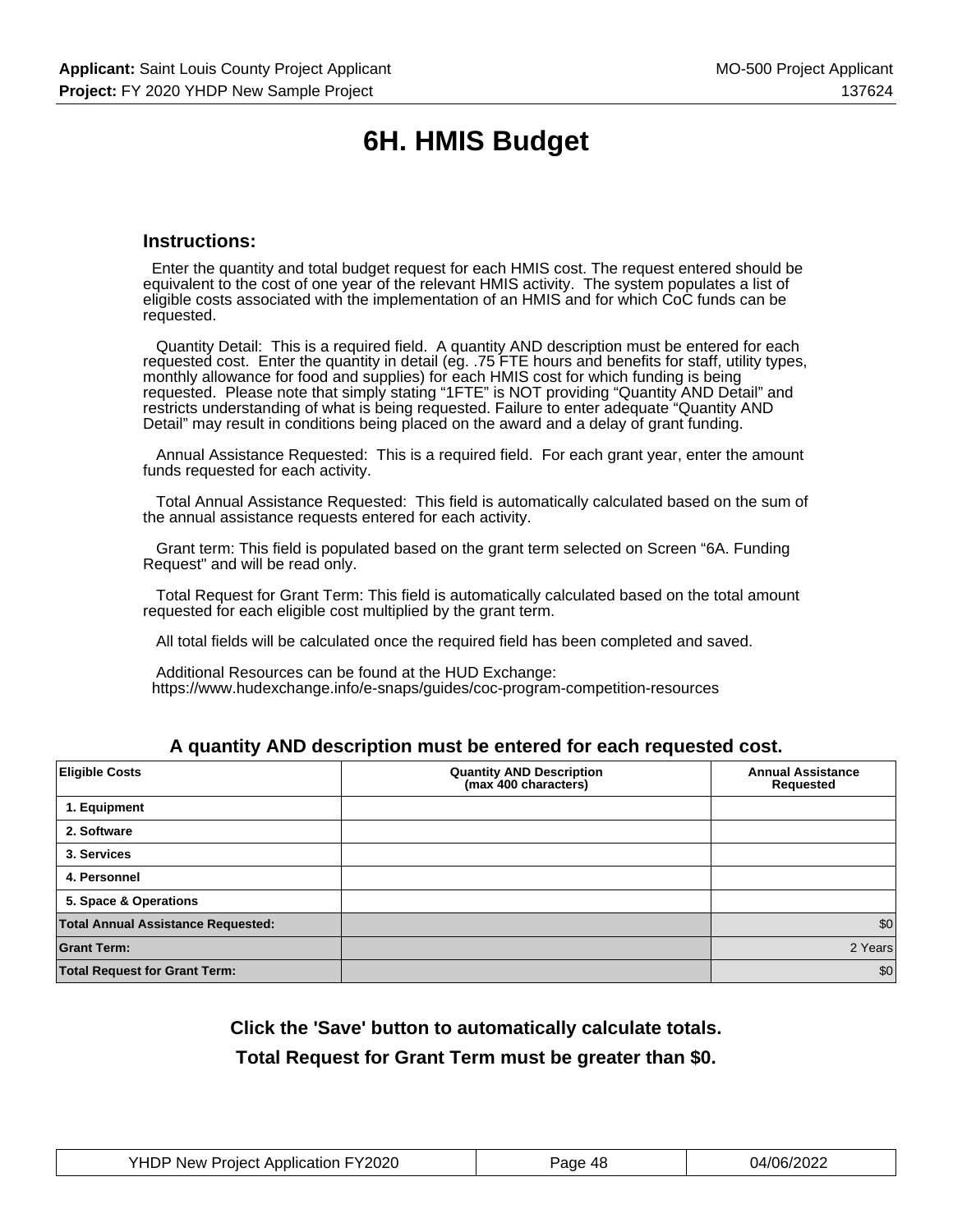# 6H. HMIS Budget

### Instructions:

Enter the quantity and total budget request for each HMIS cost. The request entered should be equivalent to the cost of one year of the relevant HMIS activity. The system populates a list of eligible costs associated with the implementation of an HMIS and for which CoC funds can be requested.

Quantity Detail: This is a required field. A quantity AND description must be entered for each requested cost. Enter the quantity in detail (eg. .75 FTE hours and benefits for staff, utility types, monthly allowance for food and supplies) for each HMIS cost for which funding is being requested. Please note that simply stating "1FTE" is NOT providing "Quantity AND Detail" and restricts understanding of what is being requested. Failure to enter adequate "Quantity AND Detail" may result in conditions being placed on the award and a delay of grant funding.

Annual Assistance Requested: This is a required field. For each grant year, enter the amount funds requested for each activity.

Total Annual Assistance Requested: This field is automatically calculated based on the sum of the annual assistance requests entered for each activity.

Grant term: This field is populated based on the grant term selected on Screen "6A. Funding Request" and will be read only.

Total Request for Grant Term: This field is automatically calculated based on the total amount requested for each eligible cost multiplied by the grant term.

All total fields will be calculated once the required field has been completed and saved.

Additional Resources can be found at the HUD Exchange:
https://www.hudexchange.info/e-snaps/guides/coc-program-competition-resources

### A quantity AND description must be entered for each requested cost.

| Eligible Costs | Quantity AND Description (max 400 characters) | Annual Assistance Requested |
|---|---|---|
| 1. Equipment | | |
| 2. Software | | |
| 3. Services | | |
| 4. Personnel | | |
| 5. Space & Operations | | |
| **Total Annual Assistance Requested:** | | $0 |
| **Grant Term:** | | 2 Years |
| **Total Request for Grant Term:** | | $0 |

**Click the 'Save' button to automatically calculate totals.**

**Total Request for Grant Term must be greater than $0.**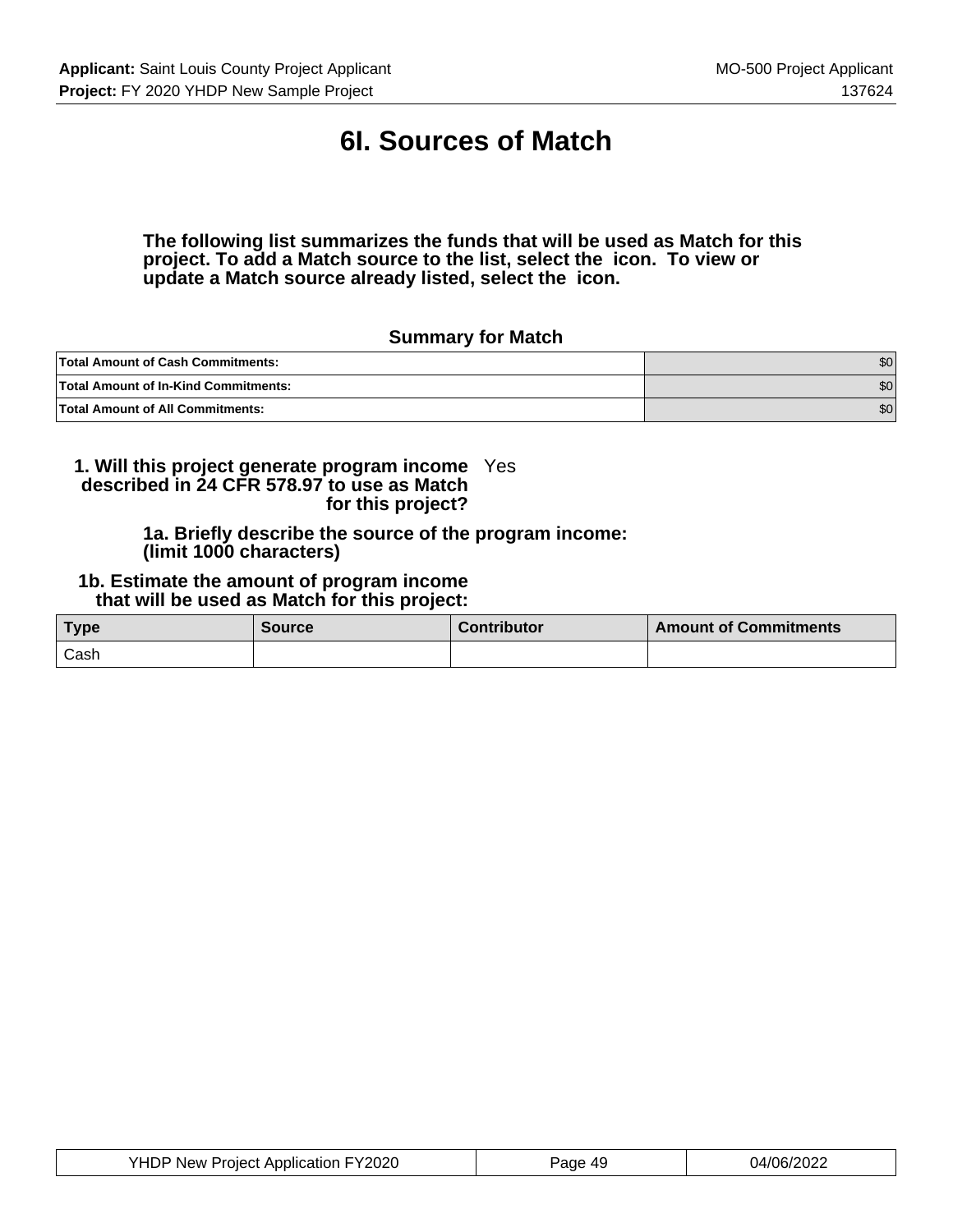# 6I. Sources of Match

**The following list summarizes the funds that will be used as Match for this project. To add a Match source to the list, select the icon. To view or update a Match source already listed, select the icon.**

### Summary for Match

| | |
|---|---|
| **Total Amount of Cash Commitments:** | $0 |
| **Total Amount of In-Kind Commitments:** | $0 |
| **Total Amount of All Commitments:** | $0 |

**1. Will this project generate program income described in 24 CFR 578.97 to use as Match for this project?** Yes

**1a. Briefly describe the source of the program income: (limit 1000 characters)**

**1b. Estimate the amount of program income that will be used as Match for this project:**

| Type | Source | Contributor | Amount of Commitments |
|---|---|---|---|
| Cash | | | |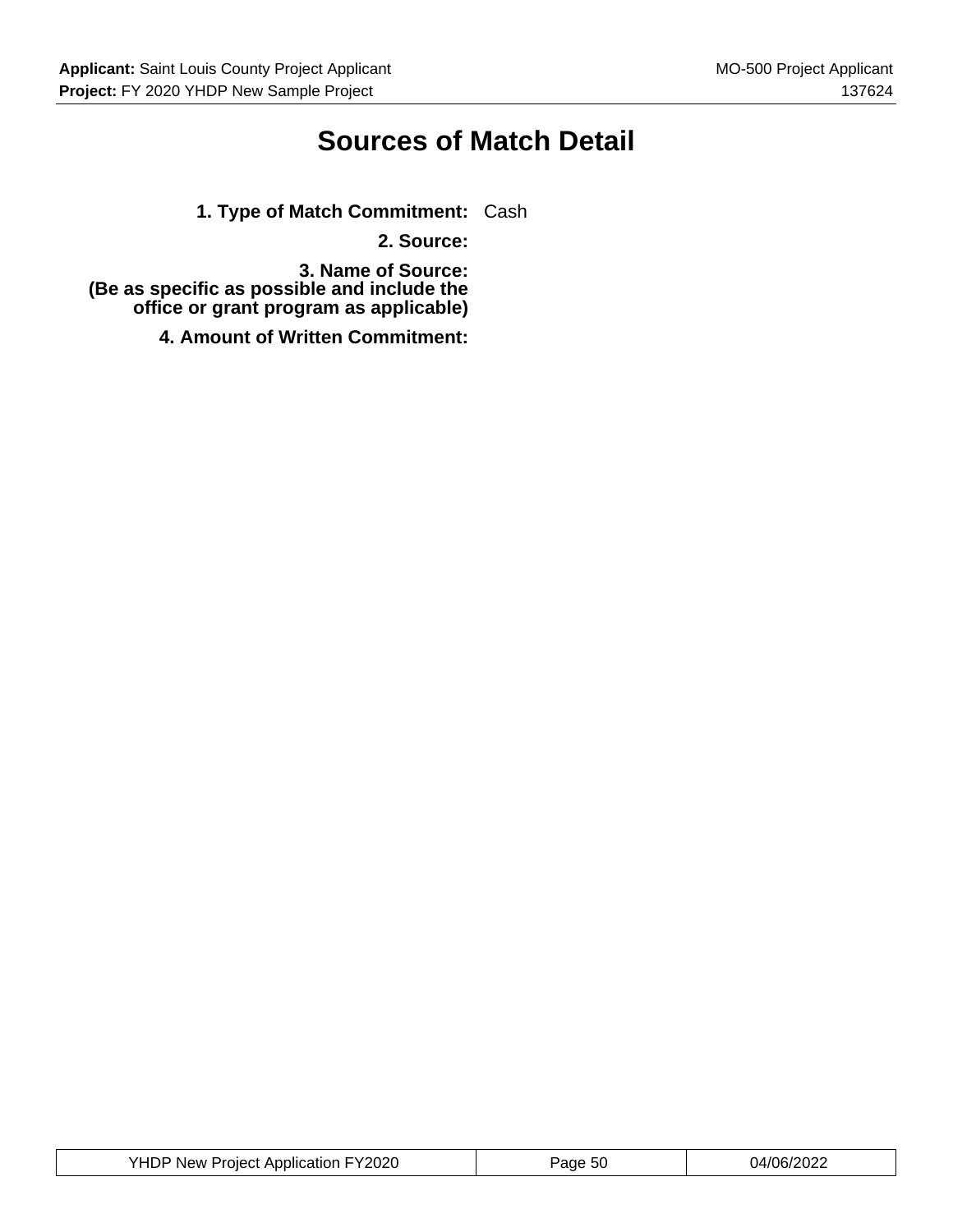# Sources of Match Detail

**1. Type of Match Commitment:** Cash

**2. Source:**

**3. Name of Source:**
**(Be as specific as possible and include the office or grant program as applicable)**

**4. Amount of Written Commitment:**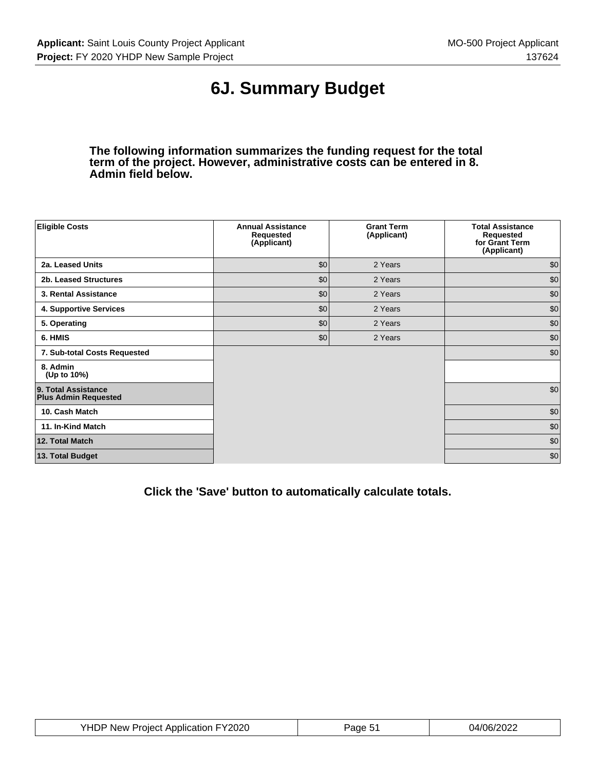# 6J. Summary Budget

**The following information summarizes the funding request for the total term of the project. However, administrative costs can be entered in 8. Admin field below.**

| Eligible Costs | Annual Assistance Requested (Applicant) | Grant Term (Applicant) | Total Assistance Requested for Grant Term (Applicant) |
|---|---|---|---|
| 2a. Leased Units | $0 | 2 Years | $0 |
| 2b. Leased Structures | $0 | 2 Years | $0 |
| 3. Rental Assistance | $0 | 2 Years | $0 |
| 4. Supportive Services | $0 | 2 Years | $0 |
| 5. Operating | $0 | 2 Years | $0 |
| 6. HMIS | $0 | 2 Years | $0 |
| 7. Sub-total Costs Requested | | | $0 |
| 8. Admin (Up to 10%) | | | |
| 9. Total Assistance Plus Admin Requested | | | $0 |
| 10. Cash Match | | | $0 |
| 11. In-Kind Match | | | $0 |
| 12. Total Match | | | $0 |
| 13. Total Budget | | | $0 |

**Click the 'Save' button to automatically calculate totals.**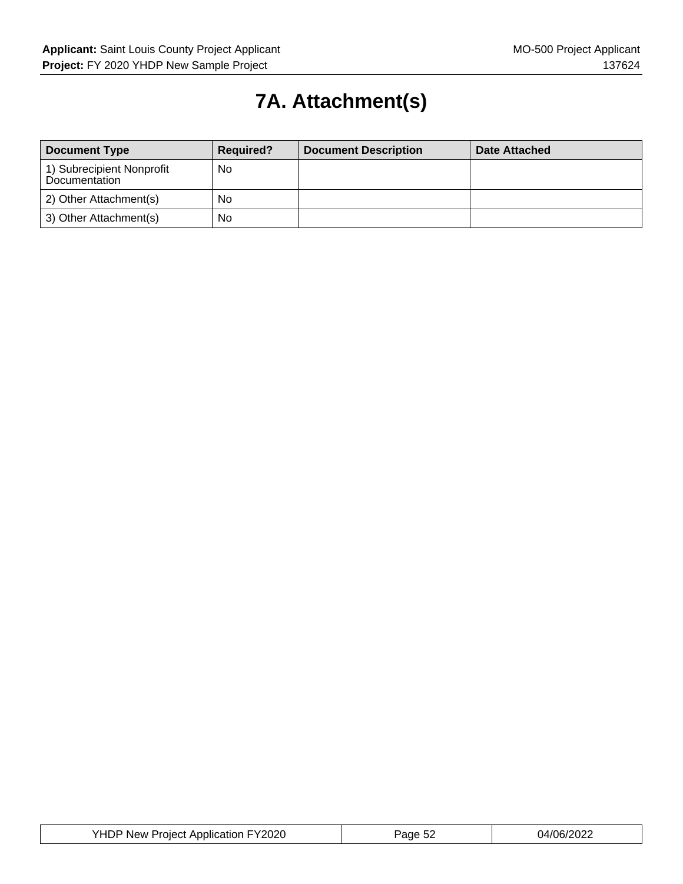# 7A. Attachment(s)

| Document Type | Required? | Document Description | Date Attached |
|---|---|---|---|
| 1) Subrecipient Nonprofit Documentation | No | | |
| 2) Other Attachment(s) | No | | |
| 3) Other Attachment(s) | No | | |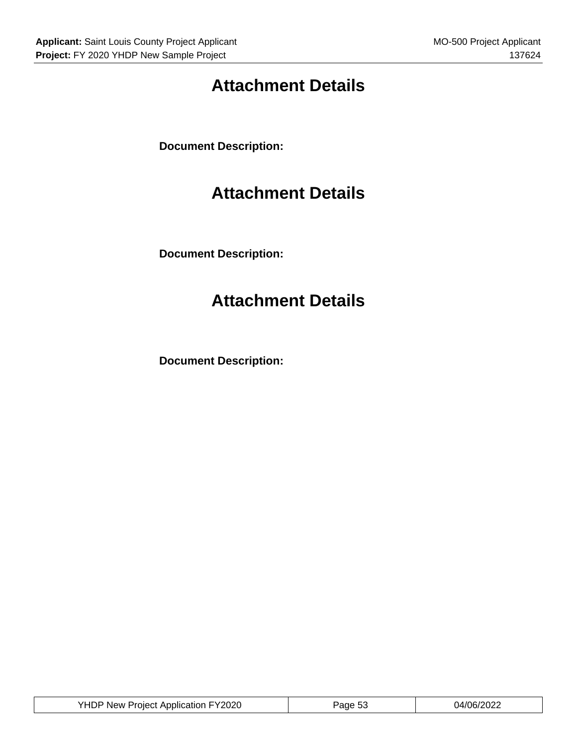# Attachment Details

**Document Description:**

# Attachment Details

**Document Description:**

# Attachment Details

**Document Description:**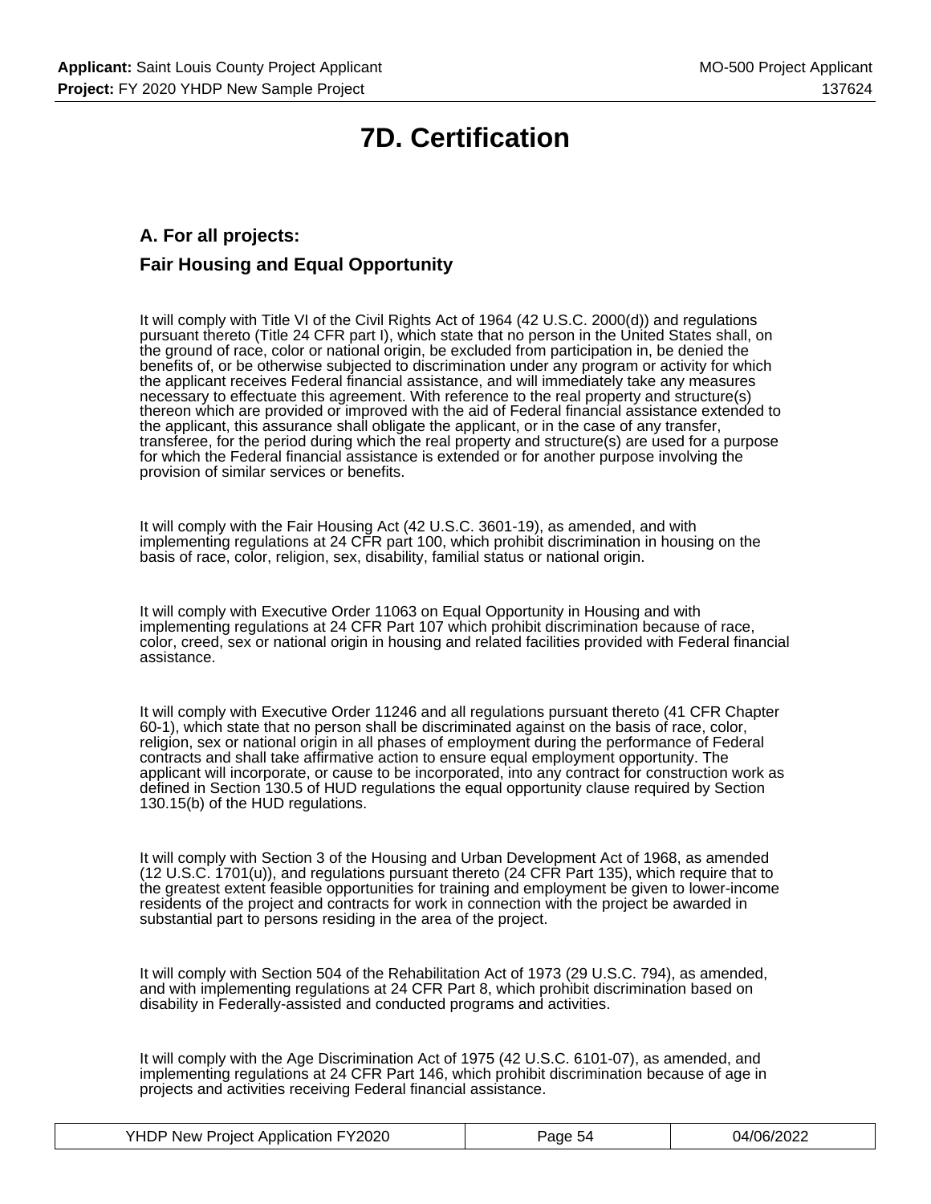# 7D. Certification

## A. For all projects:

## Fair Housing and Equal Opportunity

It will comply with Title VI of the Civil Rights Act of 1964 (42 U.S.C. 2000(d)) and regulations pursuant thereto (Title 24 CFR part I), which state that no person in the United States shall, on the ground of race, color or national origin, be excluded from participation in, be denied the benefits of, or be otherwise subjected to discrimination under any program or activity for which the applicant receives Federal financial assistance, and will immediately take any measures necessary to effectuate this agreement. With reference to the real property and structure(s) thereon which are provided or improved with the aid of Federal financial assistance extended to the applicant, this assurance shall obligate the applicant, or in the case of any transfer, transferee, for the period during which the real property and structure(s) are used for a purpose for which the Federal financial assistance is extended or for another purpose involving the provision of similar services or benefits.

It will comply with the Fair Housing Act (42 U.S.C. 3601-19), as amended, and with implementing regulations at 24 CFR part 100, which prohibit discrimination in housing on the basis of race, color, religion, sex, disability, familial status or national origin.

It will comply with Executive Order 11063 on Equal Opportunity in Housing and with implementing regulations at 24 CFR Part 107 which prohibit discrimination because of race, color, creed, sex or national origin in housing and related facilities provided with Federal financial assistance.

It will comply with Executive Order 11246 and all regulations pursuant thereto (41 CFR Chapter 60-1), which state that no person shall be discriminated against on the basis of race, color, religion, sex or national origin in all phases of employment during the performance of Federal contracts and shall take affirmative action to ensure equal employment opportunity. The applicant will incorporate, or cause to be incorporated, into any contract for construction work as defined in Section 130.5 of HUD regulations the equal opportunity clause required by Section 130.15(b) of the HUD regulations.

It will comply with Section 3 of the Housing and Urban Development Act of 1968, as amended (12 U.S.C. 1701(u)), and regulations pursuant thereto (24 CFR Part 135), which require that to the greatest extent feasible opportunities for training and employment be given to lower-income residents of the project and contracts for work in connection with the project be awarded in substantial part to persons residing in the area of the project.

It will comply with Section 504 of the Rehabilitation Act of 1973 (29 U.S.C. 794), as amended, and with implementing regulations at 24 CFR Part 8, which prohibit discrimination based on disability in Federally-assisted and conducted programs and activities.

It will comply with the Age Discrimination Act of 1975 (42 U.S.C. 6101-07), as amended, and implementing regulations at 24 CFR Part 146, which prohibit discrimination because of age in projects and activities receiving Federal financial assistance.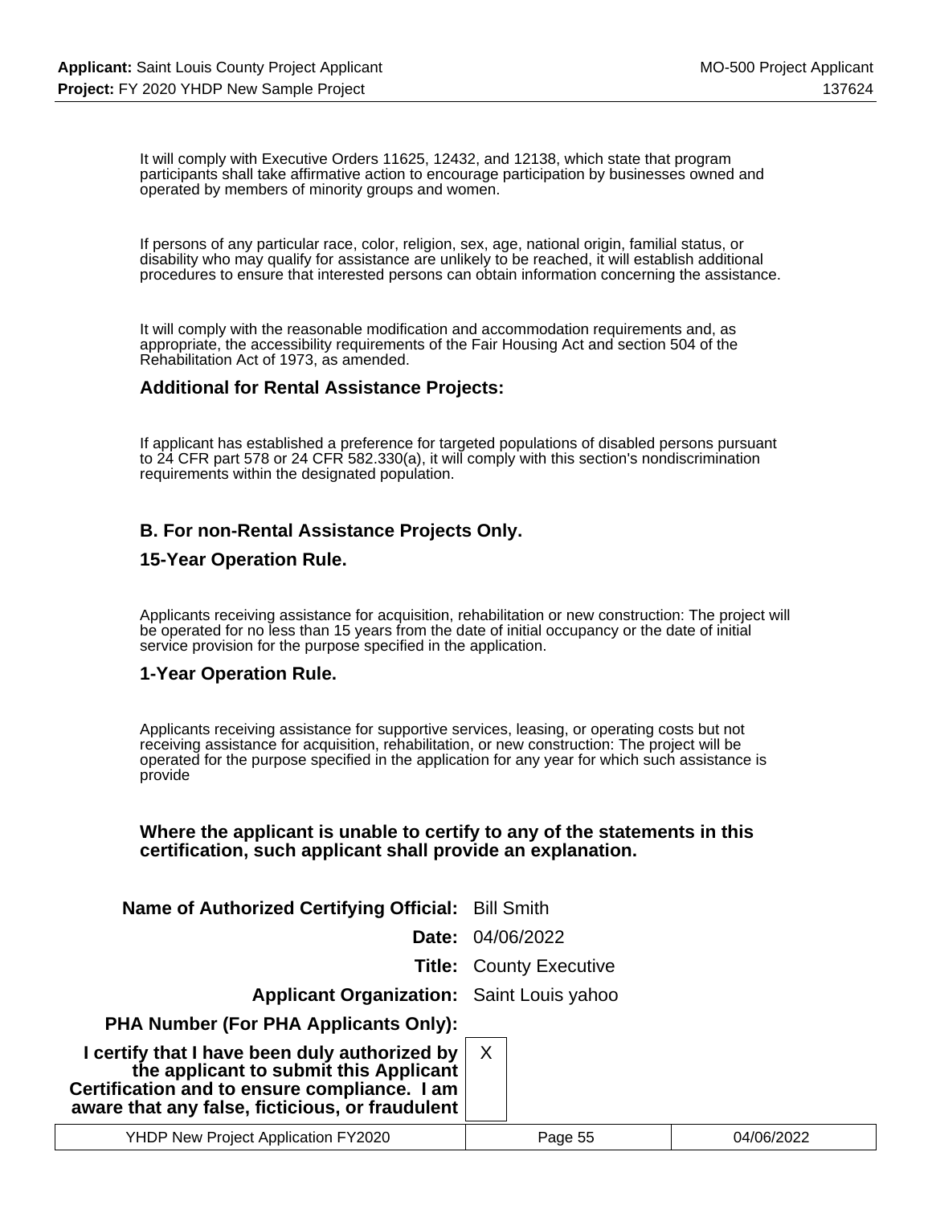It will comply with Executive Orders 11625, 12432, and 12138, which state that program participants shall take affirmative action to encourage participation by businesses owned and operated by members of minority groups and women.

If persons of any particular race, color, religion, sex, age, national origin, familial status, or disability who may qualify for assistance are unlikely to be reached, it will establish additional procedures to ensure that interested persons can obtain information concerning the assistance.

It will comply with the reasonable modification and accommodation requirements and, as appropriate, the accessibility requirements of the Fair Housing Act and section 504 of the Rehabilitation Act of 1973, as amended.

### Additional for Rental Assistance Projects:

If applicant has established a preference for targeted populations of disabled persons pursuant to 24 CFR part 578 or 24 CFR 582.330(a), it will comply with this section's nondiscrimination requirements within the designated population.

### B. For non-Rental Assistance Projects Only.

### 15-Year Operation Rule.

Applicants receiving assistance for acquisition, rehabilitation or new construction: The project will be operated for no less than 15 years from the date of initial occupancy or the date of initial service provision for the purpose specified in the application.

### 1-Year Operation Rule.

Applicants receiving assistance for supportive services, leasing, or operating costs but not receiving assistance for acquisition, rehabilitation, or new construction: The project will be operated for the purpose specified in the application for any year for which such assistance is provide

**Where the applicant is unable to certify to any of the statements in this certification, such applicant shall provide an explanation.**

| | |
|---|---|
| **Name of Authorized Certifying Official:** | Bill Smith |
| **Date:** | 04/06/2022 |
| **Title:** | County Executive |
| **Applicant Organization:** | Saint Louis yahoo |
| **PHA Number (For PHA Applicants Only):** | |
| **I certify that I have been duly authorized by the applicant to submit this Applicant Certification and to ensure compliance. I am aware that any false, ficticious, or fraudulent** | X |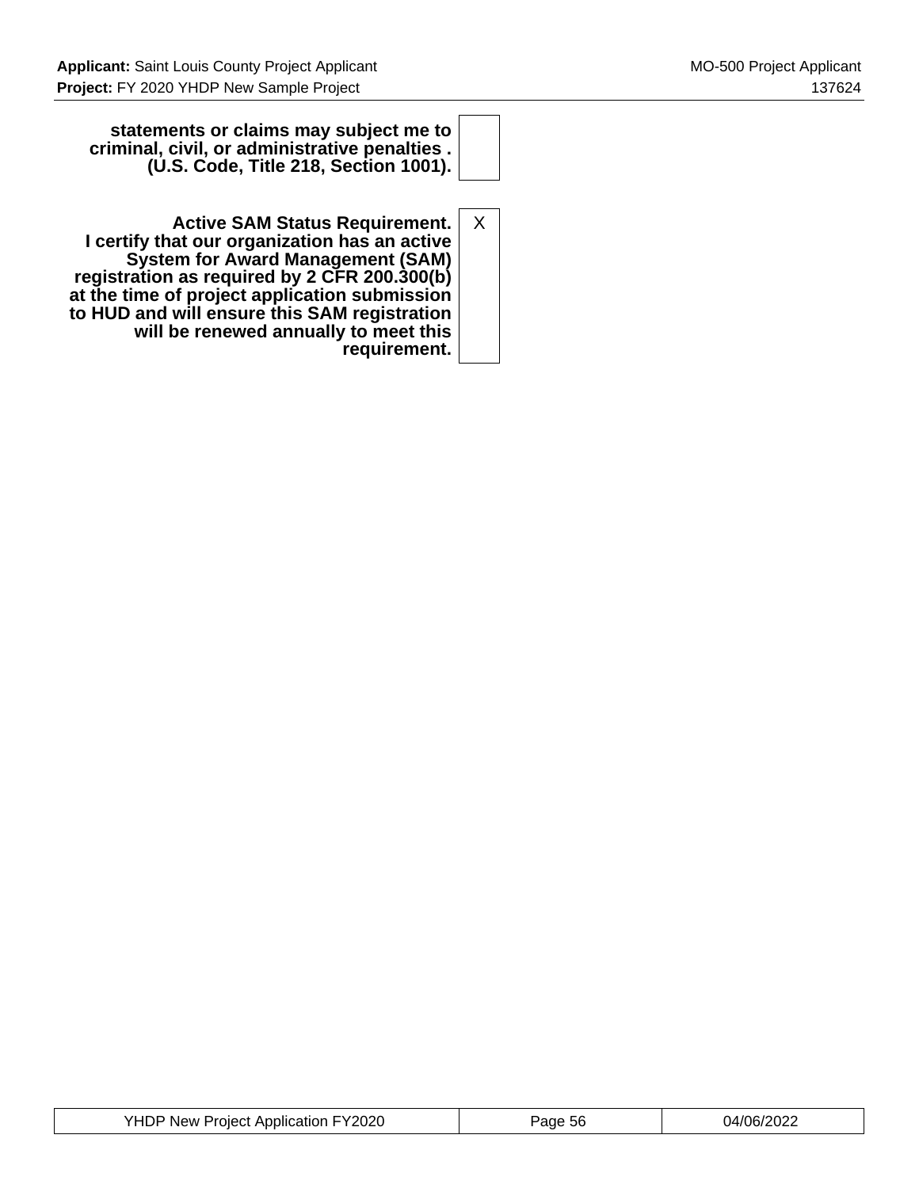| | |
|---|---|
| **statements or claims may subject me to criminal, civil, or administrative penalties . (U.S. Code, Title 218, Section 1001).** | |
| **Active SAM Status Requirement. I certify that our organization has an active System for Award Management (SAM) registration as required by 2 CFR 200.300(b) at the time of project application submission to HUD and will ensure this SAM registration will be renewed annually to meet this requirement.** | X |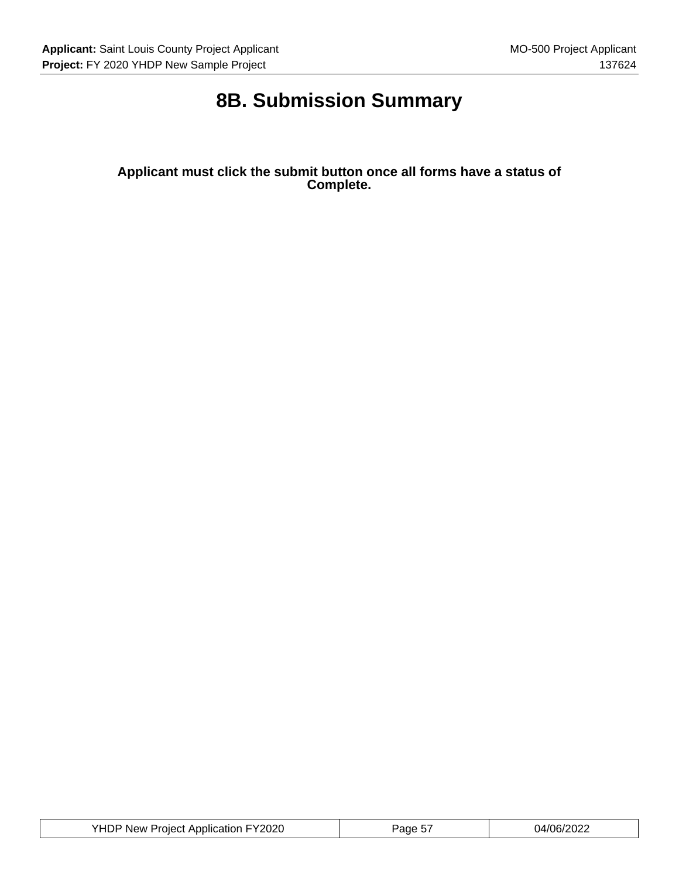# 8B. Submission Summary

**Applicant must click the submit button once all forms have a status of Complete.**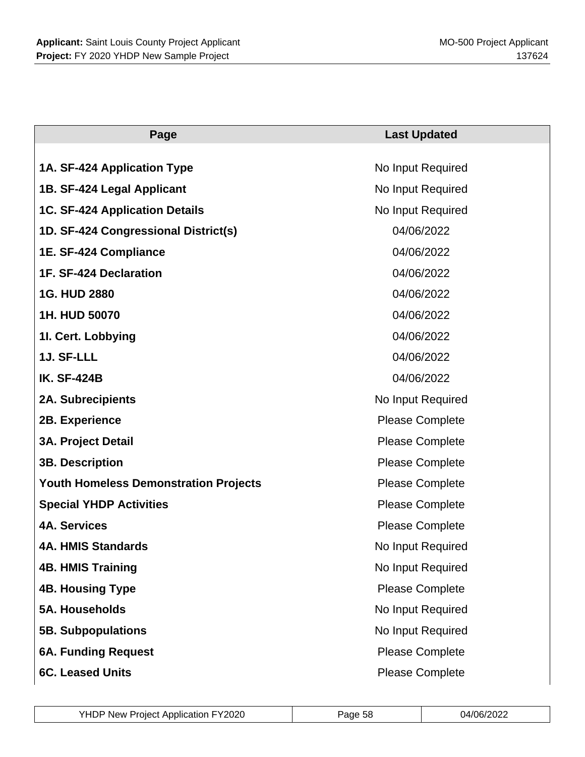| Page | Last Updated |
| --- | --- |
| **1A. SF-424 Application Type** | No Input Required |
| **1B. SF-424 Legal Applicant** | No Input Required |
| **1C. SF-424 Application Details** | No Input Required |
| **1D. SF-424 Congressional District(s)** | 04/06/2022 |
| **1E. SF-424 Compliance** | 04/06/2022 |
| **1F. SF-424 Declaration** | 04/06/2022 |
| **1G. HUD 2880** | 04/06/2022 |
| **1H. HUD 50070** | 04/06/2022 |
| **1I. Cert. Lobbying** | 04/06/2022 |
| **1J. SF-LLL** | 04/06/2022 |
| **IK. SF-424B** | 04/06/2022 |
| **2A. Subrecipients** | No Input Required |
| **2B. Experience** | Please Complete |
| **3A. Project Detail** | Please Complete |
| **3B. Description** | Please Complete |
| **Youth Homeless Demonstration Projects** | Please Complete |
| **Special YHDP Activities** | Please Complete |
| **4A. Services** | Please Complete |
| **4A. HMIS Standards** | No Input Required |
| **4B. HMIS Training** | No Input Required |
| **4B. Housing Type** | Please Complete |
| **5A. Households** | No Input Required |
| **5B. Subpopulations** | No Input Required |
| **6A. Funding Request** | Please Complete |
| **6C. Leased Units** | Please Complete |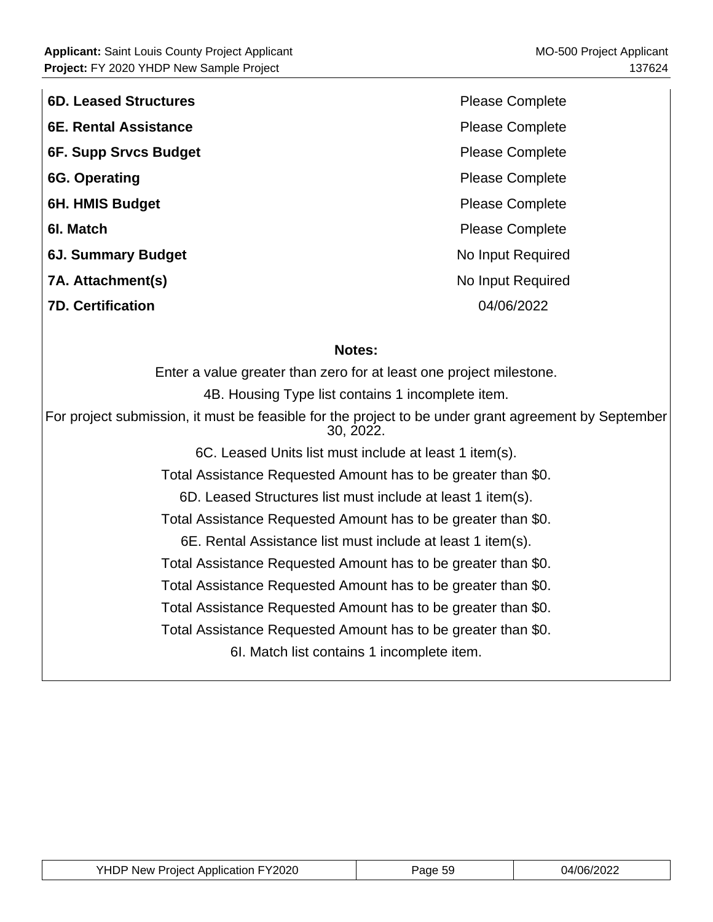| | |
|---|---|
| **6D. Leased Structures** | Please Complete |
| **6E. Rental Assistance** | Please Complete |
| **6F. Supp Srvcs Budget** | Please Complete |
| **6G. Operating** | Please Complete |
| **6H. HMIS Budget** | Please Complete |
| **6I. Match** | Please Complete |
| **6J. Summary Budget** | No Input Required |
| **7A. Attachment(s)** | No Input Required |
| **7D. Certification** | 04/06/2022 |

**Notes:**

Enter a value greater than zero for at least one project milestone.

4B. Housing Type list contains 1 incomplete item.

For project submission, it must be feasible for the project to be under grant agreement by September 30, 2022.

6C. Leased Units list must include at least 1 item(s).

Total Assistance Requested Amount has to be greater than $0.

6D. Leased Structures list must include at least 1 item(s).

Total Assistance Requested Amount has to be greater than $0.

6E. Rental Assistance list must include at least 1 item(s).

Total Assistance Requested Amount has to be greater than $0.

Total Assistance Requested Amount has to be greater than $0.

Total Assistance Requested Amount has to be greater than $0.

Total Assistance Requested Amount has to be greater than $0.

6I. Match list contains 1 incomplete item.